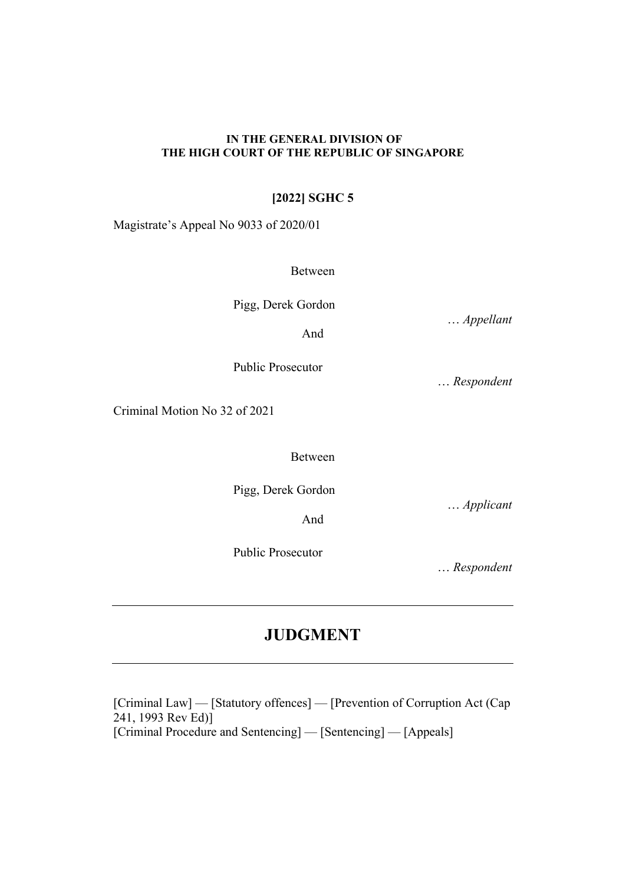**IN THE GENERAL DIVISION OF THE HIGH COURT OF THE REPUBLIC OF SINGAPORE**

**[2022] SGHC 5**

Magistrate's Appeal No 9033 of 2020/01

Between

Pigg, Derek Gordon

… *Appellant*

And

Public Prosecutor

… *Respondent*

Criminal Motion No 32 of 2021

Between

Pigg, Derek Gordon

… *Applicant*

And

Public Prosecutor

… *Respondent*

---

# JUDGMENT

---

[Criminal Law] — [Statutory offences] — [Prevention of Corruption Act (Cap 241, 1993 Rev Ed)]
[Criminal Procedure and Sentencing] — [Sentencing] — [Appeals]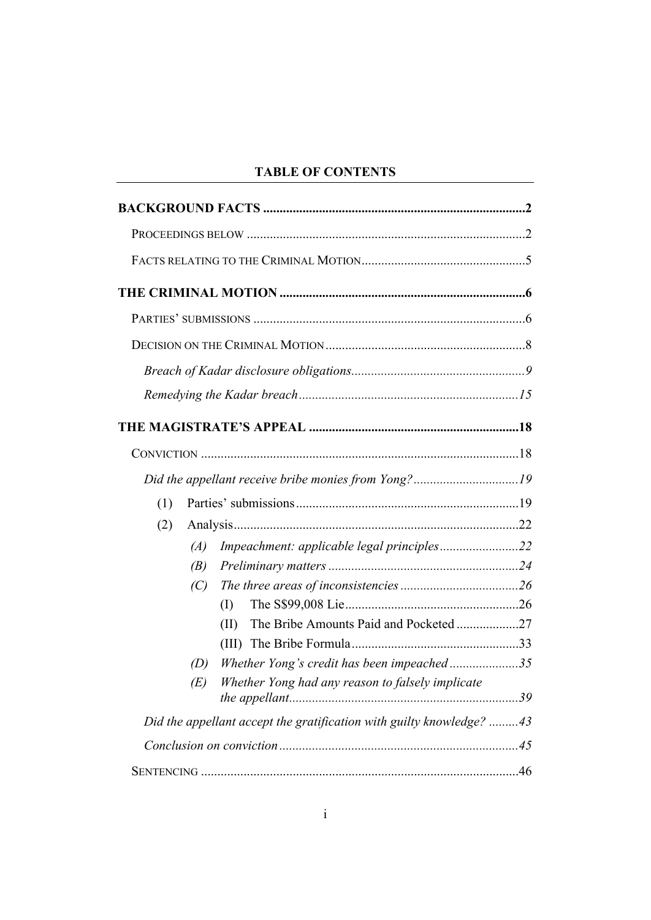**TABLE OF CONTENTS**

**BACKGROUND FACTS** ....................................................................................2

PROCEEDINGS BELOW ....................................................................................2

FACTS RELATING TO THE CRIMINAL MOTION..................................................5

**THE CRIMINAL MOTION** ..........................................................................6

PARTIES' SUBMISSIONS ..................................................................................6

DECISION ON THE CRIMINAL MOTION ............................................................8

*Breach of Kadar disclosure obligations*.....................................................9

*Remedying the Kadar breach*...................................................................15

**THE MAGISTRATE'S APPEAL** ................................................................18

CONVICTION ................................................................................................18

*Did the appellant receive bribe monies from Yong?*................................19

(1) Parties' submissions ....................................................................19

(2) Analysis......................................................................................22

(A) *Impeachment: applicable legal principles*........................22

(B) *Preliminary matters* ..........................................................24

(C) *The three areas of inconsistencies* ....................................26

(I) The S$99,008 Lie.....................................................26

(II) The Bribe Amounts Paid and Pocketed ...................27

(III) The Bribe Formula...................................................33

(D) *Whether Yong's credit has been impeached*.....................35

(E) *Whether Yong had any reason to falsely implicate the appellant*......................................................................39

*Did the appellant accept the gratification with guilty knowledge?* .........43

*Conclusion on conviction*.........................................................................45

SENTENCING ................................................................................................46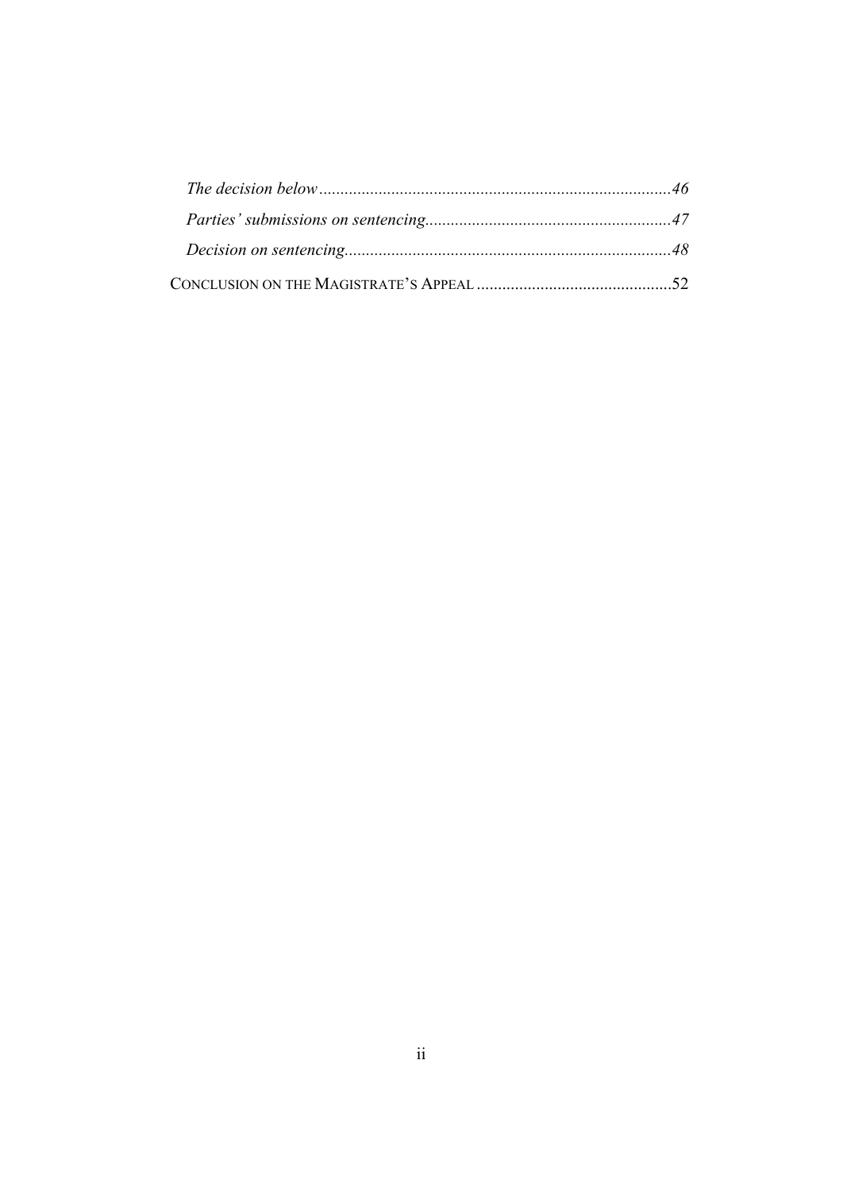*The decision below*..................................................................................46

*Parties' submissions on sentencing*..........................................................47

*Decision on sentencing*............................................................................48

CONCLUSION ON THE MAGISTRATE'S APPEAL ..............................................52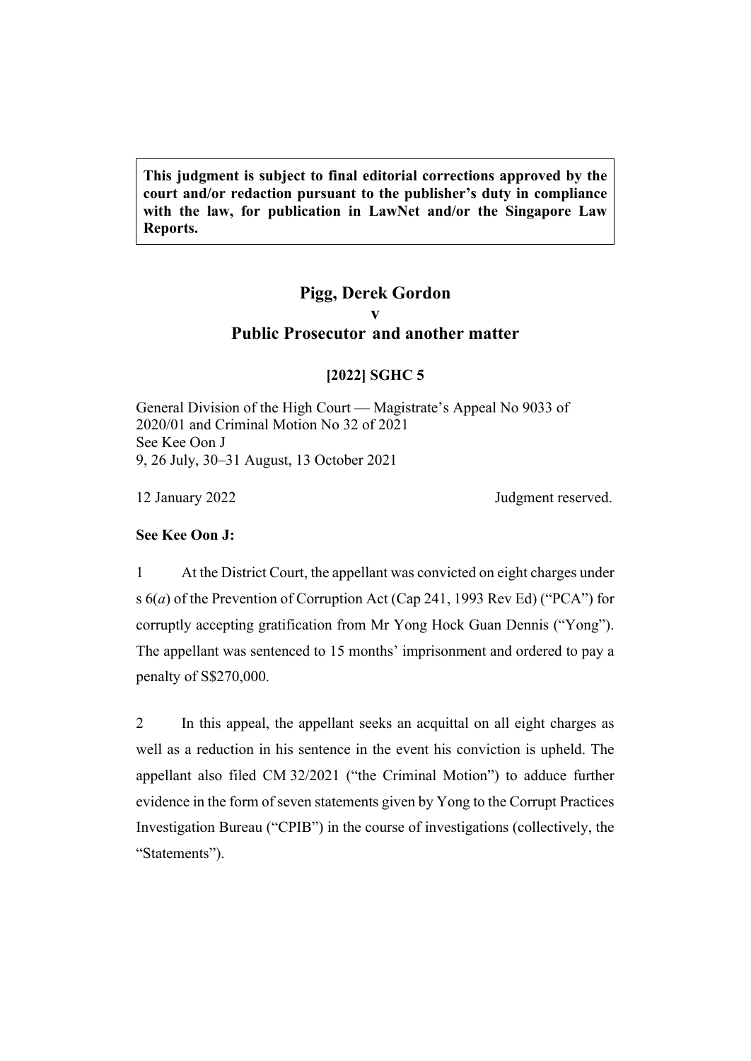**This judgment is subject to final editorial corrections approved by the court and/or redaction pursuant to the publisher's duty in compliance with the law, for publication in LawNet and/or the Singapore Law Reports.**

# Pigg, Derek Gordon
# v
# Public Prosecutor and another matter

**[2022] SGHC 5**

General Division of the High Court — Magistrate's Appeal No 9033 of 2020/01 and Criminal Motion No 32 of 2021
See Kee Oon J
9, 26 July, 30–31 August, 13 October 2021

12 January 2022 Judgment reserved.

**See Kee Oon J:**

1 At the District Court, the appellant was convicted on eight charges under s 6(*a*) of the Prevention of Corruption Act (Cap 241, 1993 Rev Ed) ("PCA") for corruptly accepting gratification from Mr Yong Hock Guan Dennis ("Yong"). The appellant was sentenced to 15 months' imprisonment and ordered to pay a penalty of S$270,000.

2 In this appeal, the appellant seeks an acquittal on all eight charges as well as a reduction in his sentence in the event his conviction is upheld. The appellant also filed CM 32/2021 ("the Criminal Motion") to adduce further evidence in the form of seven statements given by Yong to the Corrupt Practices Investigation Bureau ("CPIB") in the course of investigations (collectively, the "Statements").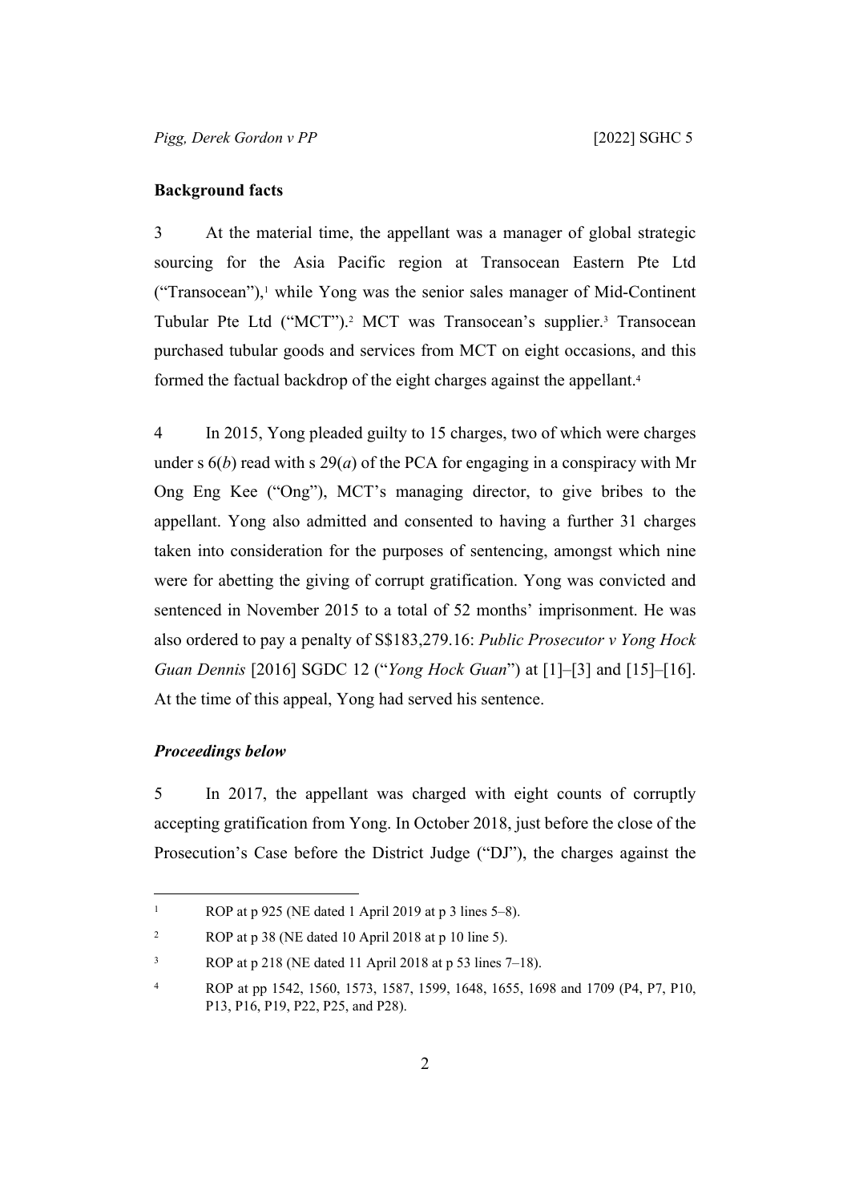## Background facts

3 At the material time, the appellant was a manager of global strategic sourcing for the Asia Pacific region at Transocean Eastern Pte Ltd ("Transocean"),[1] while Yong was the senior sales manager of Mid-Continent Tubular Pte Ltd ("MCT").[2] MCT was Transocean's supplier.[3] Transocean purchased tubular goods and services from MCT on eight occasions, and this formed the factual backdrop of the eight charges against the appellant.[4]

4 In 2015, Yong pleaded guilty to 15 charges, two of which were charges under s 6(*b*) read with s 29(*a*) of the PCA for engaging in a conspiracy with Mr Ong Eng Kee ("Ong"), MCT's managing director, to give bribes to the appellant. Yong also admitted and consented to having a further 31 charges taken into consideration for the purposes of sentencing, amongst which nine were for abetting the giving of corrupt gratification. Yong was convicted and sentenced in November 2015 to a total of 52 months' imprisonment. He was also ordered to pay a penalty of S$183,279.16: *Public Prosecutor v Yong Hock Guan Dennis* [2016] SGDC 12 ("*Yong Hock Guan*") at [1]–[3] and [15]–[16]. At the time of this appeal, Yong had served his sentence.

### *Proceedings below*

5 In 2017, the appellant was charged with eight counts of corruptly accepting gratification from Yong. In October 2018, just before the close of the Prosecution's Case before the District Judge ("DJ"), the charges against the

---

[1] ROP at p 925 (NE dated 1 April 2019 at p 3 lines 5–8).

[2] ROP at p 38 (NE dated 10 April 2018 at p 10 line 5).

[3] ROP at p 218 (NE dated 11 April 2018 at p 53 lines 7–18).

[4] ROP at pp 1542, 1560, 1573, 1587, 1599, 1648, 1655, 1698 and 1709 (P4, P7, P10, P13, P16, P19, P22, P25, and P28).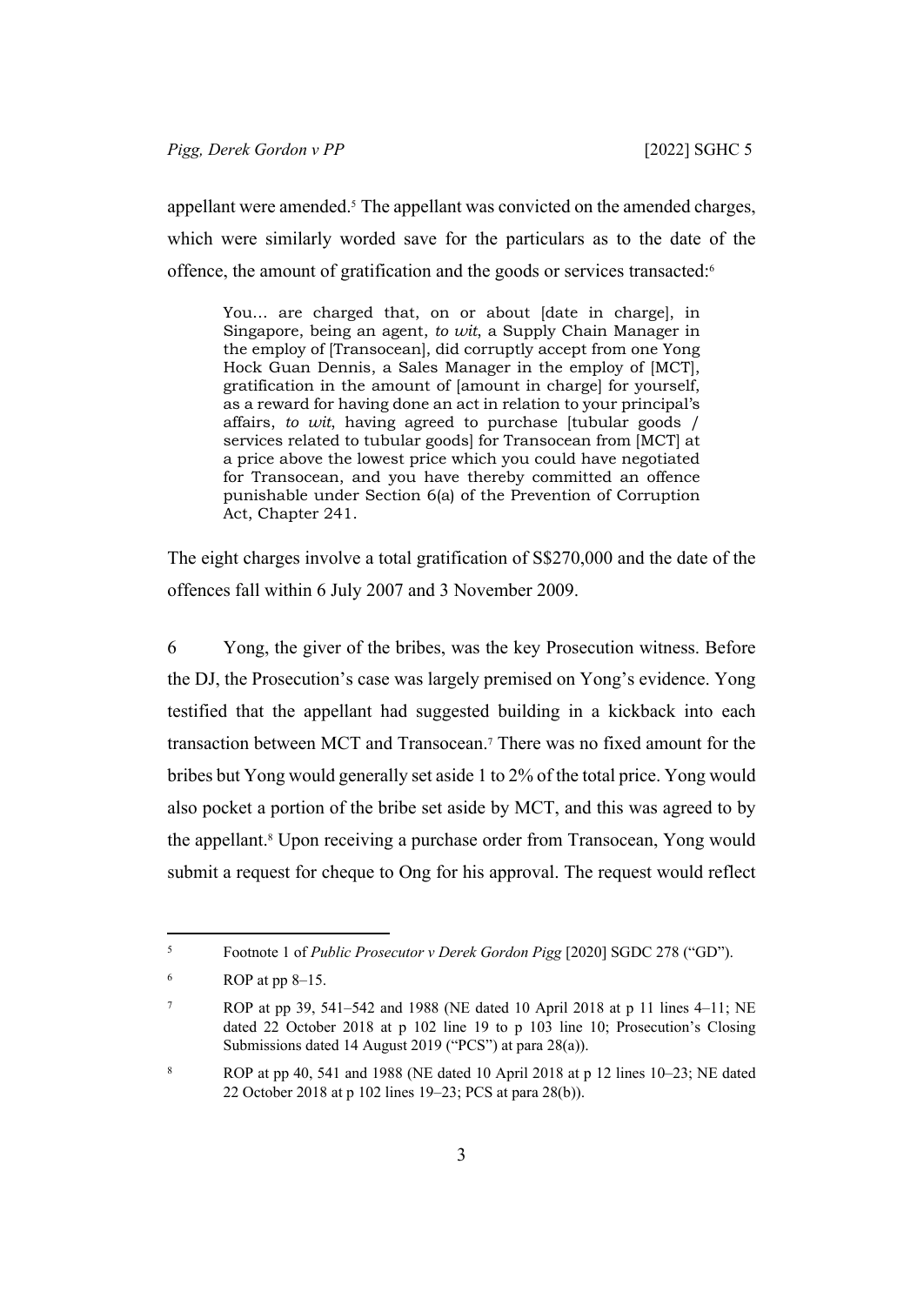appellant were amended.[5] The appellant was convicted on the amended charges, which were similarly worded save for the particulars as to the date of the offence, the amount of gratification and the goods or services transacted:[6]

> You… are charged that, on or about [date in charge], in Singapore, being an agent, *to wit*, a Supply Chain Manager in the employ of [Transocean], did corruptly accept from one Yong Hock Guan Dennis, a Sales Manager in the employ of [MCT], gratification in the amount of [amount in charge] for yourself, as a reward for having done an act in relation to your principal's affairs, *to wit*, having agreed to purchase [tubular goods / services related to tubular goods] for Transocean from [MCT] at a price above the lowest price which you could have negotiated for Transocean, and you have thereby committed an offence punishable under Section 6(a) of the Prevention of Corruption Act, Chapter 241.

The eight charges involve a total gratification of S$270,000 and the date of the offences fall within 6 July 2007 and 3 November 2009.

6 Yong, the giver of the bribes, was the key Prosecution witness. Before the DJ, the Prosecution's case was largely premised on Yong's evidence. Yong testified that the appellant had suggested building in a kickback into each transaction between MCT and Transocean.[7] There was no fixed amount for the bribes but Yong would generally set aside 1 to 2% of the total price. Yong would also pocket a portion of the bribe set aside by MCT, and this was agreed to by the appellant.[8] Upon receiving a purchase order from Transocean, Yong would submit a request for cheque to Ong for his approval. The request would reflect

---

[5] Footnote 1 of *Public Prosecutor v Derek Gordon Pigg* [2020] SGDC 278 ("GD").

[6] ROP at pp 8–15.

[7] ROP at pp 39, 541–542 and 1988 (NE dated 10 April 2018 at p 11 lines 4–11; NE dated 22 October 2018 at p 102 line 19 to p 103 line 10; Prosecution's Closing Submissions dated 14 August 2019 ("PCS") at para 28(a)).

[8] ROP at pp 40, 541 and 1988 (NE dated 10 April 2018 at p 12 lines 10–23; NE dated 22 October 2018 at p 102 lines 19–23; PCS at para 28(b)).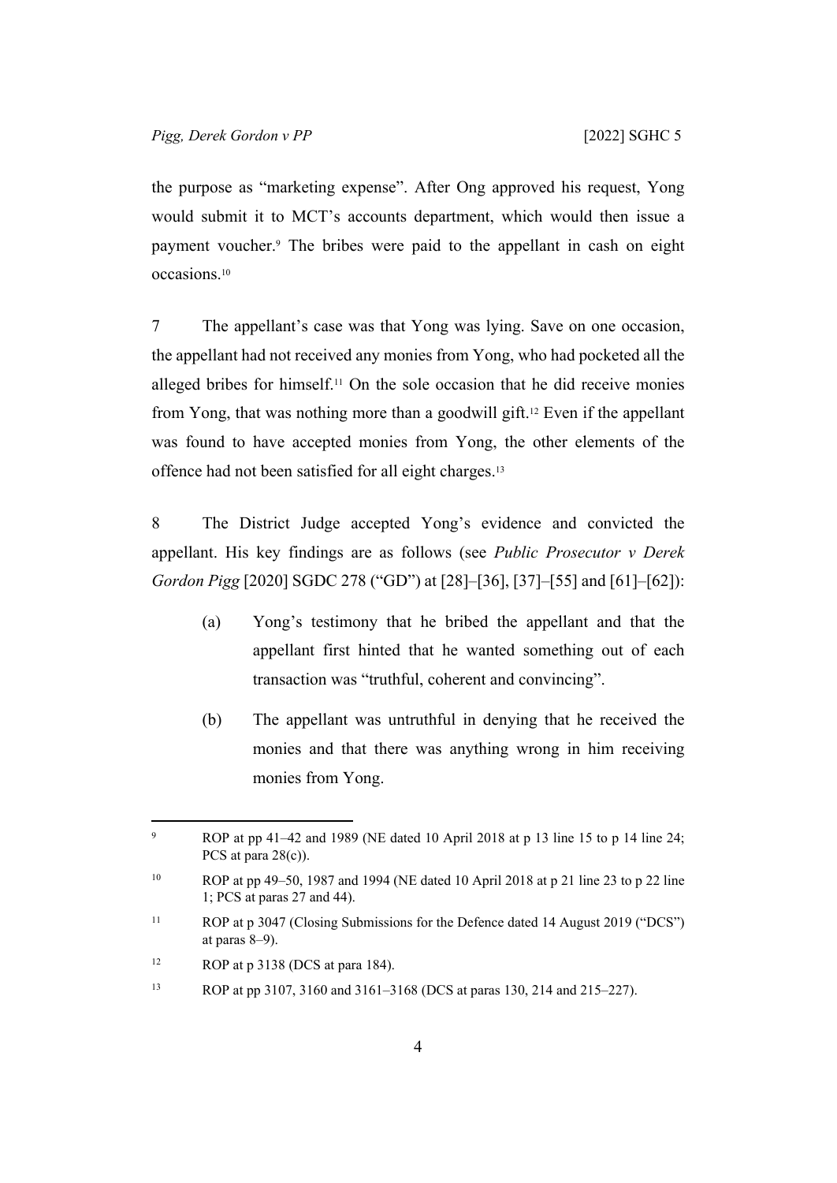the purpose as "marketing expense". After Ong approved his request, Yong would submit it to MCT's accounts department, which would then issue a payment voucher.[9] The bribes were paid to the appellant in cash on eight occasions.[10]

7 The appellant's case was that Yong was lying. Save on one occasion, the appellant had not received any monies from Yong, who had pocketed all the alleged bribes for himself.[11] On the sole occasion that he did receive monies from Yong, that was nothing more than a goodwill gift.[12] Even if the appellant was found to have accepted monies from Yong, the other elements of the offence had not been satisfied for all eight charges.[13]

8 The District Judge accepted Yong's evidence and convicted the appellant. His key findings are as follows (see *Public Prosecutor v Derek Gordon Pigg* [2020] SGDC 278 ("GD") at [28]–[36], [37]–[55] and [61]–[62]):

(a) Yong's testimony that he bribed the appellant and that the appellant first hinted that he wanted something out of each transaction was "truthful, coherent and convincing".

(b) The appellant was untruthful in denying that he received the monies and that there was anything wrong in him receiving monies from Yong.

---

[9] ROP at pp 41–42 and 1989 (NE dated 10 April 2018 at p 13 line 15 to p 14 line 24; PCS at para 28(c)).

[10] ROP at pp 49–50, 1987 and 1994 (NE dated 10 April 2018 at p 21 line 23 to p 22 line 1; PCS at paras 27 and 44).

[11] ROP at p 3047 (Closing Submissions for the Defence dated 14 August 2019 ("DCS") at paras 8–9).

[12] ROP at p 3138 (DCS at para 184).

[13] ROP at pp 3107, 3160 and 3161–3168 (DCS at paras 130, 214 and 215–227).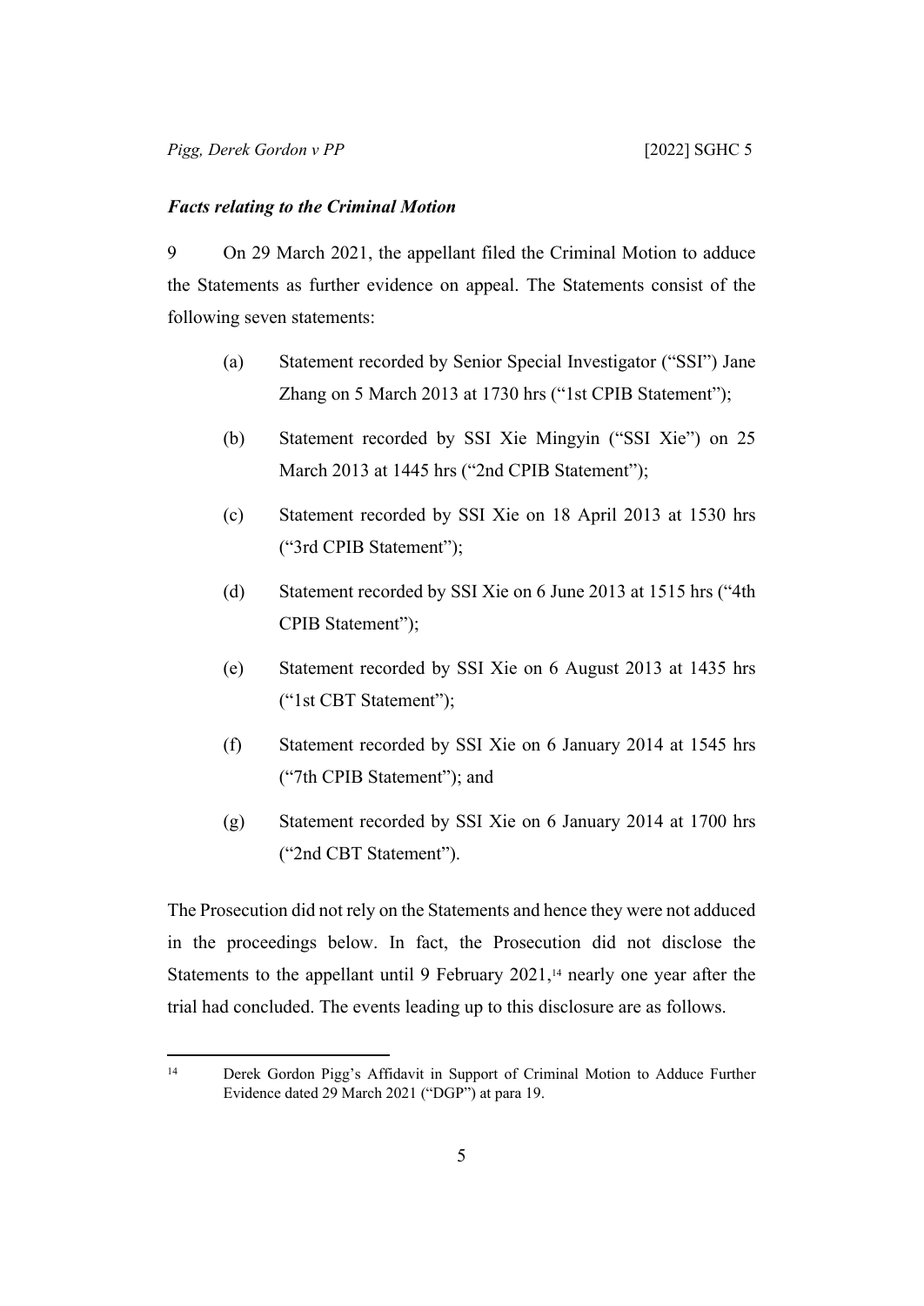### *Facts relating to the Criminal Motion*

9 On 29 March 2021, the appellant filed the Criminal Motion to adduce the Statements as further evidence on appeal. The Statements consist of the following seven statements:

(a) Statement recorded by Senior Special Investigator ("SSI") Jane Zhang on 5 March 2013 at 1730 hrs ("1st CPIB Statement");

(b) Statement recorded by SSI Xie Mingyin ("SSI Xie") on 25 March 2013 at 1445 hrs ("2nd CPIB Statement");

(c) Statement recorded by SSI Xie on 18 April 2013 at 1530 hrs ("3rd CPIB Statement");

(d) Statement recorded by SSI Xie on 6 June 2013 at 1515 hrs ("4th CPIB Statement");

(e) Statement recorded by SSI Xie on 6 August 2013 at 1435 hrs ("1st CBT Statement");

(f) Statement recorded by SSI Xie on 6 January 2014 at 1545 hrs ("7th CPIB Statement"); and

(g) Statement recorded by SSI Xie on 6 January 2014 at 1700 hrs ("2nd CBT Statement").

The Prosecution did not rely on the Statements and hence they were not adduced in the proceedings below. In fact, the Prosecution did not disclose the Statements to the appellant until 9 February 2021,[14] nearly one year after the trial had concluded. The events leading up to this disclosure are as follows.

---

[14] Derek Gordon Pigg's Affidavit in Support of Criminal Motion to Adduce Further Evidence dated 29 March 2021 ("DGP") at para 19.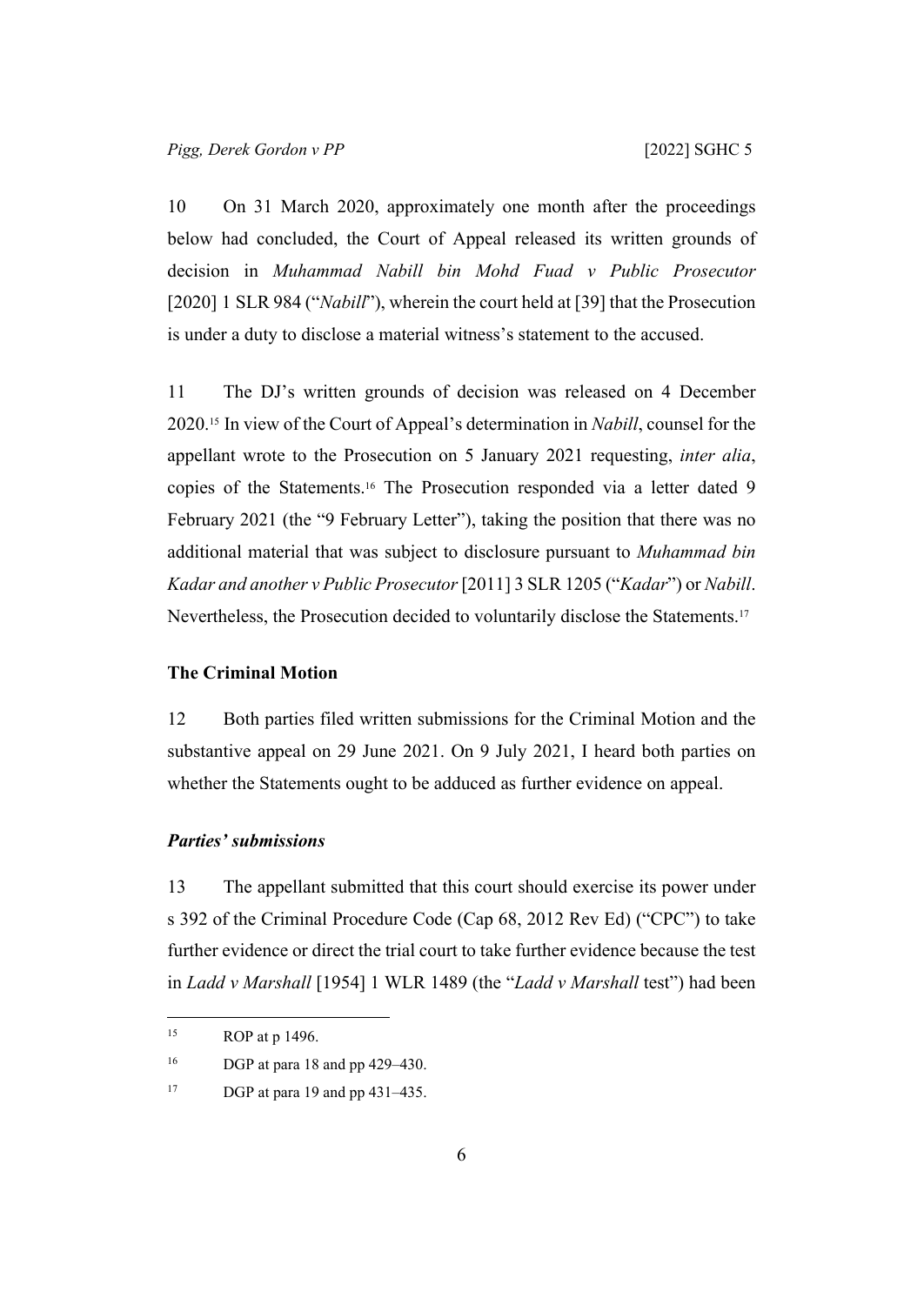10 On 31 March 2020, approximately one month after the proceedings below had concluded, the Court of Appeal released its written grounds of decision in *Muhammad Nabill bin Mohd Fuad v Public Prosecutor* [2020] 1 SLR 984 ("*Nabill*"), wherein the court held at [39] that the Prosecution is under a duty to disclose a material witness's statement to the accused.

11 The DJ's written grounds of decision was released on 4 December 2020.[15] In view of the Court of Appeal's determination in *Nabill*, counsel for the appellant wrote to the Prosecution on 5 January 2021 requesting, *inter alia*, copies of the Statements.[16] The Prosecution responded via a letter dated 9 February 2021 (the "9 February Letter"), taking the position that there was no additional material that was subject to disclosure pursuant to *Muhammad bin Kadar and another v Public Prosecutor* [2011] 3 SLR 1205 ("*Kadar*") or *Nabill*. Nevertheless, the Prosecution decided to voluntarily disclose the Statements.[17]

### The Criminal Motion

12 Both parties filed written submissions for the Criminal Motion and the substantive appeal on 29 June 2021. On 9 July 2021, I heard both parties on whether the Statements ought to be adduced as further evidence on appeal.

#### *Parties' submissions*

13 The appellant submitted that this court should exercise its power under s 392 of the Criminal Procedure Code (Cap 68, 2012 Rev Ed) ("CPC") to take further evidence or direct the trial court to take further evidence because the test in *Ladd v Marshall* [1954] 1 WLR 1489 (the "*Ladd v Marshall* test") had been

---

[15] ROP at p 1496.

[16] DGP at para 18 and pp 429–430.

[17] DGP at para 19 and pp 431–435.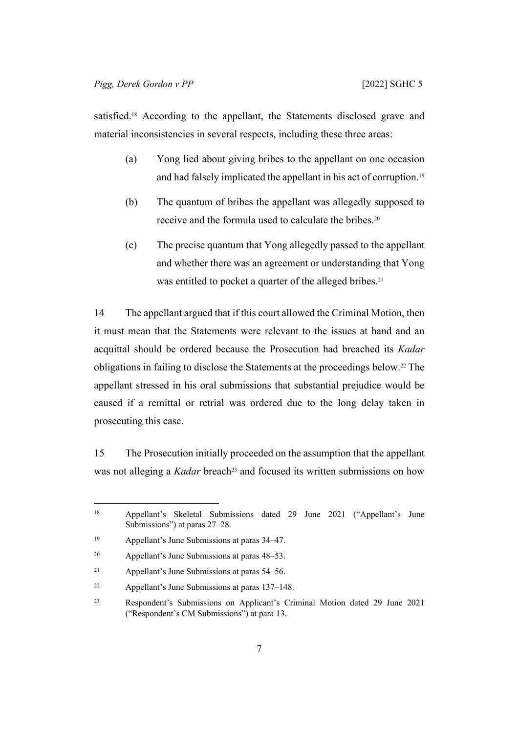satisfied.[18] According to the appellant, the Statements disclosed grave and material inconsistencies in several respects, including these three areas:

(a) Yong lied about giving bribes to the appellant on one occasion and had falsely implicated the appellant in his act of corruption.[19]

(b) The quantum of bribes the appellant was allegedly supposed to receive and the formula used to calculate the bribes.[20]

(c) The precise quantum that Yong allegedly passed to the appellant and whether there was an agreement or understanding that Yong was entitled to pocket a quarter of the alleged bribes.[21]

14 The appellant argued that if this court allowed the Criminal Motion, then it must mean that the Statements were relevant to the issues at hand and an acquittal should be ordered because the Prosecution had breached its *Kadar* obligations in failing to disclose the Statements at the proceedings below.[22] The appellant stressed in his oral submissions that substantial prejudice would be caused if a remittal or retrial was ordered due to the long delay taken in prosecuting this case.

15 The Prosecution initially proceeded on the assumption that the appellant was not alleging a *Kadar* breach[23] and focused its written submissions on how

---

[18] Appellant's Skeletal Submissions dated 29 June 2021 ("Appellant's June Submissions") at paras 27–28.

[19] Appellant's June Submissions at paras 34–47.

[20] Appellant's June Submissions at paras 48–53.

[21] Appellant's June Submissions at paras 54–56.

[22] Appellant's June Submissions at paras 137–148.

[23] Respondent's Submissions on Applicant's Criminal Motion dated 29 June 2021 ("Respondent's CM Submissions") at para 13.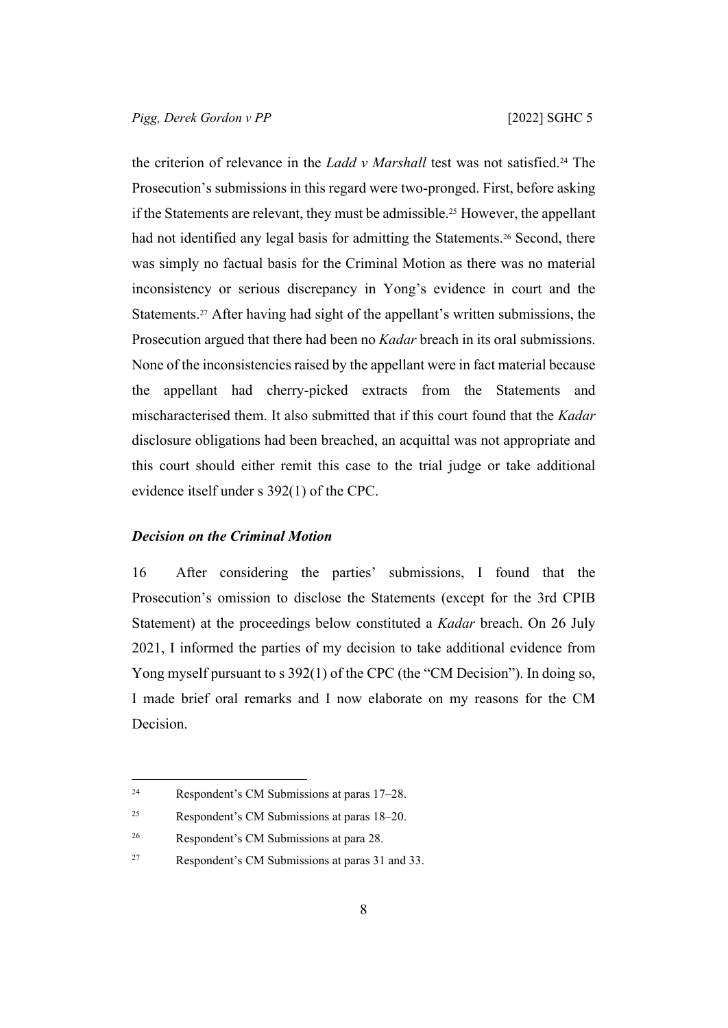the criterion of relevance in the *Ladd v Marshall* test was not satisfied.[24] The Prosecution's submissions in this regard were two-pronged. First, before asking if the Statements are relevant, they must be admissible.[25] However, the appellant had not identified any legal basis for admitting the Statements.[26] Second, there was simply no factual basis for the Criminal Motion as there was no material inconsistency or serious discrepancy in Yong's evidence in court and the Statements.[27] After having had sight of the appellant's written submissions, the Prosecution argued that there had been no *Kadar* breach in its oral submissions. None of the inconsistencies raised by the appellant were in fact material because the appellant had cherry-picked extracts from the Statements and mischaracterised them. It also submitted that if this court found that the *Kadar* disclosure obligations had been breached, an acquittal was not appropriate and this court should either remit this case to the trial judge or take additional evidence itself under s 392(1) of the CPC.

### *Decision on the Criminal Motion*

16 After considering the parties' submissions, I found that the Prosecution's omission to disclose the Statements (except for the 3rd CPIB Statement) at the proceedings below constituted a *Kadar* breach. On 26 July 2021, I informed the parties of my decision to take additional evidence from Yong myself pursuant to s 392(1) of the CPC (the "CM Decision"). In doing so, I made brief oral remarks and I now elaborate on my reasons for the CM Decision.

---

[24] Respondent's CM Submissions at paras 17–28.

[25] Respondent's CM Submissions at paras 18–20.

[26] Respondent's CM Submissions at para 28.

[27] Respondent's CM Submissions at paras 31 and 33.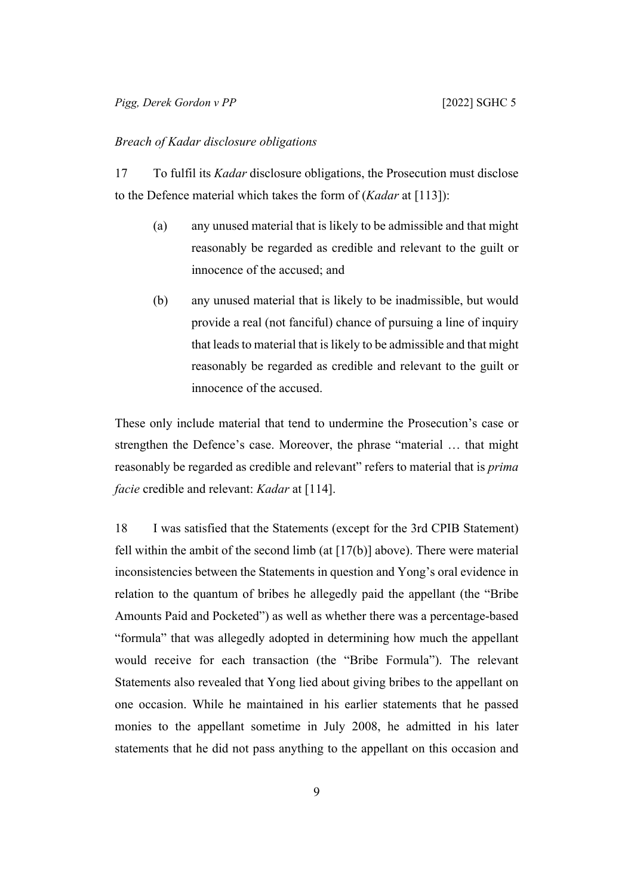*Breach of Kadar disclosure obligations*

17 To fulfil its *Kadar* disclosure obligations, the Prosecution must disclose to the Defence material which takes the form of (*Kadar* at [113]):

> (a) any unused material that is likely to be admissible and that might reasonably be regarded as credible and relevant to the guilt or innocence of the accused; and
>
> (b) any unused material that is likely to be inadmissible, but would provide a real (not fanciful) chance of pursuing a line of inquiry that leads to material that is likely to be admissible and that might reasonably be regarded as credible and relevant to the guilt or innocence of the accused.

These only include material that tend to undermine the Prosecution's case or strengthen the Defence's case. Moreover, the phrase "material … that might reasonably be regarded as credible and relevant" refers to material that is *prima facie* credible and relevant: *Kadar* at [114].

18 I was satisfied that the Statements (except for the 3rd CPIB Statement) fell within the ambit of the second limb (at [17(b)] above). There were material inconsistencies between the Statements in question and Yong's oral evidence in relation to the quantum of bribes he allegedly paid the appellant (the "Bribe Amounts Paid and Pocketed") as well as whether there was a percentage-based "formula" that was allegedly adopted in determining how much the appellant would receive for each transaction (the "Bribe Formula"). The relevant Statements also revealed that Yong lied about giving bribes to the appellant on one occasion. While he maintained in his earlier statements that he passed monies to the appellant sometime in July 2008, he admitted in his later statements that he did not pass anything to the appellant on this occasion and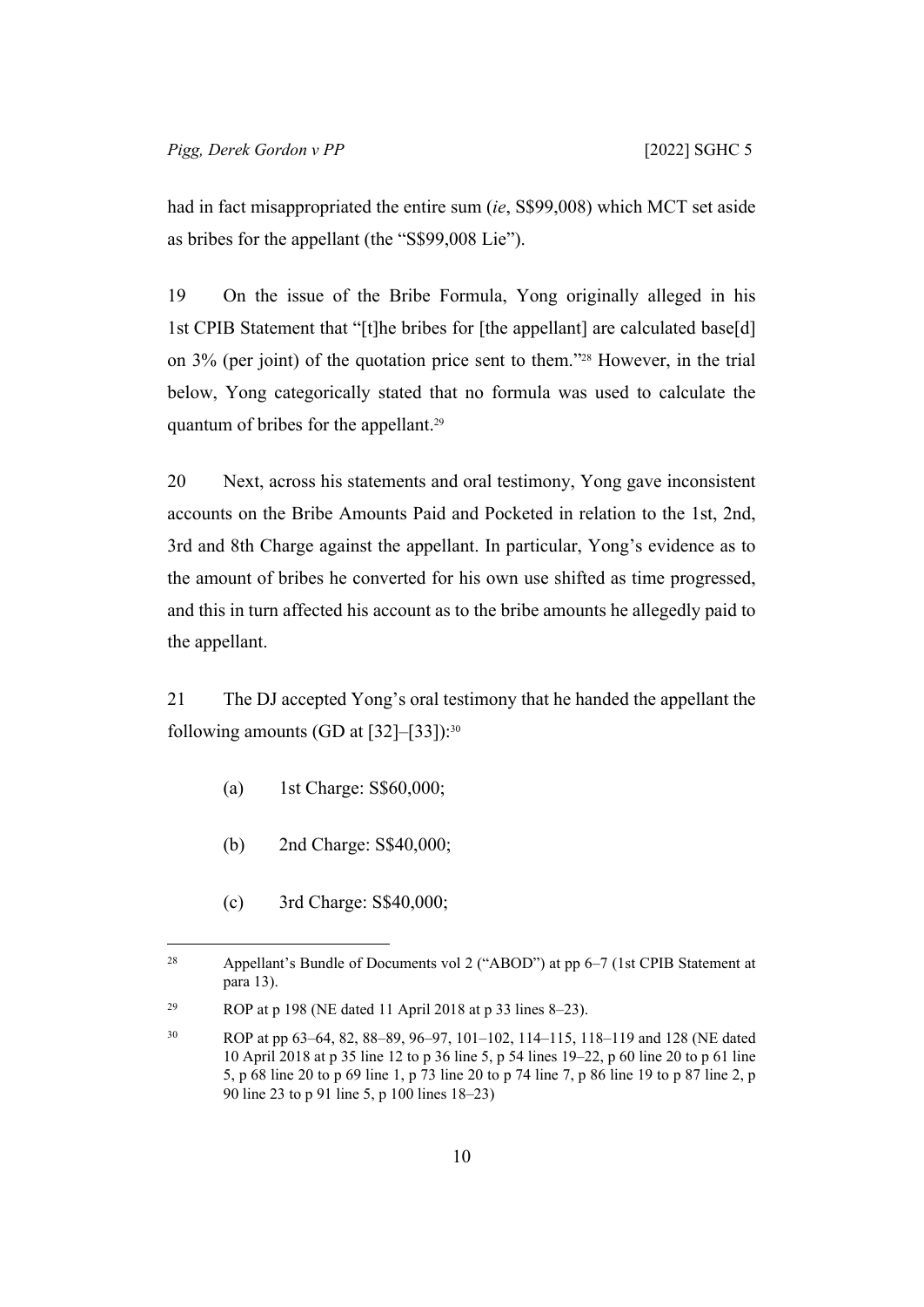had in fact misappropriated the entire sum (*ie*, S$99,008) which MCT set aside as bribes for the appellant (the "S$99,008 Lie").

19 On the issue of the Bribe Formula, Yong originally alleged in his 1st CPIB Statement that "[t]he bribes for [the appellant] are calculated base[d] on 3% (per joint) of the quotation price sent to them."[28] However, in the trial below, Yong categorically stated that no formula was used to calculate the quantum of bribes for the appellant.[29]

20 Next, across his statements and oral testimony, Yong gave inconsistent accounts on the Bribe Amounts Paid and Pocketed in relation to the 1st, 2nd, 3rd and 8th Charge against the appellant. In particular, Yong's evidence as to the amount of bribes he converted for his own use shifted as time progressed, and this in turn affected his account as to the bribe amounts he allegedly paid to the appellant.

21 The DJ accepted Yong's oral testimony that he handed the appellant the following amounts (GD at [32]–[33]):[30]

(a) 1st Charge: S$60,000;

(b) 2nd Charge: S$40,000;

(c) 3rd Charge: S$40,000;

---

[28] Appellant's Bundle of Documents vol 2 ("ABOD") at pp 6–7 (1st CPIB Statement at para 13).

[29] ROP at p 198 (NE dated 11 April 2018 at p 33 lines 8–23).

[30] ROP at pp 63–64, 82, 88–89, 96–97, 101–102, 114–115, 118–119 and 128 (NE dated 10 April 2018 at p 35 line 12 to p 36 line 5, p 54 lines 19–22, p 60 line 20 to p 61 line 5, p 68 line 20 to p 69 line 1, p 73 line 20 to p 74 line 7, p 86 line 19 to p 87 line 2, p 90 line 23 to p 91 line 5, p 100 lines 18–23)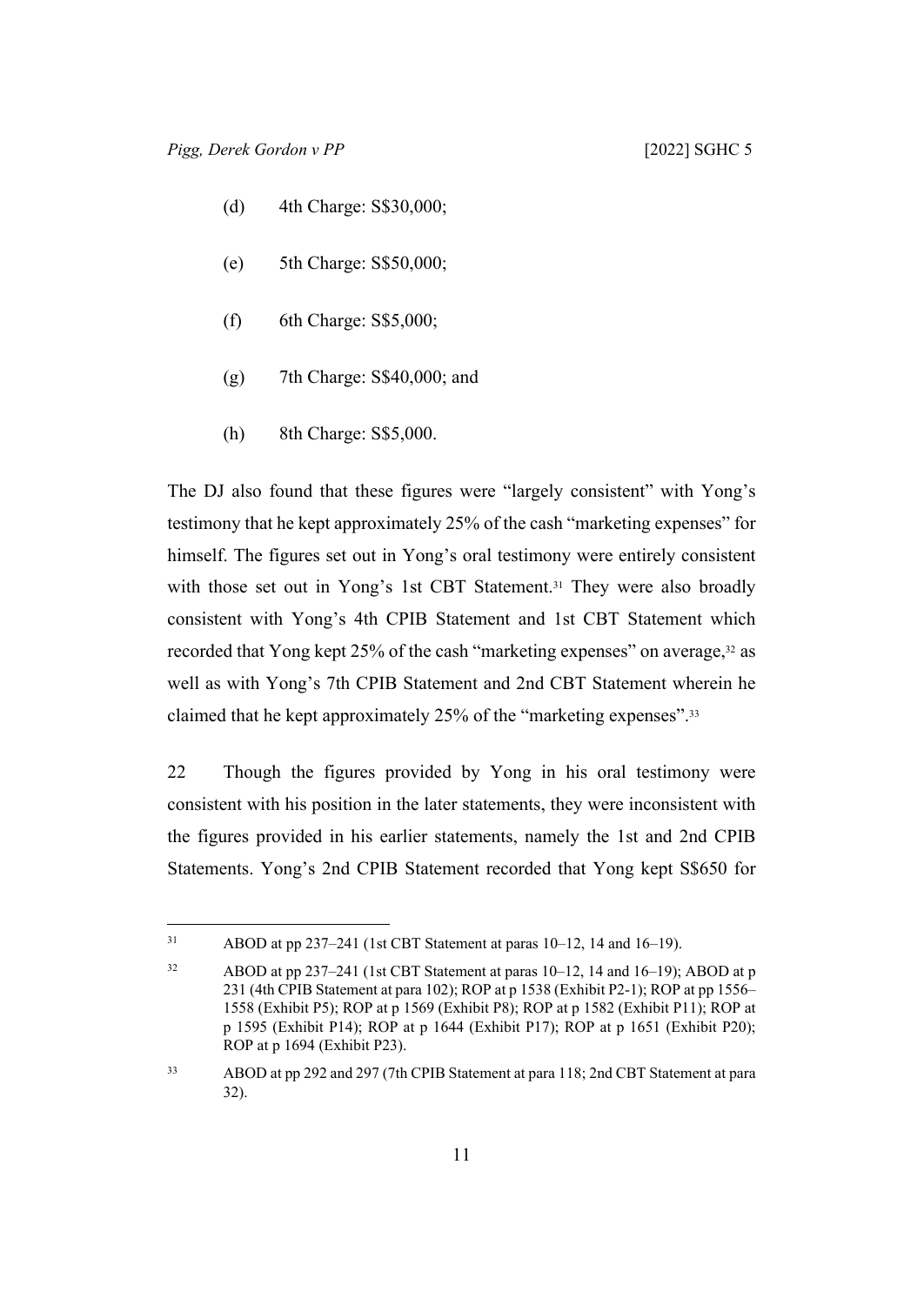(d) 4th Charge: S$30,000;

(e) 5th Charge: S$50,000;

(f) 6th Charge: S$5,000;

(g) 7th Charge: S$40,000; and

(h) 8th Charge: S$5,000.

The DJ also found that these figures were "largely consistent" with Yong's testimony that he kept approximately 25% of the cash "marketing expenses" for himself. The figures set out in Yong's oral testimony were entirely consistent with those set out in Yong's 1st CBT Statement.[31] They were also broadly consistent with Yong's 4th CPIB Statement and 1st CBT Statement which recorded that Yong kept 25% of the cash "marketing expenses" on average,[32] as well as with Yong's 7th CPIB Statement and 2nd CBT Statement wherein he claimed that he kept approximately 25% of the "marketing expenses".[33]

22 Though the figures provided by Yong in his oral testimony were consistent with his position in the later statements, they were inconsistent with the figures provided in his earlier statements, namely the 1st and 2nd CPIB Statements. Yong's 2nd CPIB Statement recorded that Yong kept S$650 for

---

[31] ABOD at pp 237–241 (1st CBT Statement at paras 10–12, 14 and 16–19).

[32] ABOD at pp 237–241 (1st CBT Statement at paras 10–12, 14 and 16–19); ABOD at p 231 (4th CPIB Statement at para 102); ROP at p 1538 (Exhibit P2-1); ROP at pp 1556–1558 (Exhibit P5); ROP at p 1569 (Exhibit P8); ROP at p 1582 (Exhibit P11); ROP at p 1595 (Exhibit P14); ROP at p 1644 (Exhibit P17); ROP at p 1651 (Exhibit P20); ROP at p 1694 (Exhibit P23).

[33] ABOD at pp 292 and 297 (7th CPIB Statement at para 118; 2nd CBT Statement at para 32).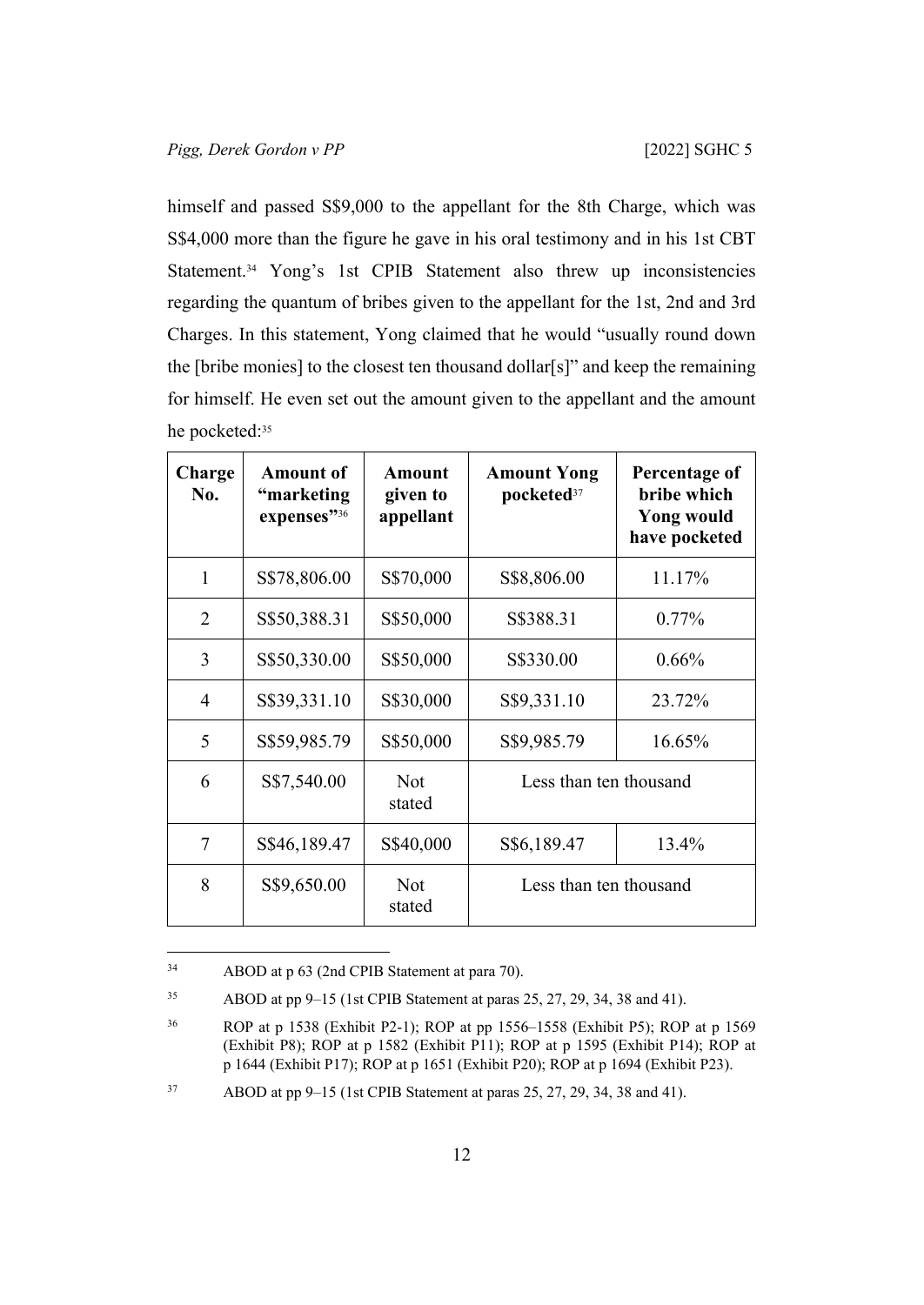himself and passed S$9,000 to the appellant for the 8th Charge, which was S$4,000 more than the figure he gave in his oral testimony and in his 1st CBT Statement.[34] Yong's 1st CPIB Statement also threw up inconsistencies regarding the quantum of bribes given to the appellant for the 1st, 2nd and 3rd Charges. In this statement, Yong claimed that he would "usually round down the [bribe monies] to the closest ten thousand dollar[s]" and keep the remaining for himself. He even set out the amount given to the appellant and the amount he pocketed:[35]

| Charge No. | Amount of "marketing expenses"[36] | Amount given to appellant | Amount Yong pocketed[37] | Percentage of bribe which Yong would have pocketed |
|---|---|---|---|---|
| 1 | S$78,806.00 | S$70,000 | S$8,806.00 | 11.17% |
| 2 | S$50,388.31 | S$50,000 | S$388.31 | 0.77% |
| 3 | S$50,330.00 | S$50,000 | S$330.00 | 0.66% |
| 4 | S$39,331.10 | S$30,000 | S$9,331.10 | 23.72% |
| 5 | S$59,985.79 | S$50,000 | S$9,985.79 | 16.65% |
| 6 | S$7,540.00 | Not stated | Less than ten thousand | |
| 7 | S$46,189.47 | S$40,000 | S$6,189.47 | 13.4% |
| 8 | S$9,650.00 | Not stated | Less than ten thousand | |

---

[34] ABOD at p 63 (2nd CPIB Statement at para 70).

[35] ABOD at pp 9–15 (1st CPIB Statement at paras 25, 27, 29, 34, 38 and 41).

[36] ROP at p 1538 (Exhibit P2-1); ROP at pp 1556–1558 (Exhibit P5); ROP at p 1569 (Exhibit P8); ROP at p 1582 (Exhibit P11); ROP at p 1595 (Exhibit P14); ROP at p 1644 (Exhibit P17); ROP at p 1651 (Exhibit P20); ROP at p 1694 (Exhibit P23).

[37] ABOD at pp 9–15 (1st CPIB Statement at paras 25, 27, 29, 34, 38 and 41).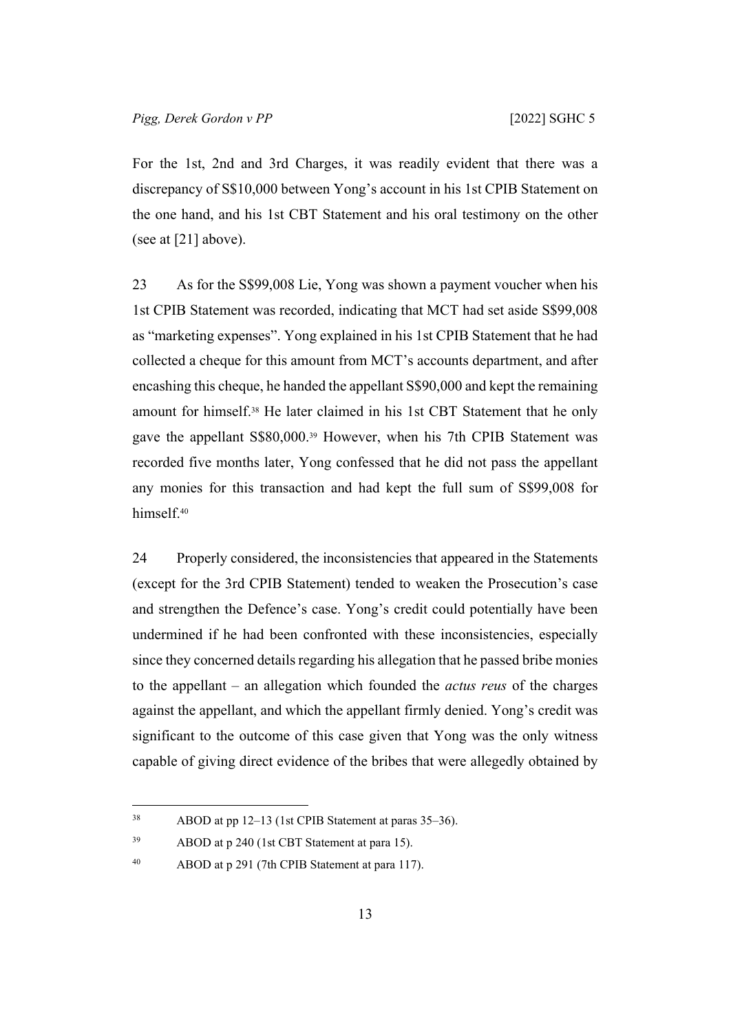For the 1st, 2nd and 3rd Charges, it was readily evident that there was a discrepancy of S$10,000 between Yong's account in his 1st CPIB Statement on the one hand, and his 1st CBT Statement and his oral testimony on the other (see at [21] above).

23 As for the S$99,008 Lie, Yong was shown a payment voucher when his 1st CPIB Statement was recorded, indicating that MCT had set aside S$99,008 as "marketing expenses". Yong explained in his 1st CPIB Statement that he had collected a cheque for this amount from MCT's accounts department, and after encashing this cheque, he handed the appellant S$90,000 and kept the remaining amount for himself.[38] He later claimed in his 1st CBT Statement that he only gave the appellant S$80,000.[39] However, when his 7th CPIB Statement was recorded five months later, Yong confessed that he did not pass the appellant any monies for this transaction and had kept the full sum of S$99,008 for himself.[40]

24 Properly considered, the inconsistencies that appeared in the Statements (except for the 3rd CPIB Statement) tended to weaken the Prosecution's case and strengthen the Defence's case. Yong's credit could potentially have been undermined if he had been confronted with these inconsistencies, especially since they concerned details regarding his allegation that he passed bribe monies to the appellant – an allegation which founded the *actus reus* of the charges against the appellant, and which the appellant firmly denied. Yong's credit was significant to the outcome of this case given that Yong was the only witness capable of giving direct evidence of the bribes that were allegedly obtained by

---

[38] ABOD at pp 12–13 (1st CPIB Statement at paras 35–36).

[39] ABOD at p 240 (1st CBT Statement at para 15).

[40] ABOD at p 291 (7th CPIB Statement at para 117).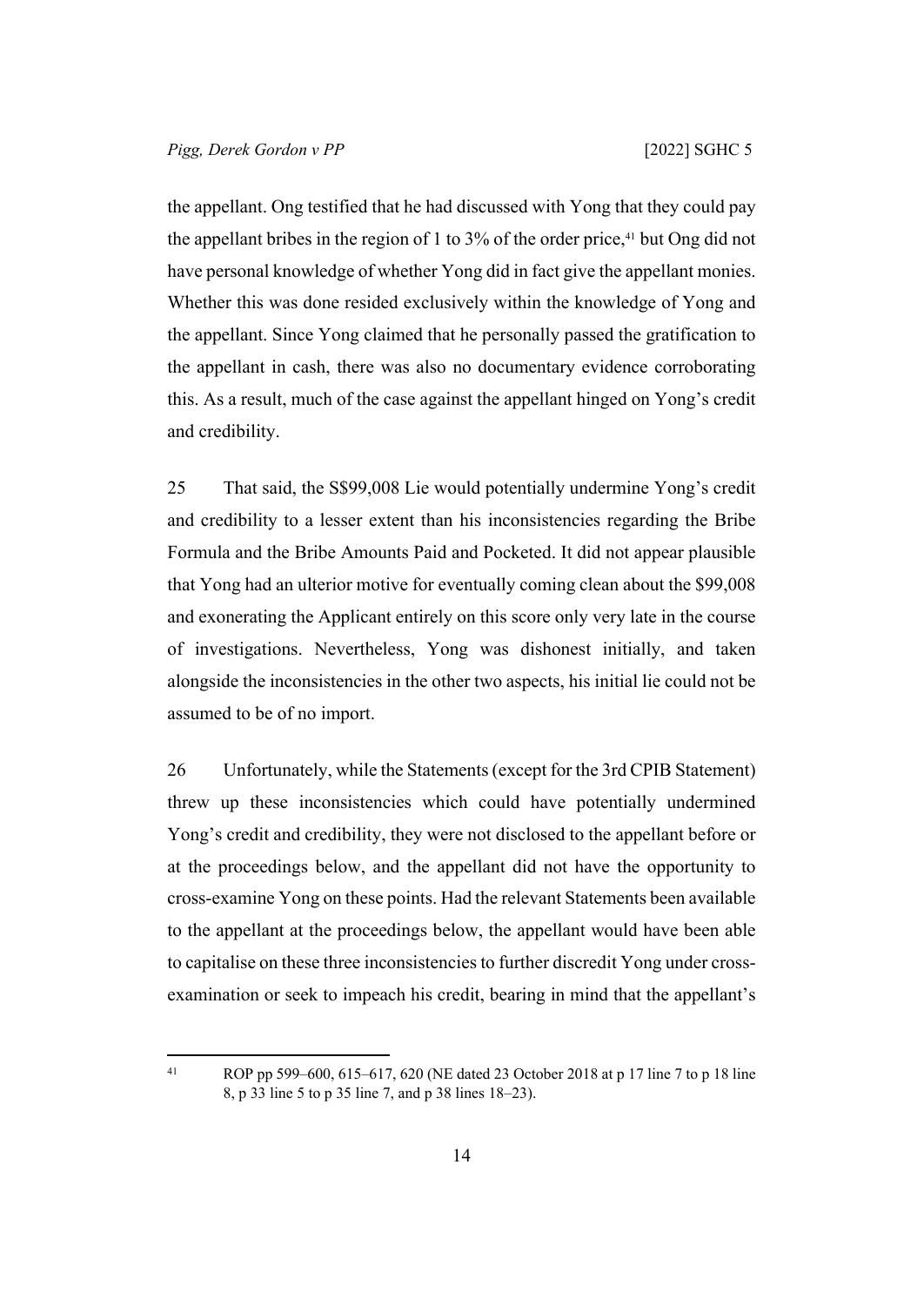the appellant. Ong testified that he had discussed with Yong that they could pay the appellant bribes in the region of 1 to 3% of the order price,[41] but Ong did not have personal knowledge of whether Yong did in fact give the appellant monies. Whether this was done resided exclusively within the knowledge of Yong and the appellant. Since Yong claimed that he personally passed the gratification to the appellant in cash, there was also no documentary evidence corroborating this. As a result, much of the case against the appellant hinged on Yong's credit and credibility.

25 That said, the S$99,008 Lie would potentially undermine Yong's credit and credibility to a lesser extent than his inconsistencies regarding the Bribe Formula and the Bribe Amounts Paid and Pocketed. It did not appear plausible that Yong had an ulterior motive for eventually coming clean about the $99,008 and exonerating the Applicant entirely on this score only very late in the course of investigations. Nevertheless, Yong was dishonest initially, and taken alongside the inconsistencies in the other two aspects, his initial lie could not be assumed to be of no import.

26 Unfortunately, while the Statements (except for the 3rd CPIB Statement) threw up these inconsistencies which could have potentially undermined Yong's credit and credibility, they were not disclosed to the appellant before or at the proceedings below, and the appellant did not have the opportunity to cross-examine Yong on these points. Had the relevant Statements been available to the appellant at the proceedings below, the appellant would have been able to capitalise on these three inconsistencies to further discredit Yong under cross-examination or seek to impeach his credit, bearing in mind that the appellant's

[41] ROP pp 599–600, 615–617, 620 (NE dated 23 October 2018 at p 17 line 7 to p 18 line 8, p 33 line 5 to p 35 line 7, and p 38 lines 18–23).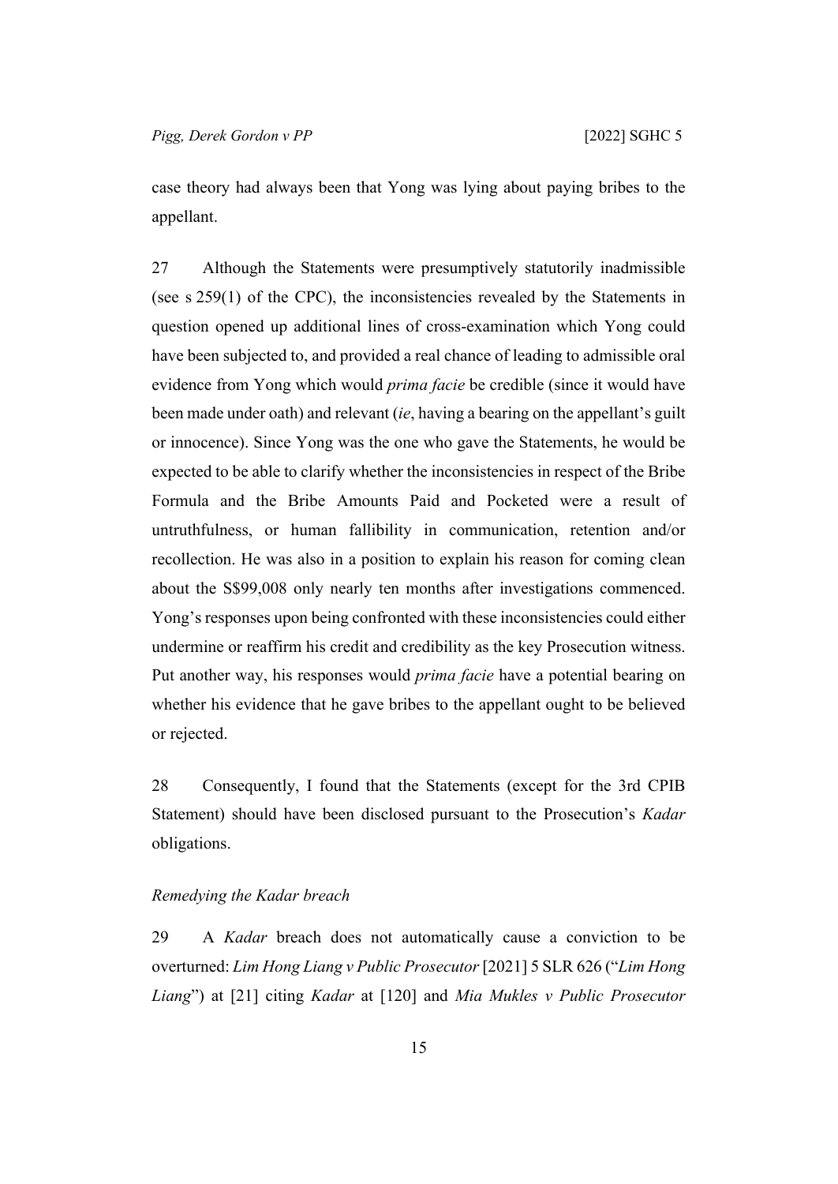case theory had always been that Yong was lying about paying bribes to the appellant.

27 Although the Statements were presumptively statutorily inadmissible (see s 259(1) of the CPC), the inconsistencies revealed by the Statements in question opened up additional lines of cross-examination which Yong could have been subjected to, and provided a real chance of leading to admissible oral evidence from Yong which would *prima facie* be credible (since it would have been made under oath) and relevant (*ie*, having a bearing on the appellant's guilt or innocence). Since Yong was the one who gave the Statements, he would be expected to be able to clarify whether the inconsistencies in respect of the Bribe Formula and the Bribe Amounts Paid and Pocketed were a result of untruthfulness, or human fallibility in communication, retention and/or recollection. He was also in a position to explain his reason for coming clean about the S$99,008 only nearly ten months after investigations commenced. Yong's responses upon being confronted with these inconsistencies could either undermine or reaffirm his credit and credibility as the key Prosecution witness. Put another way, his responses would *prima facie* have a potential bearing on whether his evidence that he gave bribes to the appellant ought to be believed or rejected.

28 Consequently, I found that the Statements (except for the 3rd CPIB Statement) should have been disclosed pursuant to the Prosecution's *Kadar* obligations.

*Remedying the Kadar breach*

29 A *Kadar* breach does not automatically cause a conviction to be overturned: *Lim Hong Liang v Public Prosecutor* [2021] 5 SLR 626 ("*Lim Hong Liang*") at [21] citing *Kadar* at [120] and *Mia Mukles v Public Prosecutor*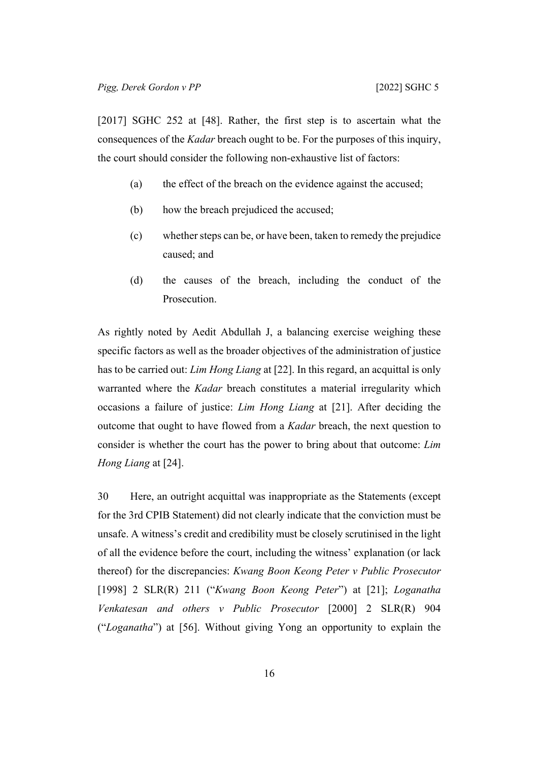[2017] SGHC 252 at [48]. Rather, the first step is to ascertain what the consequences of the *Kadar* breach ought to be. For the purposes of this inquiry, the court should consider the following non-exhaustive list of factors:

(a) the effect of the breach on the evidence against the accused;

(b) how the breach prejudiced the accused;

(c) whether steps can be, or have been, taken to remedy the prejudice caused; and

(d) the causes of the breach, including the conduct of the Prosecution.

As rightly noted by Aedit Abdullah J, a balancing exercise weighing these specific factors as well as the broader objectives of the administration of justice has to be carried out: *Lim Hong Liang* at [22]. In this regard, an acquittal is only warranted where the *Kadar* breach constitutes a material irregularity which occasions a failure of justice: *Lim Hong Liang* at [21]. After deciding the outcome that ought to have flowed from a *Kadar* breach, the next question to consider is whether the court has the power to bring about that outcome: *Lim Hong Liang* at [24].

30 Here, an outright acquittal was inappropriate as the Statements (except for the 3rd CPIB Statement) did not clearly indicate that the conviction must be unsafe. A witness's credit and credibility must be closely scrutinised in the light of all the evidence before the court, including the witness' explanation (or lack thereof) for the discrepancies: *Kwang Boon Keong Peter v Public Prosecutor* [1998] 2 SLR(R) 211 ("*Kwang Boon Keong Peter*") at [21]; *Loganatha Venkatesan and others v Public Prosecutor* [2000] 2 SLR(R) 904 ("*Loganatha*") at [56]. Without giving Yong an opportunity to explain the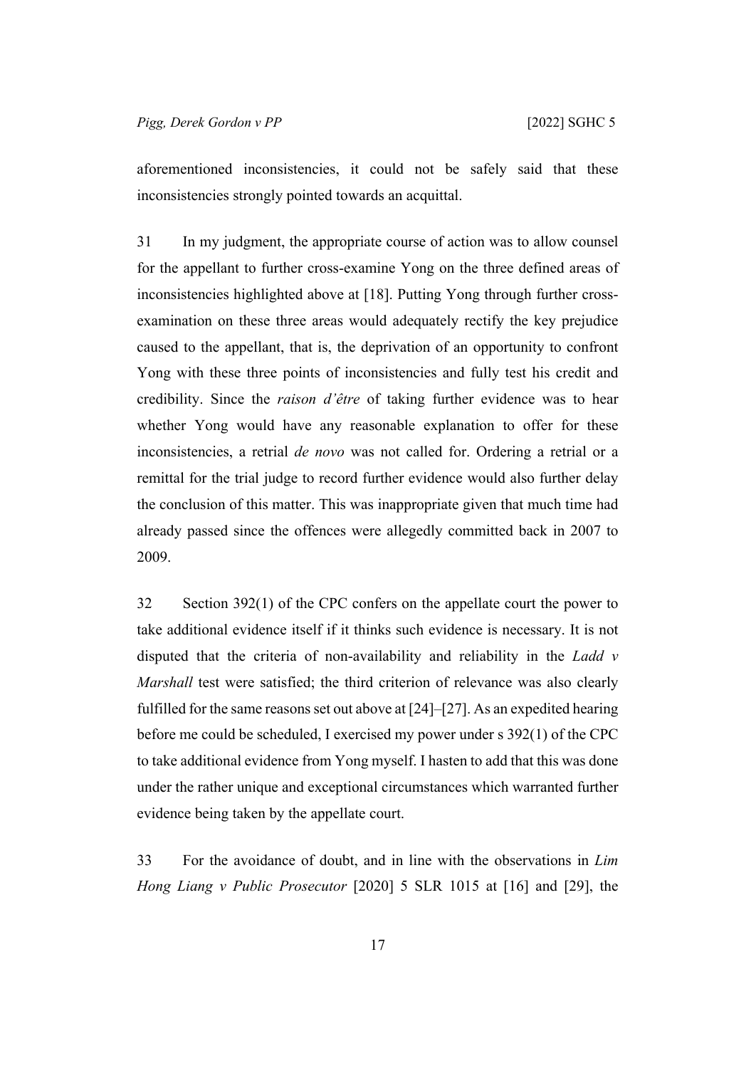aforementioned inconsistencies, it could not be safely said that these inconsistencies strongly pointed towards an acquittal.

31 In my judgment, the appropriate course of action was to allow counsel for the appellant to further cross-examine Yong on the three defined areas of inconsistencies highlighted above at [18]. Putting Yong through further cross-examination on these three areas would adequately rectify the key prejudice caused to the appellant, that is, the deprivation of an opportunity to confront Yong with these three points of inconsistencies and fully test his credit and credibility. Since the *raison d'être* of taking further evidence was to hear whether Yong would have any reasonable explanation to offer for these inconsistencies, a retrial *de novo* was not called for. Ordering a retrial or a remittal for the trial judge to record further evidence would also further delay the conclusion of this matter. This was inappropriate given that much time had already passed since the offences were allegedly committed back in 2007 to 2009.

32 Section 392(1) of the CPC confers on the appellate court the power to take additional evidence itself if it thinks such evidence is necessary. It is not disputed that the criteria of non-availability and reliability in the *Ladd v Marshall* test were satisfied; the third criterion of relevance was also clearly fulfilled for the same reasons set out above at [24]–[27]. As an expedited hearing before me could be scheduled, I exercised my power under s 392(1) of the CPC to take additional evidence from Yong myself. I hasten to add that this was done under the rather unique and exceptional circumstances which warranted further evidence being taken by the appellate court.

33 For the avoidance of doubt, and in line with the observations in *Lim Hong Liang v Public Prosecutor* [2020] 5 SLR 1015 at [16] and [29], the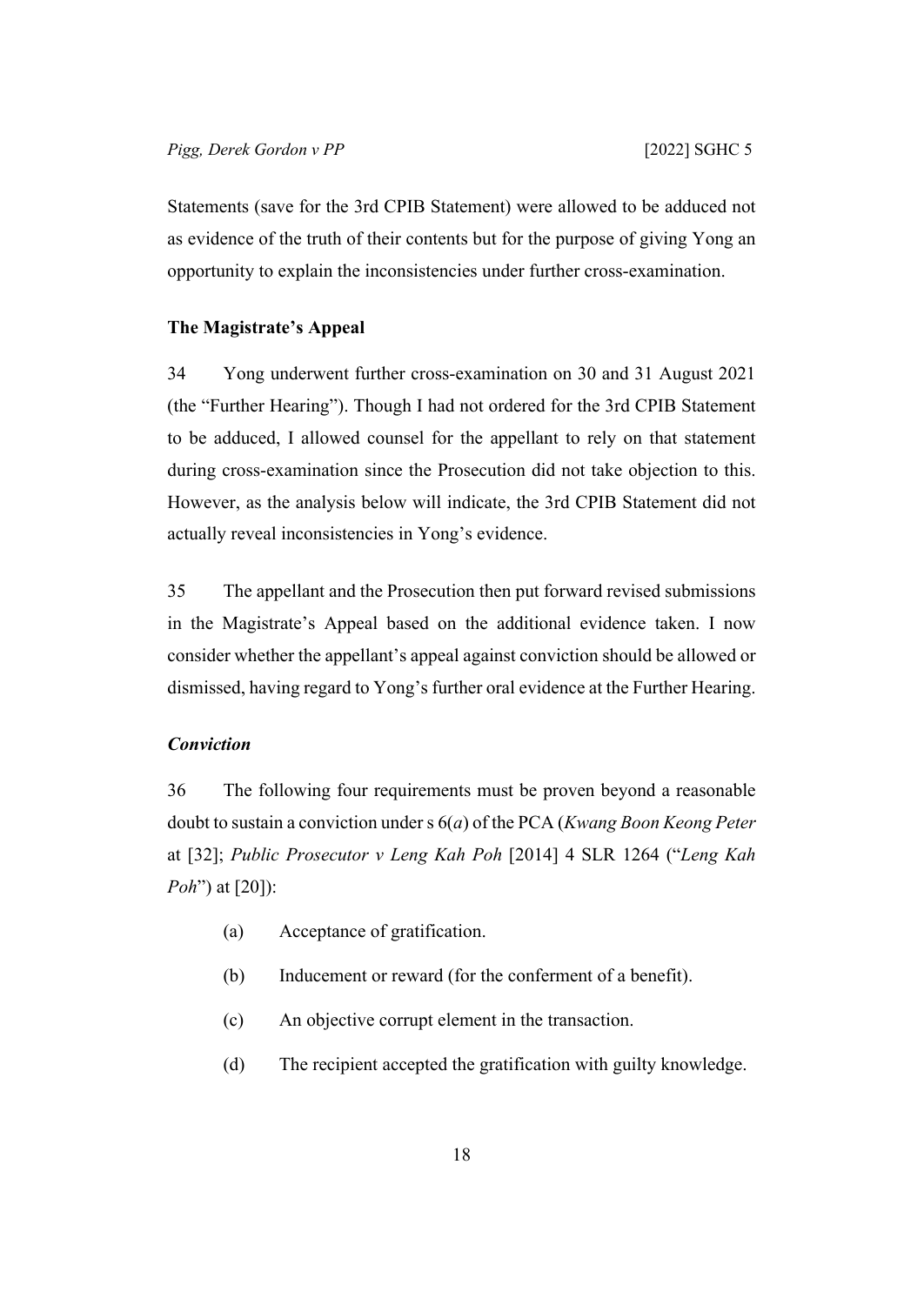Statements (save for the 3rd CPIB Statement) were allowed to be adduced not as evidence of the truth of their contents but for the purpose of giving Yong an opportunity to explain the inconsistencies under further cross-examination.

## The Magistrate's Appeal

34 Yong underwent further cross-examination on 30 and 31 August 2021 (the "Further Hearing"). Though I had not ordered for the 3rd CPIB Statement to be adduced, I allowed counsel for the appellant to rely on that statement during cross-examination since the Prosecution did not take objection to this. However, as the analysis below will indicate, the 3rd CPIB Statement did not actually reveal inconsistencies in Yong's evidence.

35 The appellant and the Prosecution then put forward revised submissions in the Magistrate's Appeal based on the additional evidence taken. I now consider whether the appellant's appeal against conviction should be allowed or dismissed, having regard to Yong's further oral evidence at the Further Hearing.

### *Conviction*

36 The following four requirements must be proven beyond a reasonable doubt to sustain a conviction under s 6(*a*) of the PCA (*Kwang Boon Keong Peter* at [32]; *Public Prosecutor v Leng Kah Poh* [2014] 4 SLR 1264 ("*Leng Kah Poh*") at [20]):

(a) Acceptance of gratification.

(b) Inducement or reward (for the conferment of a benefit).

(c) An objective corrupt element in the transaction.

(d) The recipient accepted the gratification with guilty knowledge.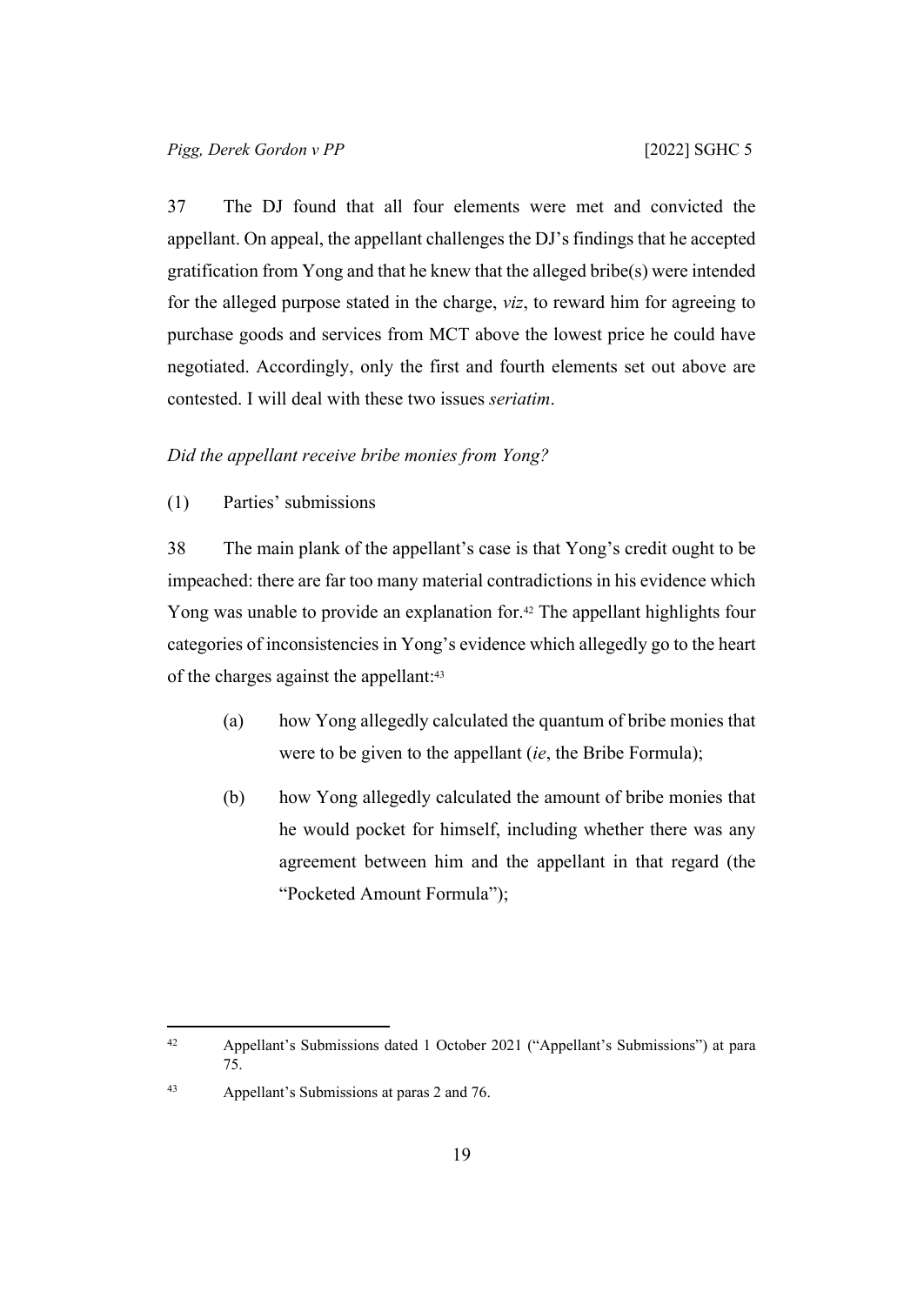37 The DJ found that all four elements were met and convicted the appellant. On appeal, the appellant challenges the DJ's findings that he accepted gratification from Yong and that he knew that the alleged bribe(s) were intended for the alleged purpose stated in the charge, *viz*, to reward him for agreeing to purchase goods and services from MCT above the lowest price he could have negotiated. Accordingly, only the first and fourth elements set out above are contested. I will deal with these two issues *seriatim*.

*Did the appellant receive bribe monies from Yong?*

(1) Parties' submissions

38 The main plank of the appellant's case is that Yong's credit ought to be impeached: there are far too many material contradictions in his evidence which Yong was unable to provide an explanation for.[42] The appellant highlights four categories of inconsistencies in Yong's evidence which allegedly go to the heart of the charges against the appellant:[43]

(a) how Yong allegedly calculated the quantum of bribe monies that were to be given to the appellant (*ie*, the Bribe Formula);

(b) how Yong allegedly calculated the amount of bribe monies that he would pocket for himself, including whether there was any agreement between him and the appellant in that regard (the "Pocketed Amount Formula");

---

[42] Appellant's Submissions dated 1 October 2021 ("Appellant's Submissions") at para 75.

[43] Appellant's Submissions at paras 2 and 76.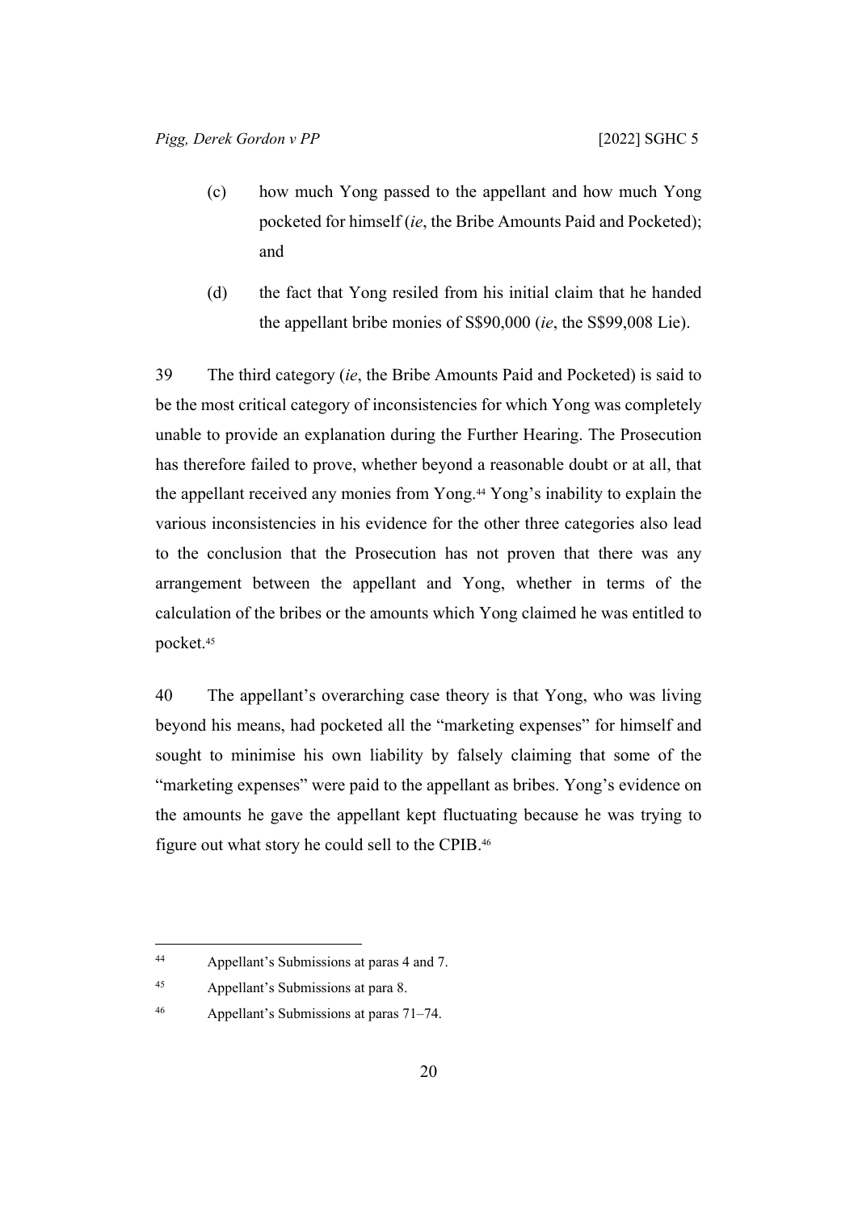(c) how much Yong passed to the appellant and how much Yong pocketed for himself (*ie*, the Bribe Amounts Paid and Pocketed); and

(d) the fact that Yong resiled from his initial claim that he handed the appellant bribe monies of S$90,000 (*ie*, the S$99,008 Lie).

39 The third category (*ie*, the Bribe Amounts Paid and Pocketed) is said to be the most critical category of inconsistencies for which Yong was completely unable to provide an explanation during the Further Hearing. The Prosecution has therefore failed to prove, whether beyond a reasonable doubt or at all, that the appellant received any monies from Yong.[44] Yong's inability to explain the various inconsistencies in his evidence for the other three categories also lead to the conclusion that the Prosecution has not proven that there was any arrangement between the appellant and Yong, whether in terms of the calculation of the bribes or the amounts which Yong claimed he was entitled to pocket.[45]

40 The appellant's overarching case theory is that Yong, who was living beyond his means, had pocketed all the "marketing expenses" for himself and sought to minimise his own liability by falsely claiming that some of the "marketing expenses" were paid to the appellant as bribes. Yong's evidence on the amounts he gave the appellant kept fluctuating because he was trying to figure out what story he could sell to the CPIB.[46]

---

[44] Appellant's Submissions at paras 4 and 7.

[45] Appellant's Submissions at para 8.

[46] Appellant's Submissions at paras 71–74.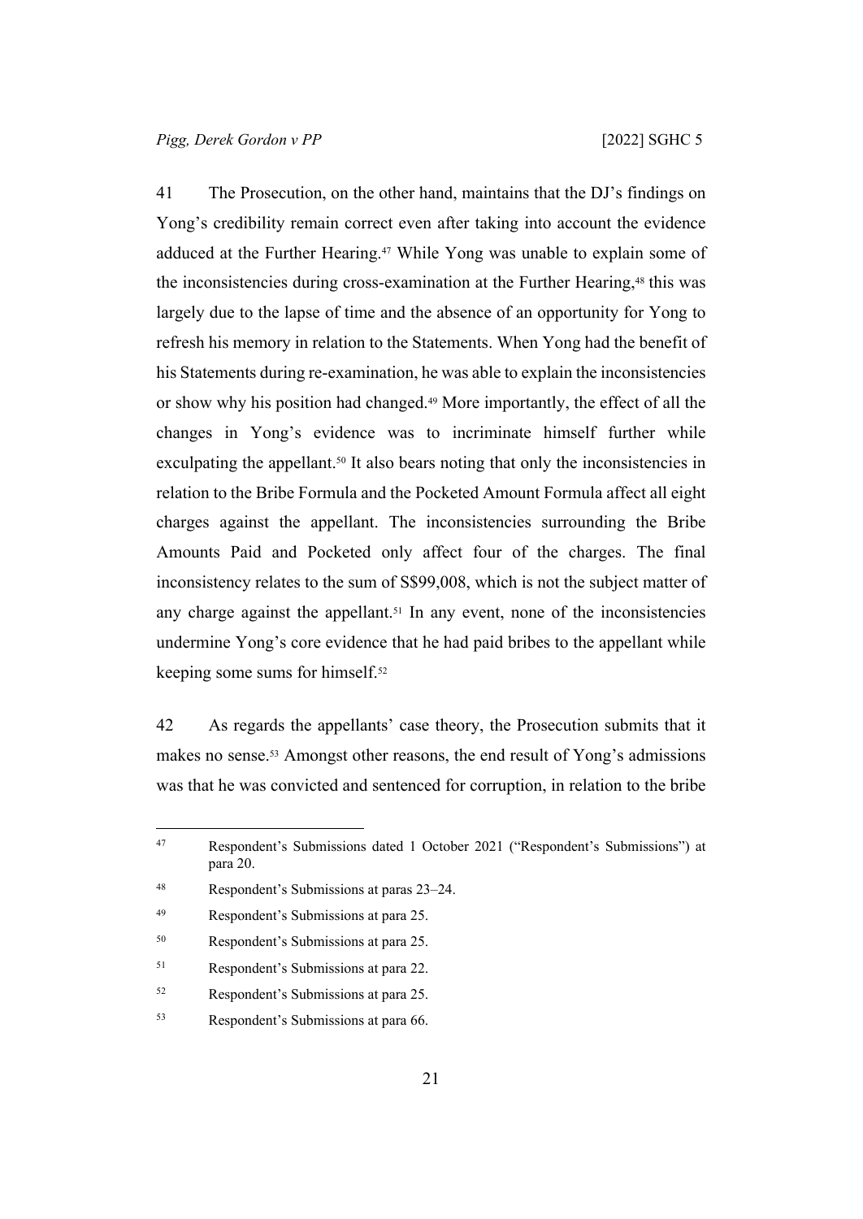41 The Prosecution, on the other hand, maintains that the DJ's findings on Yong's credibility remain correct even after taking into account the evidence adduced at the Further Hearing.[47] While Yong was unable to explain some of the inconsistencies during cross-examination at the Further Hearing,[48] this was largely due to the lapse of time and the absence of an opportunity for Yong to refresh his memory in relation to the Statements. When Yong had the benefit of his Statements during re-examination, he was able to explain the inconsistencies or show why his position had changed.[49] More importantly, the effect of all the changes in Yong's evidence was to incriminate himself further while exculpating the appellant.[50] It also bears noting that only the inconsistencies in relation to the Bribe Formula and the Pocketed Amount Formula affect all eight charges against the appellant. The inconsistencies surrounding the Bribe Amounts Paid and Pocketed only affect four of the charges. The final inconsistency relates to the sum of S$99,008, which is not the subject matter of any charge against the appellant.[51] In any event, none of the inconsistencies undermine Yong's core evidence that he had paid bribes to the appellant while keeping some sums for himself.[52]

42 As regards the appellants' case theory, the Prosecution submits that it makes no sense.[53] Amongst other reasons, the end result of Yong's admissions was that he was convicted and sentenced for corruption, in relation to the bribe

---

[47] Respondent's Submissions dated 1 October 2021 ("Respondent's Submissions") at para 20.

[48] Respondent's Submissions at paras 23–24.

[49] Respondent's Submissions at para 25.

[50] Respondent's Submissions at para 25.

[51] Respondent's Submissions at para 22.

[52] Respondent's Submissions at para 25.

[53] Respondent's Submissions at para 66.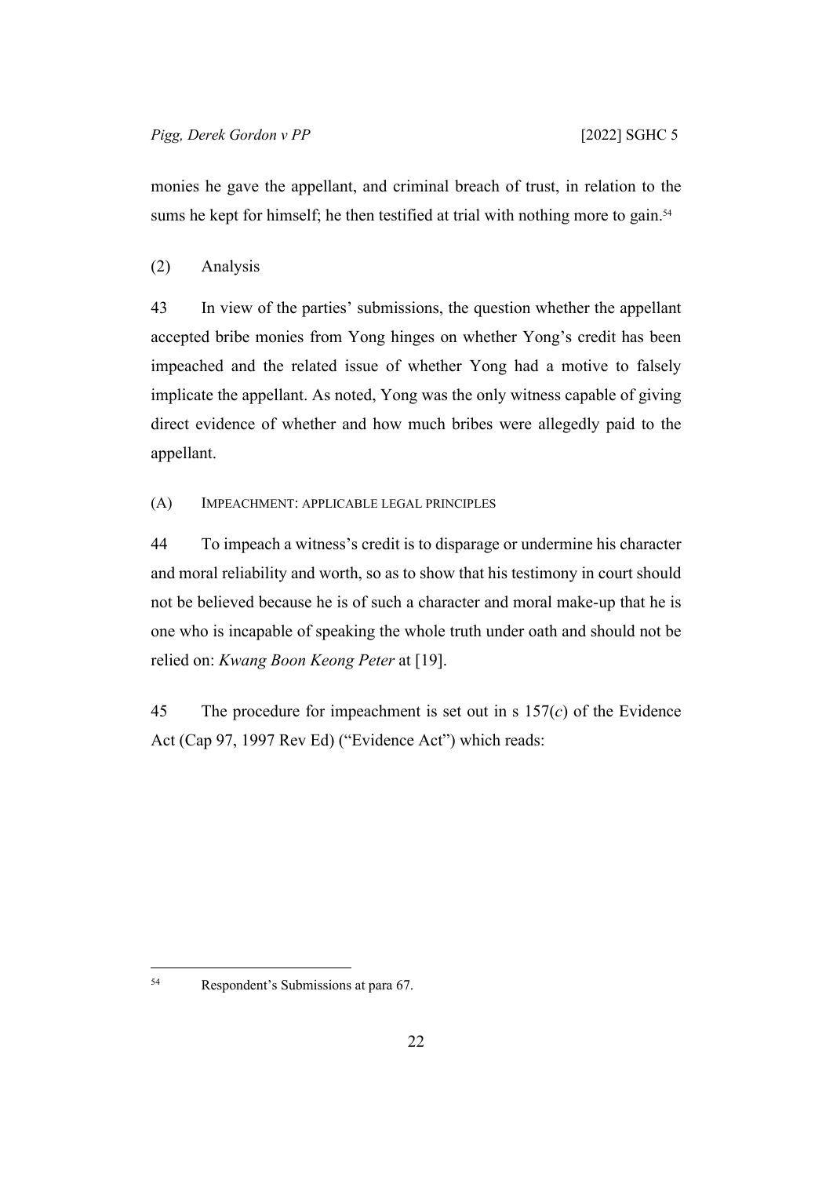monies he gave the appellant, and criminal breach of trust, in relation to the sums he kept for himself; he then testified at trial with nothing more to gain.[54]

### (2) Analysis

43 In view of the parties' submissions, the question whether the appellant accepted bribe monies from Yong hinges on whether Yong's credit has been impeached and the related issue of whether Yong had a motive to falsely implicate the appellant. As noted, Yong was the only witness capable of giving direct evidence of whether and how much bribes were allegedly paid to the appellant.

#### (A) Impeachment: applicable legal principles

44 To impeach a witness's credit is to disparage or undermine his character and moral reliability and worth, so as to show that his testimony in court should not be believed because he is of such a character and moral make-up that he is one who is incapable of speaking the whole truth under oath and should not be relied on: *Kwang Boon Keong Peter* at [19].

45 The procedure for impeachment is set out in s 157(*c*) of the Evidence Act (Cap 97, 1997 Rev Ed) ("Evidence Act") which reads:

---

[54] Respondent's Submissions at para 67.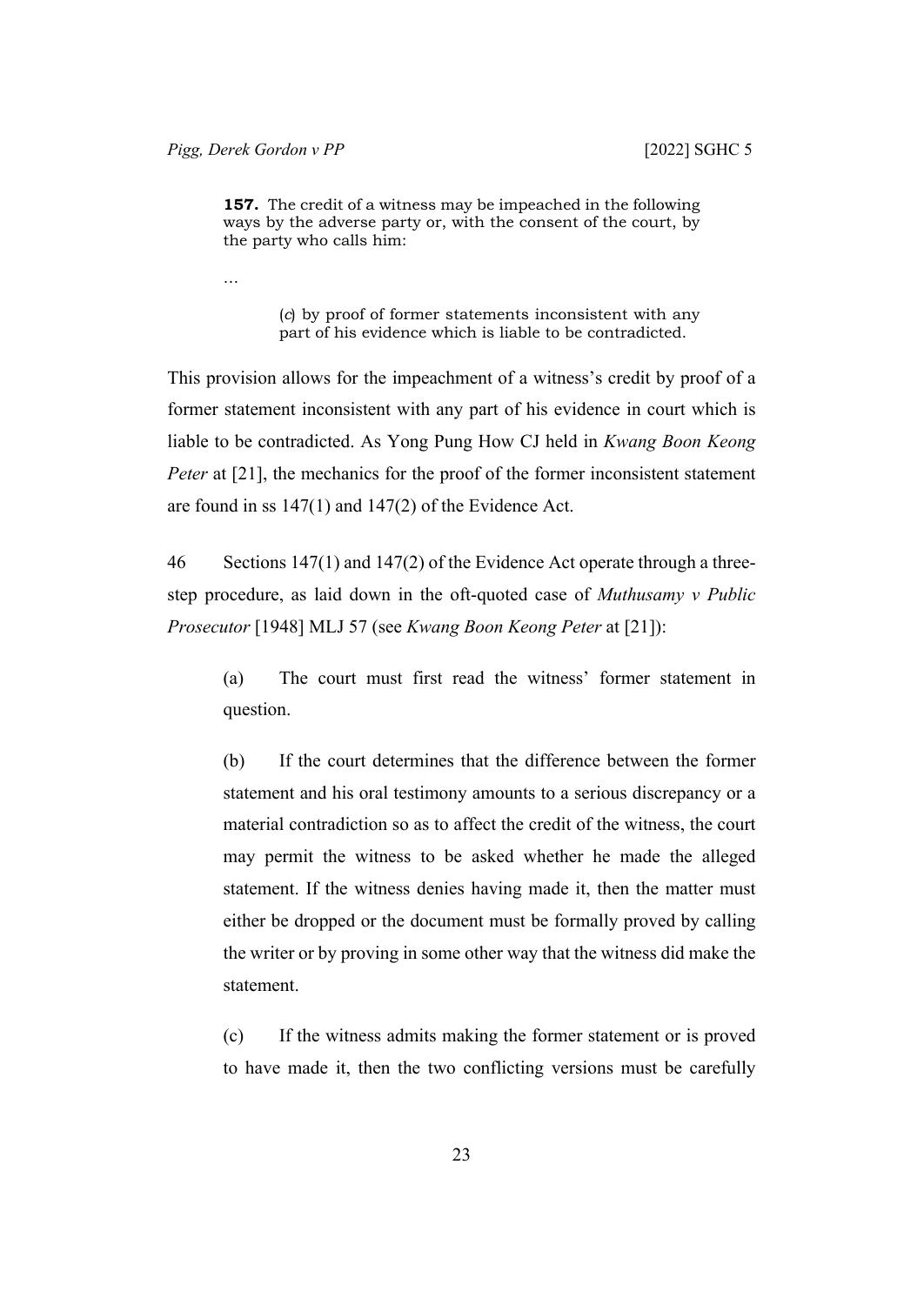> **157.** The credit of a witness may be impeached in the following ways by the adverse party or, with the consent of the court, by the party who calls him:
>
> …
>
> > (*c*) by proof of former statements inconsistent with any part of his evidence which is liable to be contradicted.

This provision allows for the impeachment of a witness's credit by proof of a former statement inconsistent with any part of his evidence in court which is liable to be contradicted. As Yong Pung How CJ held in *Kwang Boon Keong Peter* at [21], the mechanics for the proof of the former inconsistent statement are found in ss 147(1) and 147(2) of the Evidence Act.

46 Sections 147(1) and 147(2) of the Evidence Act operate through a three-step procedure, as laid down in the oft-quoted case of *Muthusamy v Public Prosecutor* [1948] MLJ 57 (see *Kwang Boon Keong Peter* at [21]):

> (a) The court must first read the witness' former statement in question.
>
> (b) If the court determines that the difference between the former statement and his oral testimony amounts to a serious discrepancy or a material contradiction so as to affect the credit of the witness, the court may permit the witness to be asked whether he made the alleged statement. If the witness denies having made it, then the matter must either be dropped or the document must be formally proved by calling the writer or by proving in some other way that the witness did make the statement.
>
> (c) If the witness admits making the former statement or is proved to have made it, then the two conflicting versions must be carefully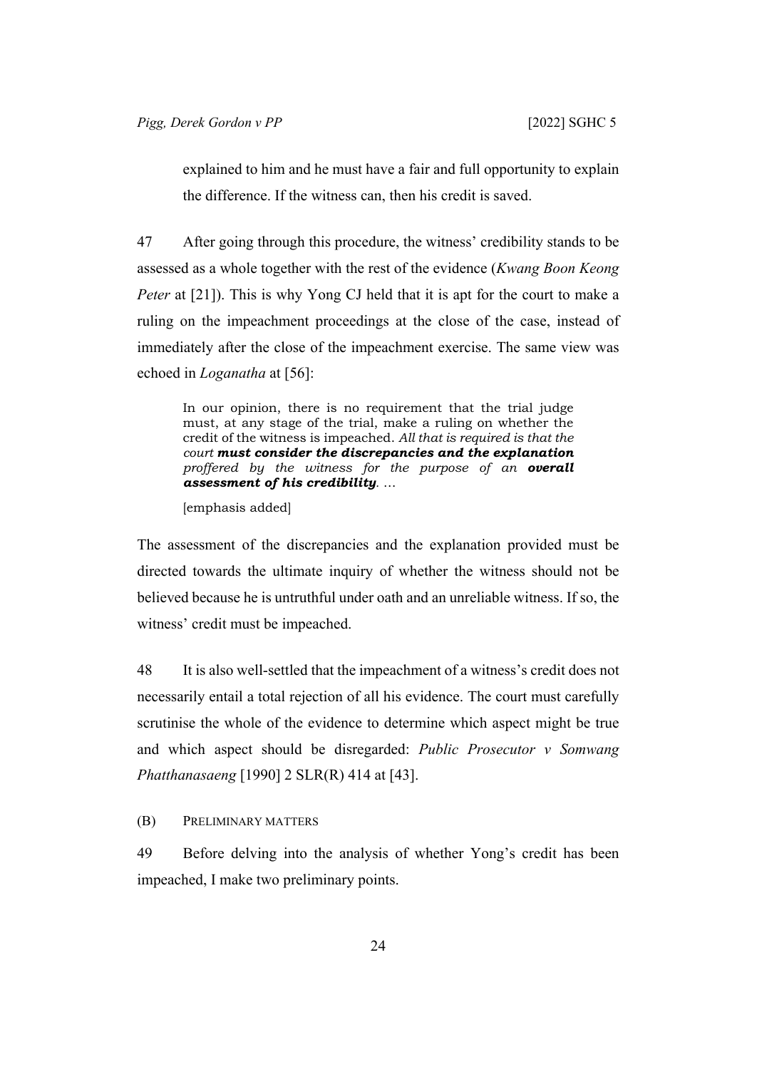explained to him and he must have a fair and full opportunity to explain the difference. If the witness can, then his credit is saved.

47 After going through this procedure, the witness' credibility stands to be assessed as a whole together with the rest of the evidence (*Kwang Boon Keong Peter* at [21]). This is why Yong CJ held that it is apt for the court to make a ruling on the impeachment proceedings at the close of the case, instead of immediately after the close of the impeachment exercise. The same view was echoed in *Loganatha* at [56]:

> In our opinion, there is no requirement that the trial judge must, at any stage of the trial, make a ruling on whether the credit of the witness is impeached. *All that is required is that the court* ***must consider the discrepancies and the explanation*** *proffered by the witness for the purpose of an* ***overall assessment of his credibility***. …
>
> [emphasis added]

The assessment of the discrepancies and the explanation provided must be directed towards the ultimate inquiry of whether the witness should not be believed because he is untruthful under oath and an unreliable witness. If so, the witness' credit must be impeached.

48 It is also well-settled that the impeachment of a witness's credit does not necessarily entail a total rejection of all his evidence. The court must carefully scrutinise the whole of the evidence to determine which aspect might be true and which aspect should be disregarded: *Public Prosecutor v Somwang Phatthanasaeng* [1990] 2 SLR(R) 414 at [43].

#### (B) PRELIMINARY MATTERS

49 Before delving into the analysis of whether Yong's credit has been impeached, I make two preliminary points.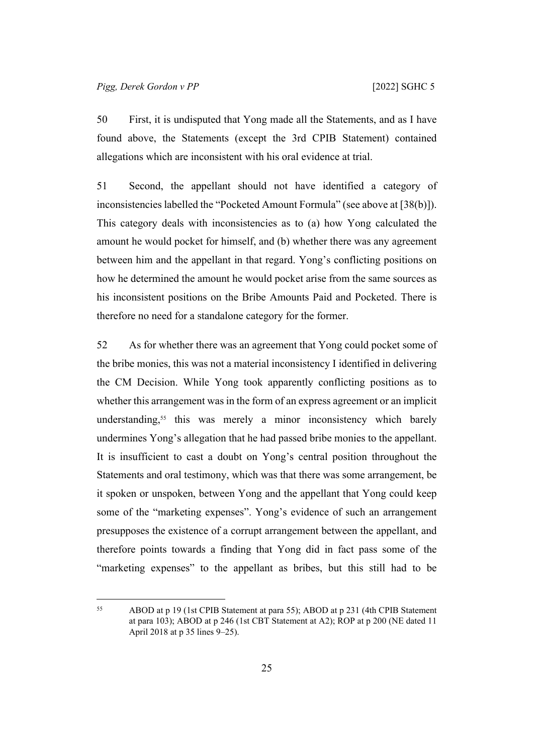50 First, it is undisputed that Yong made all the Statements, and as I have found above, the Statements (except the 3rd CPIB Statement) contained allegations which are inconsistent with his oral evidence at trial.

51 Second, the appellant should not have identified a category of inconsistencies labelled the "Pocketed Amount Formula" (see above at [38(b)]). This category deals with inconsistencies as to (a) how Yong calculated the amount he would pocket for himself, and (b) whether there was any agreement between him and the appellant in that regard. Yong's conflicting positions on how he determined the amount he would pocket arise from the same sources as his inconsistent positions on the Bribe Amounts Paid and Pocketed. There is therefore no need for a standalone category for the former.

52 As for whether there was an agreement that Yong could pocket some of the bribe monies, this was not a material inconsistency I identified in delivering the CM Decision. While Yong took apparently conflicting positions as to whether this arrangement was in the form of an express agreement or an implicit understanding,[55] this was merely a minor inconsistency which barely undermines Yong's allegation that he had passed bribe monies to the appellant. It is insufficient to cast a doubt on Yong's central position throughout the Statements and oral testimony, which was that there was some arrangement, be it spoken or unspoken, between Yong and the appellant that Yong could keep some of the "marketing expenses". Yong's evidence of such an arrangement presupposes the existence of a corrupt arrangement between the appellant, and therefore points towards a finding that Yong did in fact pass some of the "marketing expenses" to the appellant as bribes, but this still had to be

---

[55] ABOD at p 19 (1st CPIB Statement at para 55); ABOD at p 231 (4th CPIB Statement at para 103); ABOD at p 246 (1st CBT Statement at A2); ROP at p 200 (NE dated 11 April 2018 at p 35 lines 9–25).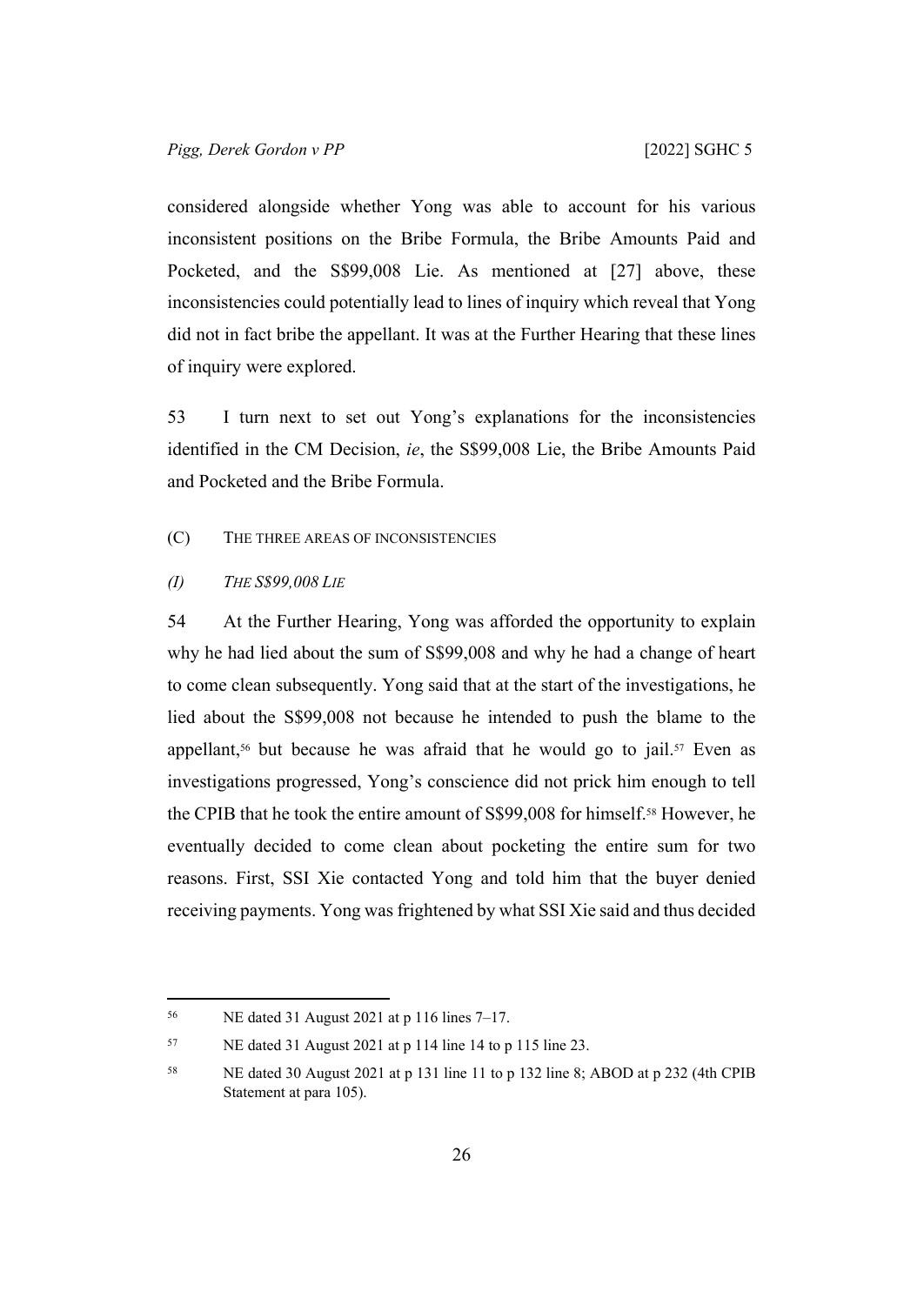considered alongside whether Yong was able to account for his various inconsistent positions on the Bribe Formula, the Bribe Amounts Paid and Pocketed, and the S$99,008 Lie. As mentioned at [27] above, these inconsistencies could potentially lead to lines of inquiry which reveal that Yong did not in fact bribe the appellant. It was at the Further Hearing that these lines of inquiry were explored.

53 I turn next to set out Yong's explanations for the inconsistencies identified in the CM Decision, *ie*, the S$99,008 Lie, the Bribe Amounts Paid and Pocketed and the Bribe Formula.

(C) THE THREE AREAS OF INCONSISTENCIES

*(I) THE S$99,008 LIE*

54 At the Further Hearing, Yong was afforded the opportunity to explain why he had lied about the sum of S$99,008 and why he had a change of heart to come clean subsequently. Yong said that at the start of the investigations, he lied about the S$99,008 not because he intended to push the blame to the appellant,[56] but because he was afraid that he would go to jail.[57] Even as investigations progressed, Yong's conscience did not prick him enough to tell the CPIB that he took the entire amount of S$99,008 for himself.[58] However, he eventually decided to come clean about pocketing the entire sum for two reasons. First, SSI Xie contacted Yong and told him that the buyer denied receiving payments. Yong was frightened by what SSI Xie said and thus decided

---

[56] NE dated 31 August 2021 at p 116 lines 7–17.

[57] NE dated 31 August 2021 at p 114 line 14 to p 115 line 23.

[58] NE dated 30 August 2021 at p 131 line 11 to p 132 line 8; ABOD at p 232 (4th CPIB Statement at para 105).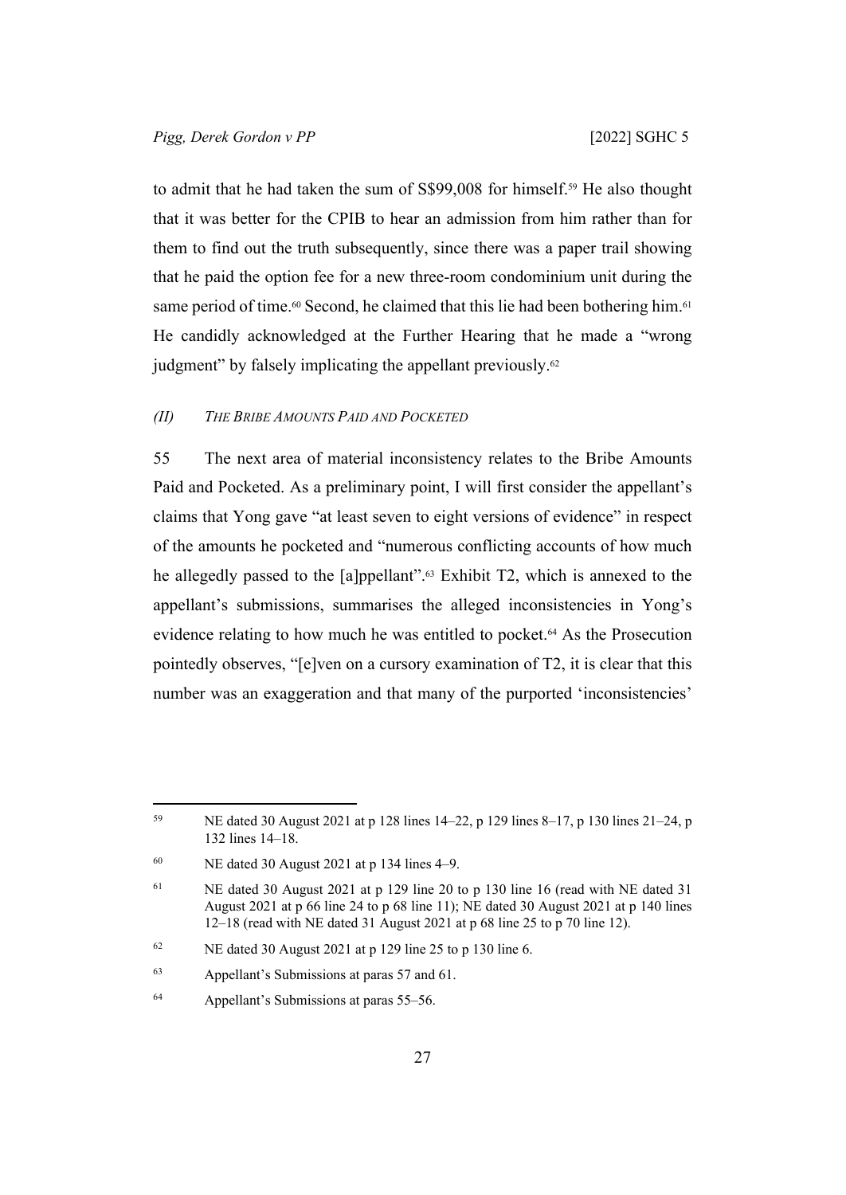to admit that he had taken the sum of S$99,008 for himself.[59] He also thought that it was better for the CPIB to hear an admission from him rather than for them to find out the truth subsequently, since there was a paper trail showing that he paid the option fee for a new three-room condominium unit during the same period of time.[60] Second, he claimed that this lie had been bothering him.[61] He candidly acknowledged at the Further Hearing that he made a "wrong judgment" by falsely implicating the appellant previously.[62]

#### *(II) THE BRIBE AMOUNTS PAID AND POCKETED*

55 The next area of material inconsistency relates to the Bribe Amounts Paid and Pocketed. As a preliminary point, I will first consider the appellant's claims that Yong gave "at least seven to eight versions of evidence" in respect of the amounts he pocketed and "numerous conflicting accounts of how much he allegedly passed to the [a]ppellant".[63] Exhibit T2, which is annexed to the appellant's submissions, summarises the alleged inconsistencies in Yong's evidence relating to how much he was entitled to pocket.[64] As the Prosecution pointedly observes, "[e]ven on a cursory examination of T2, it is clear that this number was an exaggeration and that many of the purported 'inconsistencies'

---

[59] NE dated 30 August 2021 at p 128 lines 14–22, p 129 lines 8–17, p 130 lines 21–24, p 132 lines 14–18.

[60] NE dated 30 August 2021 at p 134 lines 4–9.

[61] NE dated 30 August 2021 at p 129 line 20 to p 130 line 16 (read with NE dated 31 August 2021 at p 66 line 24 to p 68 line 11); NE dated 30 August 2021 at p 140 lines 12–18 (read with NE dated 31 August 2021 at p 68 line 25 to p 70 line 12).

[62] NE dated 30 August 2021 at p 129 line 25 to p 130 line 6.

[63] Appellant's Submissions at paras 57 and 61.

[64] Appellant's Submissions at paras 55–56.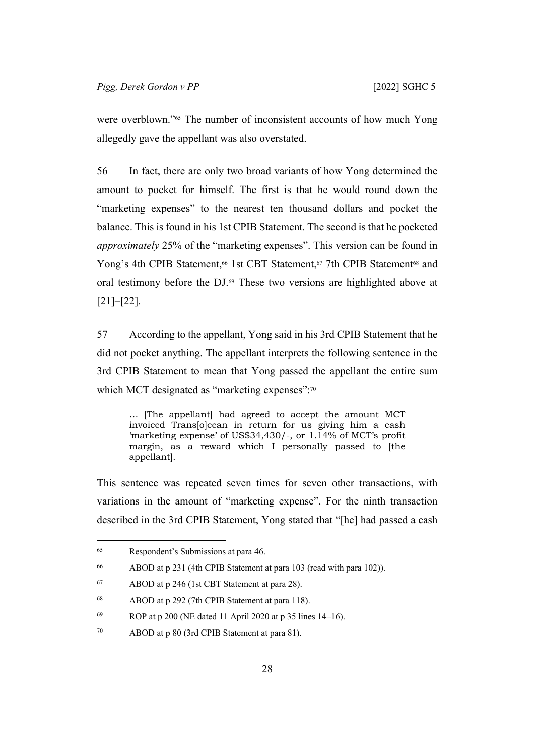were overblown."[65] The number of inconsistent accounts of how much Yong allegedly gave the appellant was also overstated.

56 In fact, there are only two broad variants of how Yong determined the amount to pocket for himself. The first is that he would round down the "marketing expenses" to the nearest ten thousand dollars and pocket the balance. This is found in his 1st CPIB Statement. The second is that he pocketed *approximately* 25% of the "marketing expenses". This version can be found in Yong's 4th CPIB Statement,[66] 1st CBT Statement,[67] 7th CPIB Statement[68] and oral testimony before the DJ.[69] These two versions are highlighted above at [21]–[22].

57 According to the appellant, Yong said in his 3rd CPIB Statement that he did not pocket anything. The appellant interprets the following sentence in the 3rd CPIB Statement to mean that Yong passed the appellant the entire sum which MCT designated as "marketing expenses":[70]

> … [The appellant] had agreed to accept the amount MCT invoiced Trans[o]cean in return for us giving him a cash 'marketing expense' of US$34,430/-, or 1.14% of MCT's profit margin, as a reward which I personally passed to [the appellant].

This sentence was repeated seven times for seven other transactions, with variations in the amount of "marketing expense". For the ninth transaction described in the 3rd CPIB Statement, Yong stated that "[he] had passed a cash

---

[65] Respondent's Submissions at para 46.

[66] ABOD at p 231 (4th CPIB Statement at para 103 (read with para 102)).

[67] ABOD at p 246 (1st CBT Statement at para 28).

[68] ABOD at p 292 (7th CPIB Statement at para 118).

[69] ROP at p 200 (NE dated 11 April 2020 at p 35 lines 14–16).

[70] ABOD at p 80 (3rd CPIB Statement at para 81).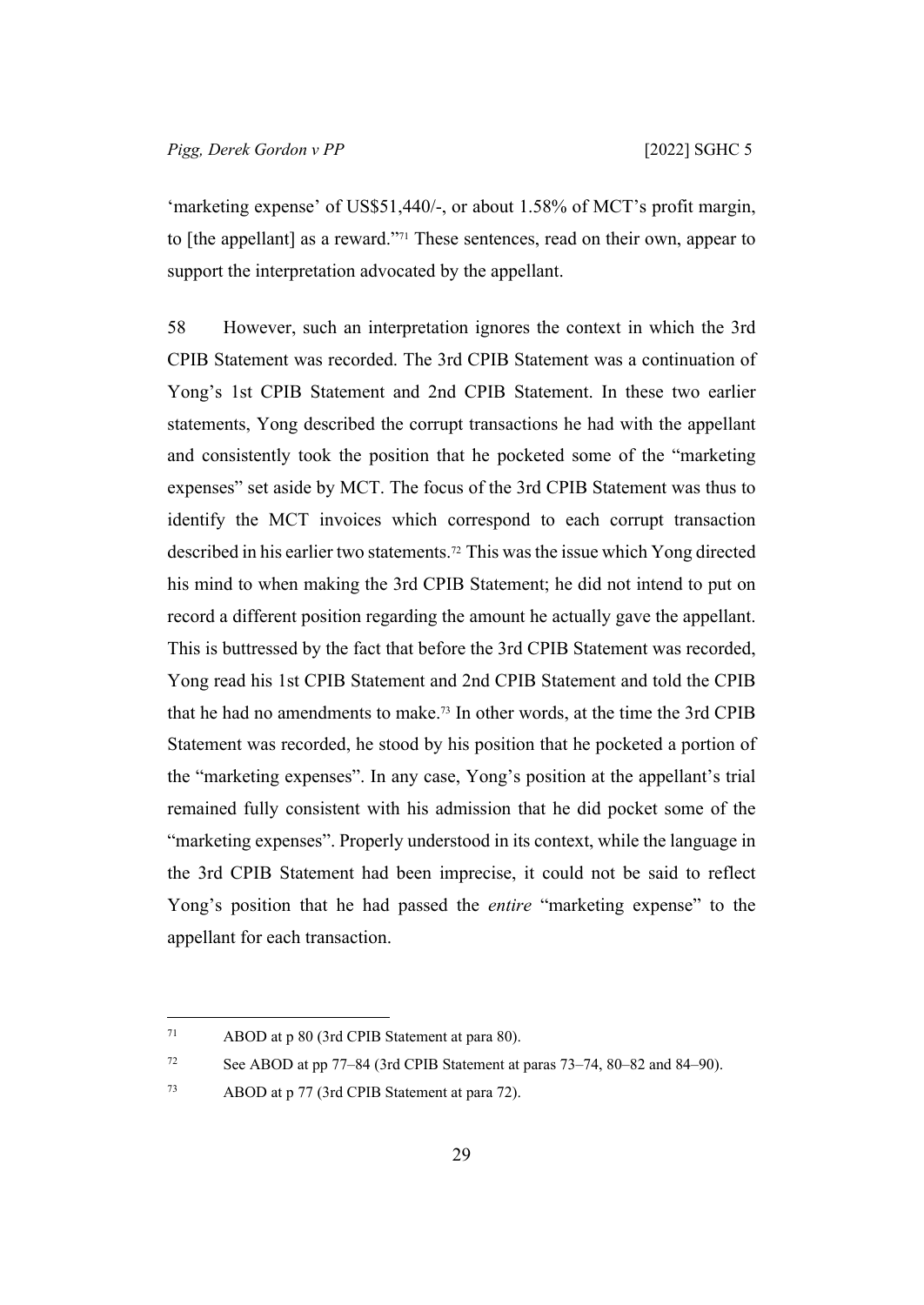'marketing expense' of US$51,440/-, or about 1.58% of MCT's profit margin, to [the appellant] as a reward."[71] These sentences, read on their own, appear to support the interpretation advocated by the appellant.

58 However, such an interpretation ignores the context in which the 3rd CPIB Statement was recorded. The 3rd CPIB Statement was a continuation of Yong's 1st CPIB Statement and 2nd CPIB Statement. In these two earlier statements, Yong described the corrupt transactions he had with the appellant and consistently took the position that he pocketed some of the "marketing expenses" set aside by MCT. The focus of the 3rd CPIB Statement was thus to identify the MCT invoices which correspond to each corrupt transaction described in his earlier two statements.[72] This was the issue which Yong directed his mind to when making the 3rd CPIB Statement; he did not intend to put on record a different position regarding the amount he actually gave the appellant. This is buttressed by the fact that before the 3rd CPIB Statement was recorded, Yong read his 1st CPIB Statement and 2nd CPIB Statement and told the CPIB that he had no amendments to make.[73] In other words, at the time the 3rd CPIB Statement was recorded, he stood by his position that he pocketed a portion of the "marketing expenses". In any case, Yong's position at the appellant's trial remained fully consistent with his admission that he did pocket some of the "marketing expenses". Properly understood in its context, while the language in the 3rd CPIB Statement had been imprecise, it could not be said to reflect Yong's position that he had passed the *entire* "marketing expense" to the appellant for each transaction.

---

71 ABOD at p 80 (3rd CPIB Statement at para 80).

72 See ABOD at pp 77–84 (3rd CPIB Statement at paras 73–74, 80–82 and 84–90).

73 ABOD at p 77 (3rd CPIB Statement at para 72).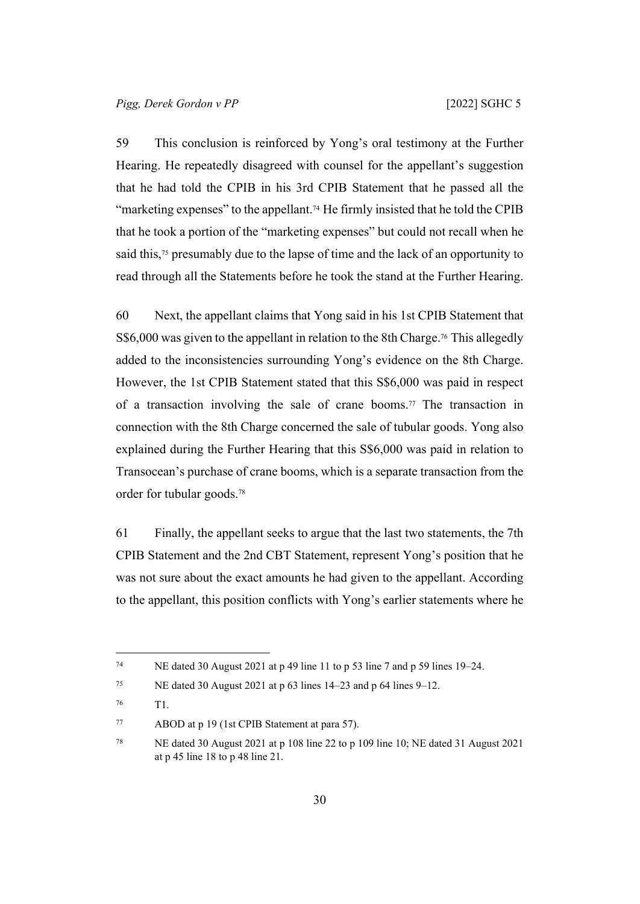59 This conclusion is reinforced by Yong's oral testimony at the Further Hearing. He repeatedly disagreed with counsel for the appellant's suggestion that he had told the CPIB in his 3rd CPIB Statement that he passed all the "marketing expenses" to the appellant.[74] He firmly insisted that he told the CPIB that he took a portion of the "marketing expenses" but could not recall when he said this,[75] presumably due to the lapse of time and the lack of an opportunity to read through all the Statements before he took the stand at the Further Hearing.

60 Next, the appellant claims that Yong said in his 1st CPIB Statement that S$6,000 was given to the appellant in relation to the 8th Charge.[76] This allegedly added to the inconsistencies surrounding Yong's evidence on the 8th Charge. However, the 1st CPIB Statement stated that this S$6,000 was paid in respect of a transaction involving the sale of crane booms.[77] The transaction in connection with the 8th Charge concerned the sale of tubular goods. Yong also explained during the Further Hearing that this S$6,000 was paid in relation to Transocean's purchase of crane booms, which is a separate transaction from the order for tubular goods.[78]

61 Finally, the appellant seeks to argue that the last two statements, the 7th CPIB Statement and the 2nd CBT Statement, represent Yong's position that he was not sure about the exact amounts he had given to the appellant. According to the appellant, this position conflicts with Yong's earlier statements where he

---

[74] NE dated 30 August 2021 at p 49 line 11 to p 53 line 7 and p 59 lines 19–24.

[75] NE dated 30 August 2021 at p 63 lines 14–23 and p 64 lines 9–12.

[76] T1.

[77] ABOD at p 19 (1st CPIB Statement at para 57).

[78] NE dated 30 August 2021 at p 108 line 22 to p 109 line 10; NE dated 31 August 2021 at p 45 line 18 to p 48 line 21.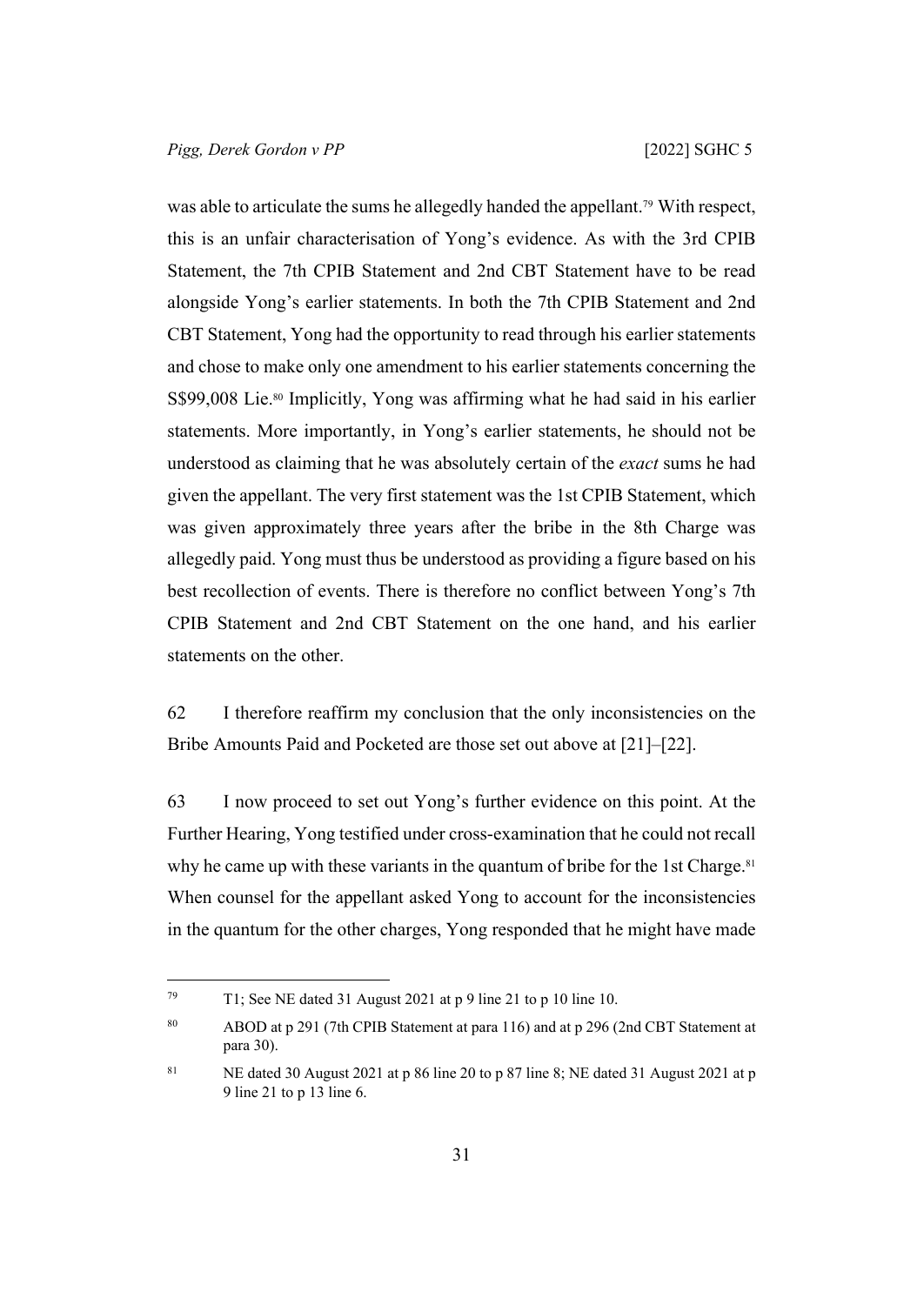was able to articulate the sums he allegedly handed the appellant.[79] With respect, this is an unfair characterisation of Yong's evidence. As with the 3rd CPIB Statement, the 7th CPIB Statement and 2nd CBT Statement have to be read alongside Yong's earlier statements. In both the 7th CPIB Statement and 2nd CBT Statement, Yong had the opportunity to read through his earlier statements and chose to make only one amendment to his earlier statements concerning the S$99,008 Lie.[80] Implicitly, Yong was affirming what he had said in his earlier statements. More importantly, in Yong's earlier statements, he should not be understood as claiming that he was absolutely certain of the *exact* sums he had given the appellant. The very first statement was the 1st CPIB Statement, which was given approximately three years after the bribe in the 8th Charge was allegedly paid. Yong must thus be understood as providing a figure based on his best recollection of events. There is therefore no conflict between Yong's 7th CPIB Statement and 2nd CBT Statement on the one hand, and his earlier statements on the other.

62 I therefore reaffirm my conclusion that the only inconsistencies on the Bribe Amounts Paid and Pocketed are those set out above at [21]–[22].

63 I now proceed to set out Yong's further evidence on this point. At the Further Hearing, Yong testified under cross-examination that he could not recall why he came up with these variants in the quantum of bribe for the 1st Charge.[81] When counsel for the appellant asked Yong to account for the inconsistencies in the quantum for the other charges, Yong responded that he might have made

---

[79] T1; See NE dated 31 August 2021 at p 9 line 21 to p 10 line 10.

[80] ABOD at p 291 (7th CPIB Statement at para 116) and at p 296 (2nd CBT Statement at para 30).

[81] NE dated 30 August 2021 at p 86 line 20 to p 87 line 8; NE dated 31 August 2021 at p 9 line 21 to p 13 line 6.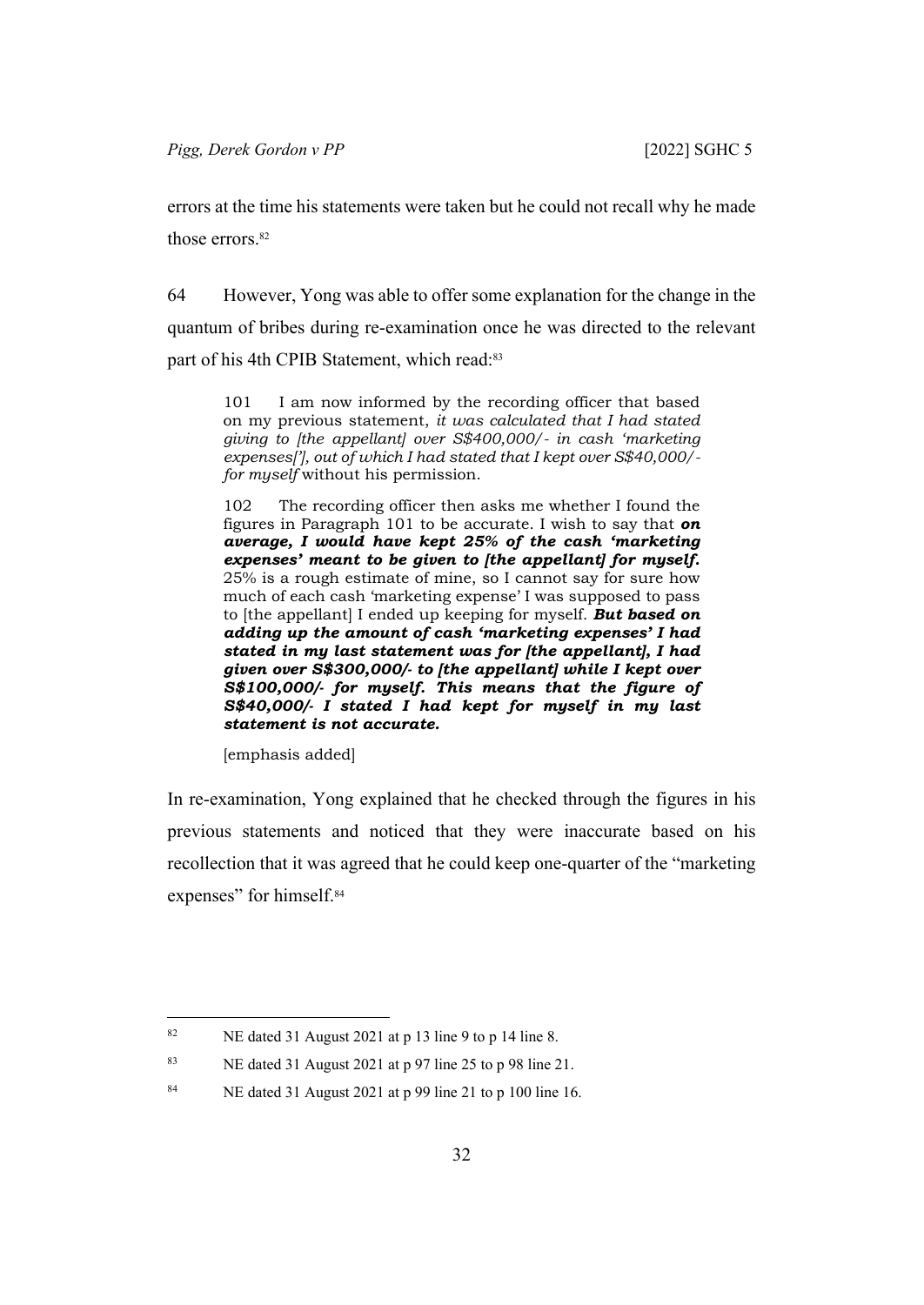errors at the time his statements were taken but he could not recall why he made those errors.[82]

64 However, Yong was able to offer some explanation for the change in the quantum of bribes during re-examination once he was directed to the relevant part of his 4th CPIB Statement, which read:[83]

> 101 I am now informed by the recording officer that based on my previous statement, *it was calculated that I had stated giving to [the appellant] over S$400,000/- in cash 'marketing expenses['], out of which I had stated that I kept over S$40,000/- for myself* without his permission.
>
> 102 The recording officer then asks me whether I found the figures in Paragraph 101 to be accurate. I wish to say that ***on average, I would have kept 25% of the cash 'marketing expenses' meant to be given to [the appellant] for myself.*** 25% is a rough estimate of mine, so I cannot say for sure how much of each cash 'marketing expense' I was supposed to pass to [the appellant] I ended up keeping for myself. ***But based on adding up the amount of cash 'marketing expenses' I had stated in my last statement was for [the appellant], I had given over S$300,000/- to [the appellant] while I kept over S$100,000/- for myself. This means that the figure of S$40,000/- I stated I had kept for myself in my last statement is not accurate.***
>
> [emphasis added]

In re-examination, Yong explained that he checked through the figures in his previous statements and noticed that they were inaccurate based on his recollection that it was agreed that he could keep one-quarter of the "marketing expenses" for himself.[84]

---

[82] NE dated 31 August 2021 at p 13 line 9 to p 14 line 8.

[83] NE dated 31 August 2021 at p 97 line 25 to p 98 line 21.

[84] NE dated 31 August 2021 at p 99 line 21 to p 100 line 16.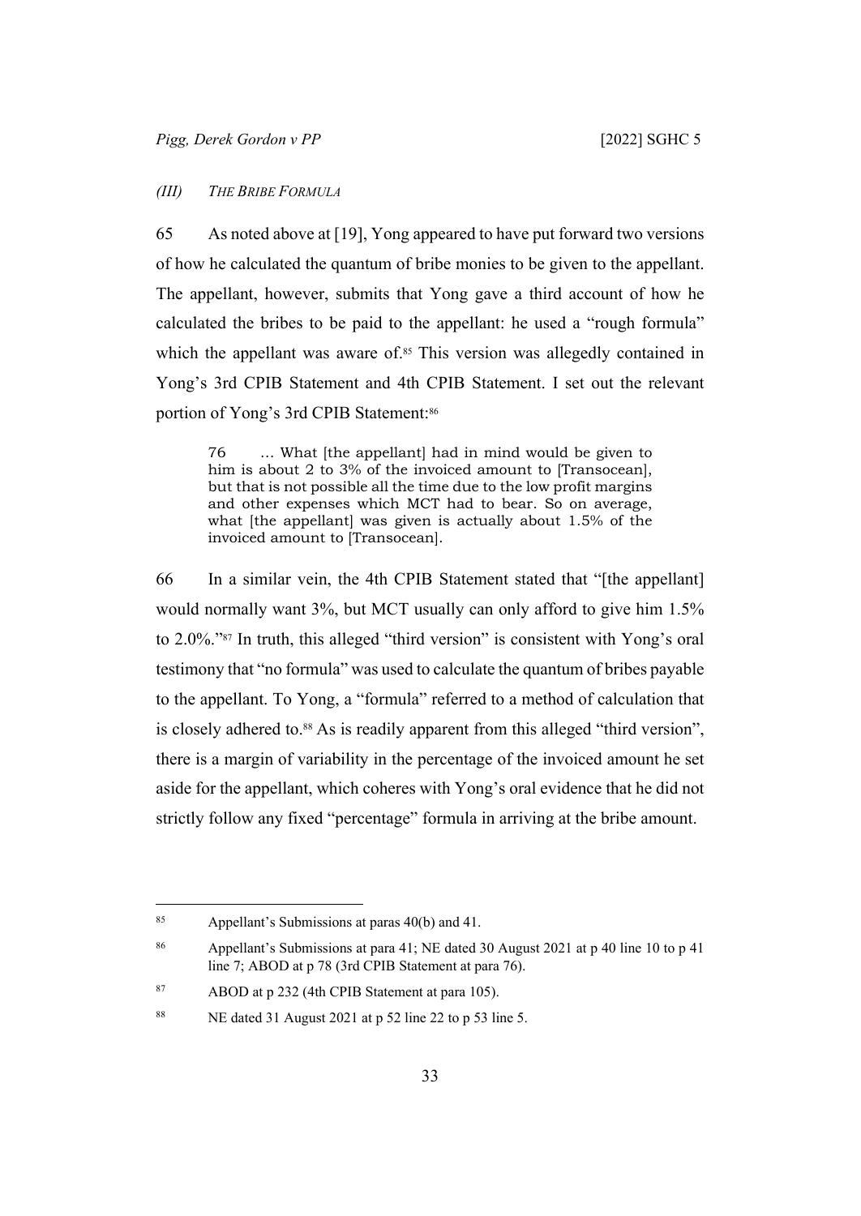*(III) THE BRIBE FORMULA*

65 As noted above at [19], Yong appeared to have put forward two versions of how he calculated the quantum of bribe monies to be given to the appellant. The appellant, however, submits that Yong gave a third account of how he calculated the bribes to be paid to the appellant: he used a "rough formula" which the appellant was aware of.[85] This version was allegedly contained in Yong's 3rd CPIB Statement and 4th CPIB Statement. I set out the relevant portion of Yong's 3rd CPIB Statement:[86]

> 76 … What [the appellant] had in mind would be given to him is about 2 to 3% of the invoiced amount to [Transocean], but that is not possible all the time due to the low profit margins and other expenses which MCT had to bear. So on average, what [the appellant] was given is actually about 1.5% of the invoiced amount to [Transocean].

66 In a similar vein, the 4th CPIB Statement stated that "[the appellant] would normally want 3%, but MCT usually can only afford to give him 1.5% to 2.0%."[87] In truth, this alleged "third version" is consistent with Yong's oral testimony that "no formula" was used to calculate the quantum of bribes payable to the appellant. To Yong, a "formula" referred to a method of calculation that is closely adhered to.[88] As is readily apparent from this alleged "third version", there is a margin of variability in the percentage of the invoiced amount he set aside for the appellant, which coheres with Yong's oral evidence that he did not strictly follow any fixed "percentage" formula in arriving at the bribe amount.

---

[85] Appellant's Submissions at paras 40(b) and 41.

[86] Appellant's Submissions at para 41; NE dated 30 August 2021 at p 40 line 10 to p 41 line 7; ABOD at p 78 (3rd CPIB Statement at para 76).

[87] ABOD at p 232 (4th CPIB Statement at para 105).

[88] NE dated 31 August 2021 at p 52 line 22 to p 53 line 5.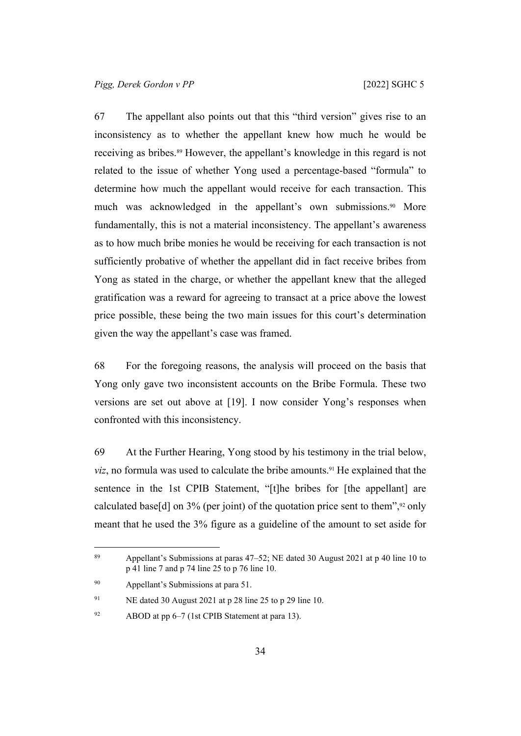67 The appellant also points out that this "third version" gives rise to an inconsistency as to whether the appellant knew how much he would be receiving as bribes.[89] However, the appellant's knowledge in this regard is not related to the issue of whether Yong used a percentage-based "formula" to determine how much the appellant would receive for each transaction. This much was acknowledged in the appellant's own submissions.[90] More fundamentally, this is not a material inconsistency. The appellant's awareness as to how much bribe monies he would be receiving for each transaction is not sufficiently probative of whether the appellant did in fact receive bribes from Yong as stated in the charge, or whether the appellant knew that the alleged gratification was a reward for agreeing to transact at a price above the lowest price possible, these being the two main issues for this court's determination given the way the appellant's case was framed.

68 For the foregoing reasons, the analysis will proceed on the basis that Yong only gave two inconsistent accounts on the Bribe Formula. These two versions are set out above at [19]. I now consider Yong's responses when confronted with this inconsistency.

69 At the Further Hearing, Yong stood by his testimony in the trial below, *viz*, no formula was used to calculate the bribe amounts.[91] He explained that the sentence in the 1st CPIB Statement, "[t]he bribes for [the appellant] are calculated base[d] on 3% (per joint) of the quotation price sent to them",[92] only meant that he used the 3% figure as a guideline of the amount to set aside for

---

[89] Appellant's Submissions at paras 47–52; NE dated 30 August 2021 at p 40 line 10 to p 41 line 7 and p 74 line 25 to p 76 line 10.

[90] Appellant's Submissions at para 51.

[91] NE dated 30 August 2021 at p 28 line 25 to p 29 line 10.

[92] ABOD at pp 6–7 (1st CPIB Statement at para 13).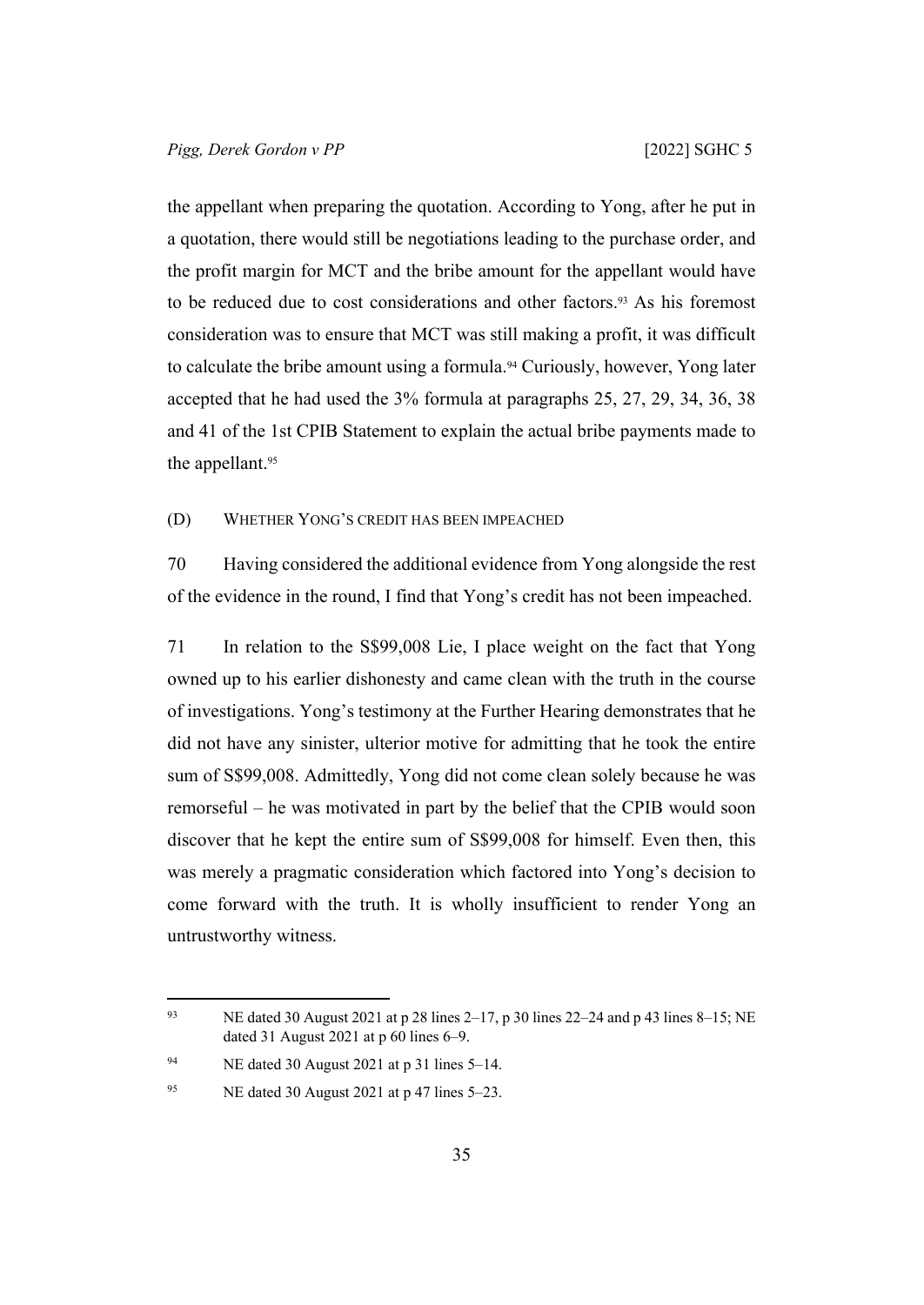the appellant when preparing the quotation. According to Yong, after he put in a quotation, there would still be negotiations leading to the purchase order, and the profit margin for MCT and the bribe amount for the appellant would have to be reduced due to cost considerations and other factors.[93] As his foremost consideration was to ensure that MCT was still making a profit, it was difficult to calculate the bribe amount using a formula.[94] Curiously, however, Yong later accepted that he had used the 3% formula at paragraphs 25, 27, 29, 34, 36, 38 and 41 of the 1st CPIB Statement to explain the actual bribe payments made to the appellant.[95]

(D) WHETHER YONG'S CREDIT HAS BEEN IMPEACHED

70 Having considered the additional evidence from Yong alongside the rest of the evidence in the round, I find that Yong's credit has not been impeached.

71 In relation to the S$99,008 Lie, I place weight on the fact that Yong owned up to his earlier dishonesty and came clean with the truth in the course of investigations. Yong's testimony at the Further Hearing demonstrates that he did not have any sinister, ulterior motive for admitting that he took the entire sum of S$99,008. Admittedly, Yong did not come clean solely because he was remorseful – he was motivated in part by the belief that the CPIB would soon discover that he kept the entire sum of S$99,008 for himself. Even then, this was merely a pragmatic consideration which factored into Yong's decision to come forward with the truth. It is wholly insufficient to render Yong an untrustworthy witness.

---

[93] NE dated 30 August 2021 at p 28 lines 2–17, p 30 lines 22–24 and p 43 lines 8–15; NE dated 31 August 2021 at p 60 lines 6–9.

[94] NE dated 30 August 2021 at p 31 lines 5–14.

[95] NE dated 30 August 2021 at p 47 lines 5–23.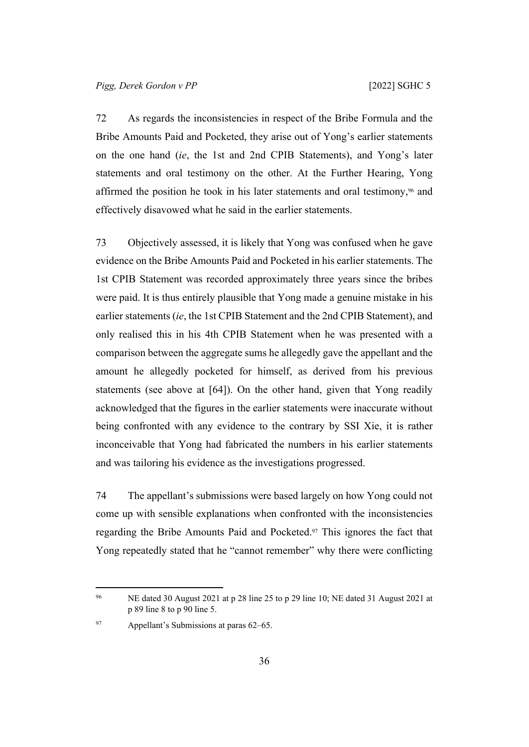72 As regards the inconsistencies in respect of the Bribe Formula and the Bribe Amounts Paid and Pocketed, they arise out of Yong's earlier statements on the one hand (*ie*, the 1st and 2nd CPIB Statements), and Yong's later statements and oral testimony on the other. At the Further Hearing, Yong affirmed the position he took in his later statements and oral testimony,[96] and effectively disavowed what he said in the earlier statements.

73 Objectively assessed, it is likely that Yong was confused when he gave evidence on the Bribe Amounts Paid and Pocketed in his earlier statements. The 1st CPIB Statement was recorded approximately three years since the bribes were paid. It is thus entirely plausible that Yong made a genuine mistake in his earlier statements (*ie*, the 1st CPIB Statement and the 2nd CPIB Statement), and only realised this in his 4th CPIB Statement when he was presented with a comparison between the aggregate sums he allegedly gave the appellant and the amount he allegedly pocketed for himself, as derived from his previous statements (see above at [64]). On the other hand, given that Yong readily acknowledged that the figures in the earlier statements were inaccurate without being confronted with any evidence to the contrary by SSI Xie, it is rather inconceivable that Yong had fabricated the numbers in his earlier statements and was tailoring his evidence as the investigations progressed.

74 The appellant's submissions were based largely on how Yong could not come up with sensible explanations when confronted with the inconsistencies regarding the Bribe Amounts Paid and Pocketed.[97] This ignores the fact that Yong repeatedly stated that he "cannot remember" why there were conflicting

---

[96] NE dated 30 August 2021 at p 28 line 25 to p 29 line 10; NE dated 31 August 2021 at p 89 line 8 to p 90 line 5.

[97] Appellant's Submissions at paras 62–65.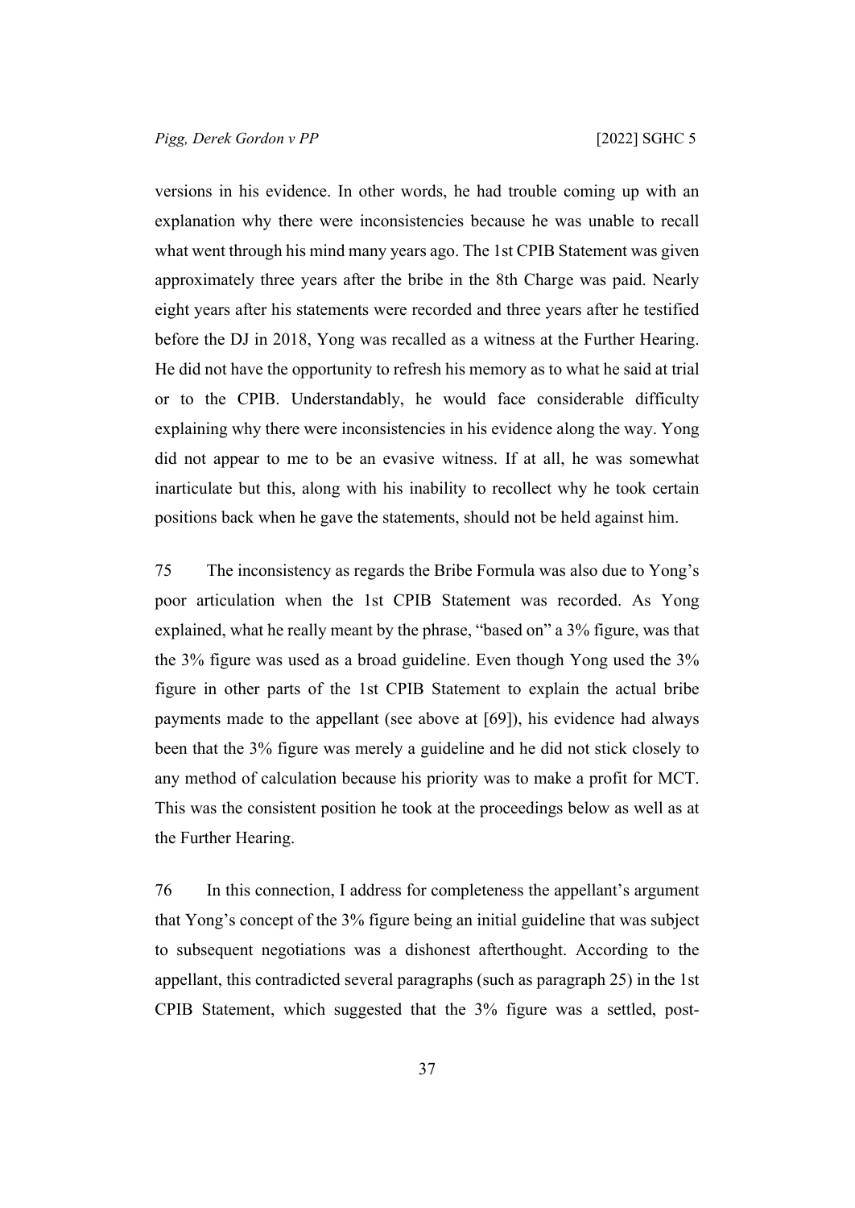versions in his evidence. In other words, he had trouble coming up with an explanation why there were inconsistencies because he was unable to recall what went through his mind many years ago. The 1st CPIB Statement was given approximately three years after the bribe in the 8th Charge was paid. Nearly eight years after his statements were recorded and three years after he testified before the DJ in 2018, Yong was recalled as a witness at the Further Hearing. He did not have the opportunity to refresh his memory as to what he said at trial or to the CPIB. Understandably, he would face considerable difficulty explaining why there were inconsistencies in his evidence along the way. Yong did not appear to me to be an evasive witness. If at all, he was somewhat inarticulate but this, along with his inability to recollect why he took certain positions back when he gave the statements, should not be held against him.

75 The inconsistency as regards the Bribe Formula was also due to Yong's poor articulation when the 1st CPIB Statement was recorded. As Yong explained, what he really meant by the phrase, "based on" a 3% figure, was that the 3% figure was used as a broad guideline. Even though Yong used the 3% figure in other parts of the 1st CPIB Statement to explain the actual bribe payments made to the appellant (see above at [69]), his evidence had always been that the 3% figure was merely a guideline and he did not stick closely to any method of calculation because his priority was to make a profit for MCT. This was the consistent position he took at the proceedings below as well as at the Further Hearing.

76 In this connection, I address for completeness the appellant's argument that Yong's concept of the 3% figure being an initial guideline that was subject to subsequent negotiations was a dishonest afterthought. According to the appellant, this contradicted several paragraphs (such as paragraph 25) in the 1st CPIB Statement, which suggested that the 3% figure was a settled, post-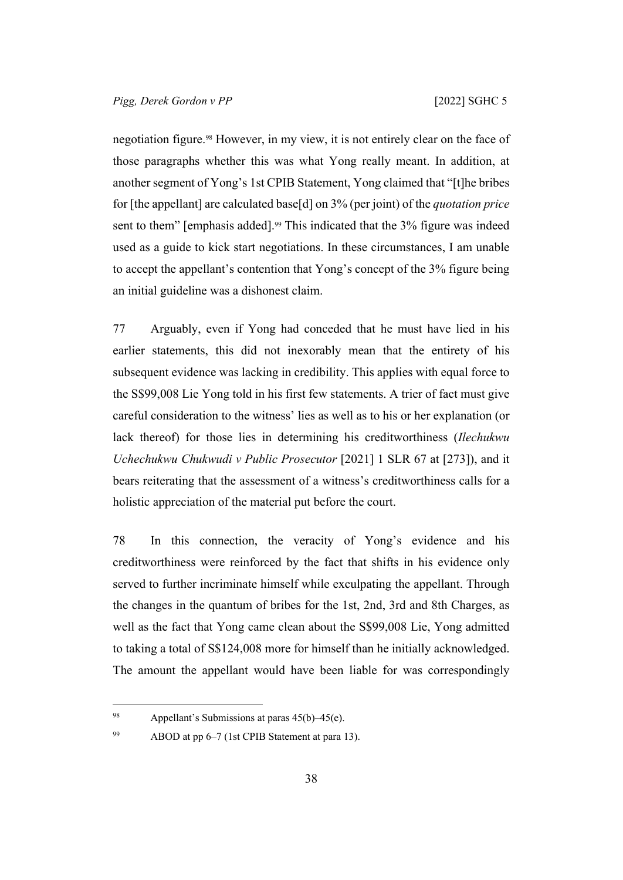negotiation figure.[98] However, in my view, it is not entirely clear on the face of those paragraphs whether this was what Yong really meant. In addition, at another segment of Yong's 1st CPIB Statement, Yong claimed that "[t]he bribes for [the appellant] are calculated base[d] on 3% (per joint) of the *quotation price* sent to them" [emphasis added].[99] This indicated that the 3% figure was indeed used as a guide to kick start negotiations. In these circumstances, I am unable to accept the appellant's contention that Yong's concept of the 3% figure being an initial guideline was a dishonest claim.

77 Arguably, even if Yong had conceded that he must have lied in his earlier statements, this did not inexorably mean that the entirety of his subsequent evidence was lacking in credibility. This applies with equal force to the S$99,008 Lie Yong told in his first few statements. A trier of fact must give careful consideration to the witness' lies as well as to his or her explanation (or lack thereof) for those lies in determining his creditworthiness (*Ilechukwu Uchechukwu Chukwudi v Public Prosecutor* [2021] 1 SLR 67 at [273]), and it bears reiterating that the assessment of a witness's creditworthiness calls for a holistic appreciation of the material put before the court.

78 In this connection, the veracity of Yong's evidence and his creditworthiness were reinforced by the fact that shifts in his evidence only served to further incriminate himself while exculpating the appellant. Through the changes in the quantum of bribes for the 1st, 2nd, 3rd and 8th Charges, as well as the fact that Yong came clean about the S$99,008 Lie, Yong admitted to taking a total of S$124,008 more for himself than he initially acknowledged. The amount the appellant would have been liable for was correspondingly

---

[98] Appellant's Submissions at paras 45(b)–45(e).

[99] ABOD at pp 6–7 (1st CPIB Statement at para 13).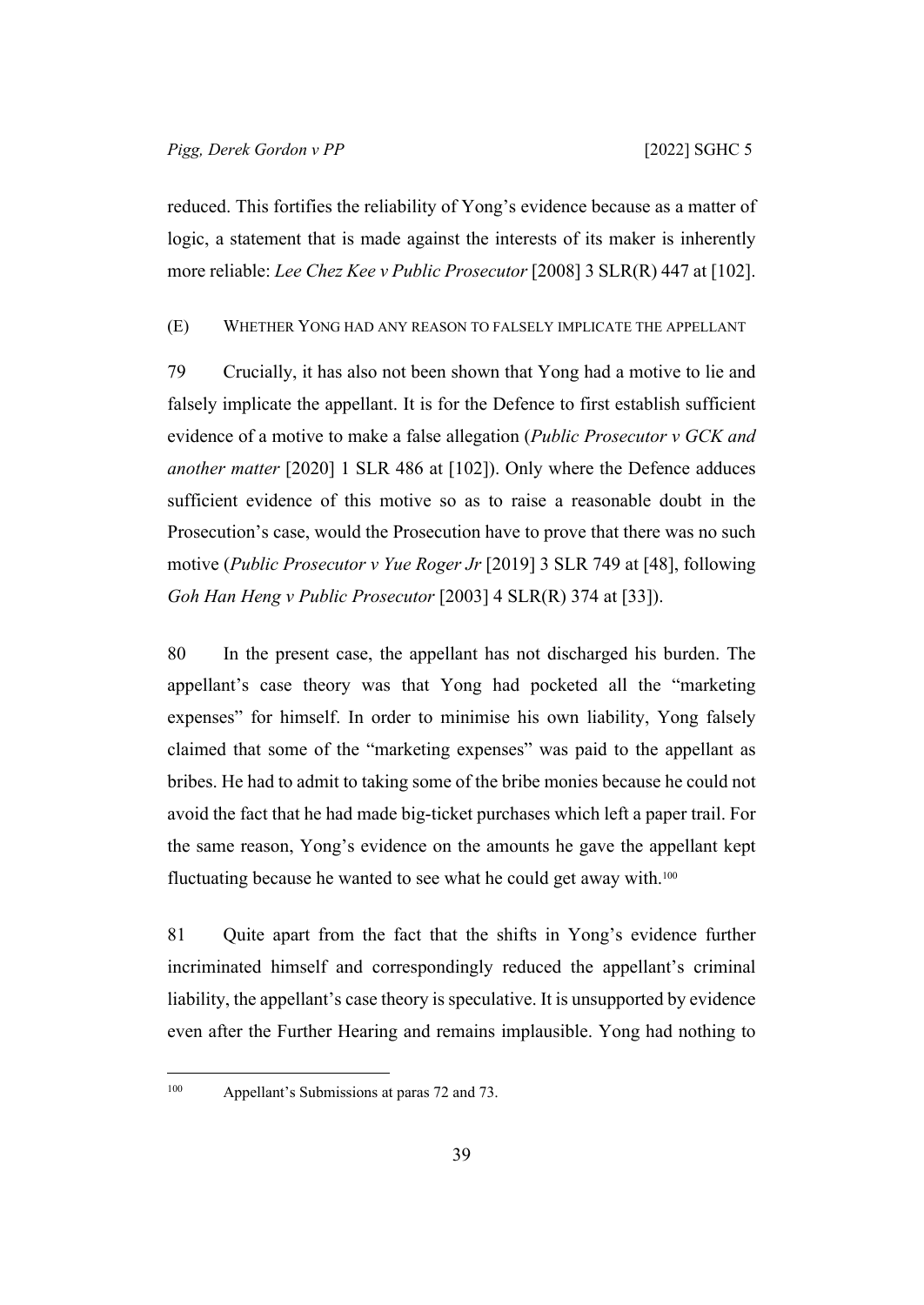reduced. This fortifies the reliability of Yong's evidence because as a matter of logic, a statement that is made against the interests of its maker is inherently more reliable: *Lee Chez Kee v Public Prosecutor* [2008] 3 SLR(R) 447 at [102].

#### (E) WHETHER YONG HAD ANY REASON TO FALSELY IMPLICATE THE APPELLANT

79 Crucially, it has also not been shown that Yong had a motive to lie and falsely implicate the appellant. It is for the Defence to first establish sufficient evidence of a motive to make a false allegation (*Public Prosecutor v GCK and another matter* [2020] 1 SLR 486 at [102]). Only where the Defence adduces sufficient evidence of this motive so as to raise a reasonable doubt in the Prosecution's case, would the Prosecution have to prove that there was no such motive (*Public Prosecutor v Yue Roger Jr* [2019] 3 SLR 749 at [48], following *Goh Han Heng v Public Prosecutor* [2003] 4 SLR(R) 374 at [33]).

80 In the present case, the appellant has not discharged his burden. The appellant's case theory was that Yong had pocketed all the "marketing expenses" for himself. In order to minimise his own liability, Yong falsely claimed that some of the "marketing expenses" was paid to the appellant as bribes. He had to admit to taking some of the bribe monies because he could not avoid the fact that he had made big-ticket purchases which left a paper trail. For the same reason, Yong's evidence on the amounts he gave the appellant kept fluctuating because he wanted to see what he could get away with.[100]

81 Quite apart from the fact that the shifts in Yong's evidence further incriminated himself and correspondingly reduced the appellant's criminal liability, the appellant's case theory is speculative. It is unsupported by evidence even after the Further Hearing and remains implausible. Yong had nothing to

[100] Appellant's Submissions at paras 72 and 73.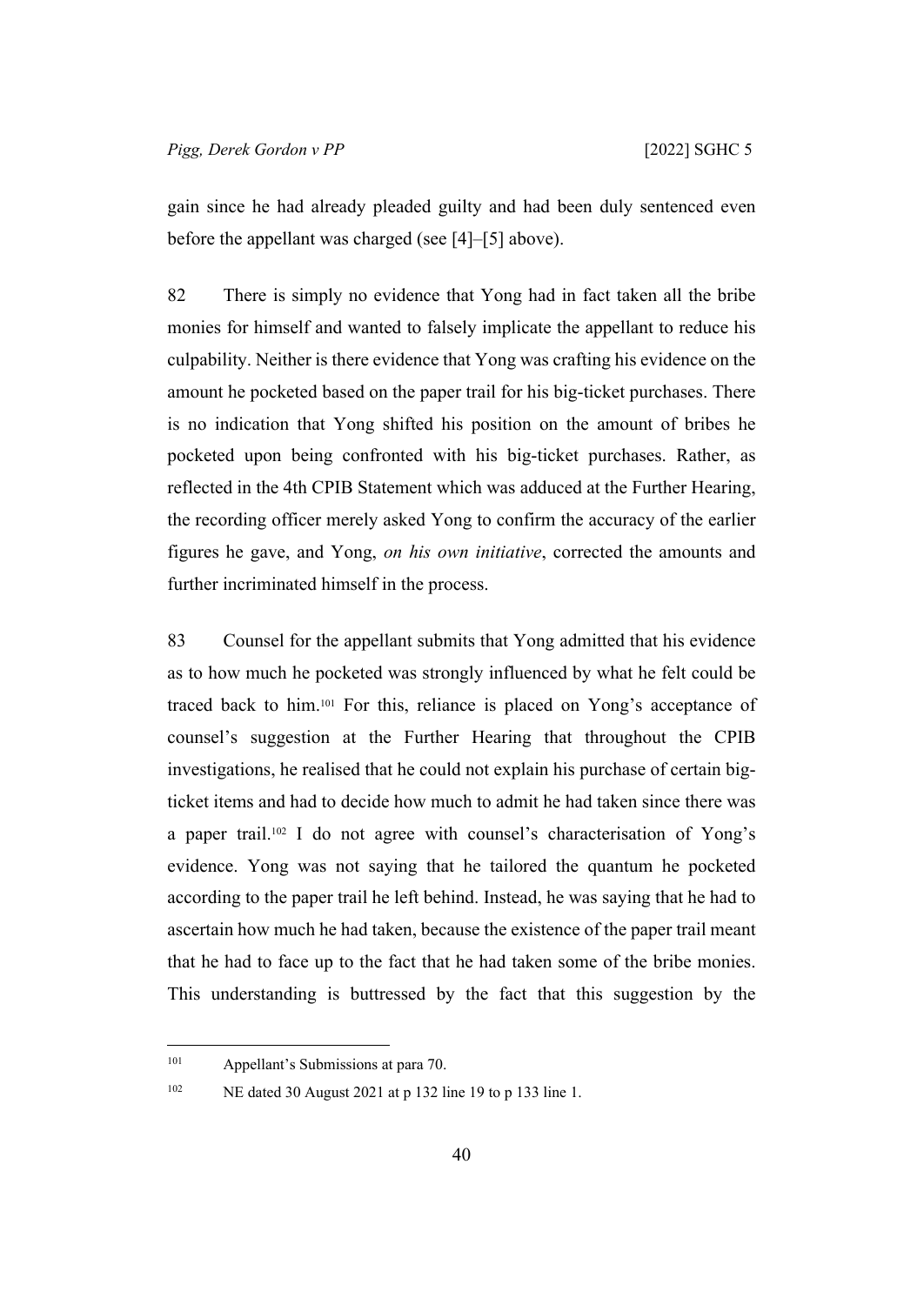gain since he had already pleaded guilty and had been duly sentenced even before the appellant was charged (see [4]–[5] above).

82 There is simply no evidence that Yong had in fact taken all the bribe monies for himself and wanted to falsely implicate the appellant to reduce his culpability. Neither is there evidence that Yong was crafting his evidence on the amount he pocketed based on the paper trail for his big-ticket purchases. There is no indication that Yong shifted his position on the amount of bribes he pocketed upon being confronted with his big-ticket purchases. Rather, as reflected in the 4th CPIB Statement which was adduced at the Further Hearing, the recording officer merely asked Yong to confirm the accuracy of the earlier figures he gave, and Yong, *on his own initiative*, corrected the amounts and further incriminated himself in the process.

83 Counsel for the appellant submits that Yong admitted that his evidence as to how much he pocketed was strongly influenced by what he felt could be traced back to him.[101] For this, reliance is placed on Yong's acceptance of counsel's suggestion at the Further Hearing that throughout the CPIB investigations, he realised that he could not explain his purchase of certain big-ticket items and had to decide how much to admit he had taken since there was a paper trail.[102] I do not agree with counsel's characterisation of Yong's evidence. Yong was not saying that he tailored the quantum he pocketed according to the paper trail he left behind. Instead, he was saying that he had to ascertain how much he had taken, because the existence of the paper trail meant that he had to face up to the fact that he had taken some of the bribe monies. This understanding is buttressed by the fact that this suggestion by the

---

[101] Appellant's Submissions at para 70.

[102] NE dated 30 August 2021 at p 132 line 19 to p 133 line 1.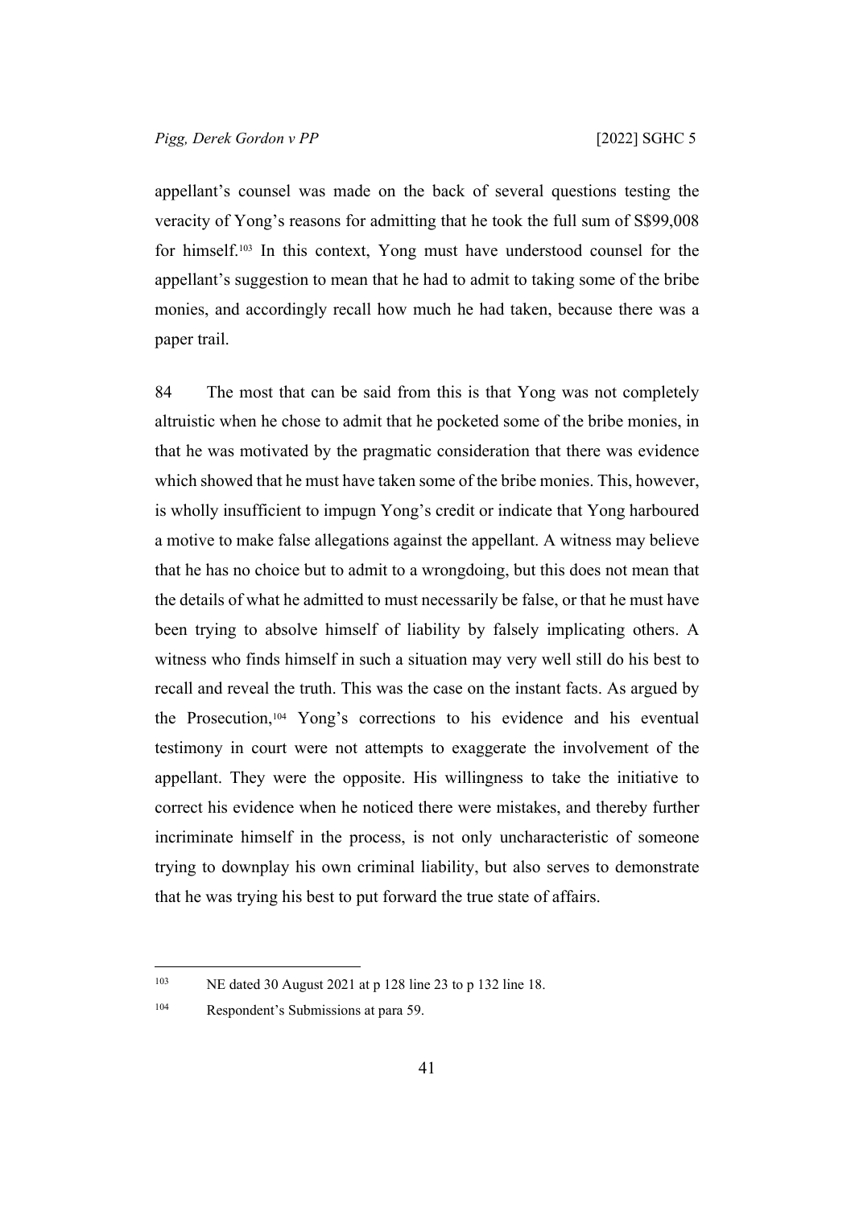appellant's counsel was made on the back of several questions testing the veracity of Yong's reasons for admitting that he took the full sum of S$99,008 for himself.[103] In this context, Yong must have understood counsel for the appellant's suggestion to mean that he had to admit to taking some of the bribe monies, and accordingly recall how much he had taken, because there was a paper trail.

84 The most that can be said from this is that Yong was not completely altruistic when he chose to admit that he pocketed some of the bribe monies, in that he was motivated by the pragmatic consideration that there was evidence which showed that he must have taken some of the bribe monies. This, however, is wholly insufficient to impugn Yong's credit or indicate that Yong harboured a motive to make false allegations against the appellant. A witness may believe that he has no choice but to admit to a wrongdoing, but this does not mean that the details of what he admitted to must necessarily be false, or that he must have been trying to absolve himself of liability by falsely implicating others. A witness who finds himself in such a situation may very well still do his best to recall and reveal the truth. This was the case on the instant facts. As argued by the Prosecution,[104] Yong's corrections to his evidence and his eventual testimony in court were not attempts to exaggerate the involvement of the appellant. They were the opposite. His willingness to take the initiative to correct his evidence when he noticed there were mistakes, and thereby further incriminate himself in the process, is not only uncharacteristic of someone trying to downplay his own criminal liability, but also serves to demonstrate that he was trying his best to put forward the true state of affairs.

---

[103] NE dated 30 August 2021 at p 128 line 23 to p 132 line 18.

[104] Respondent's Submissions at para 59.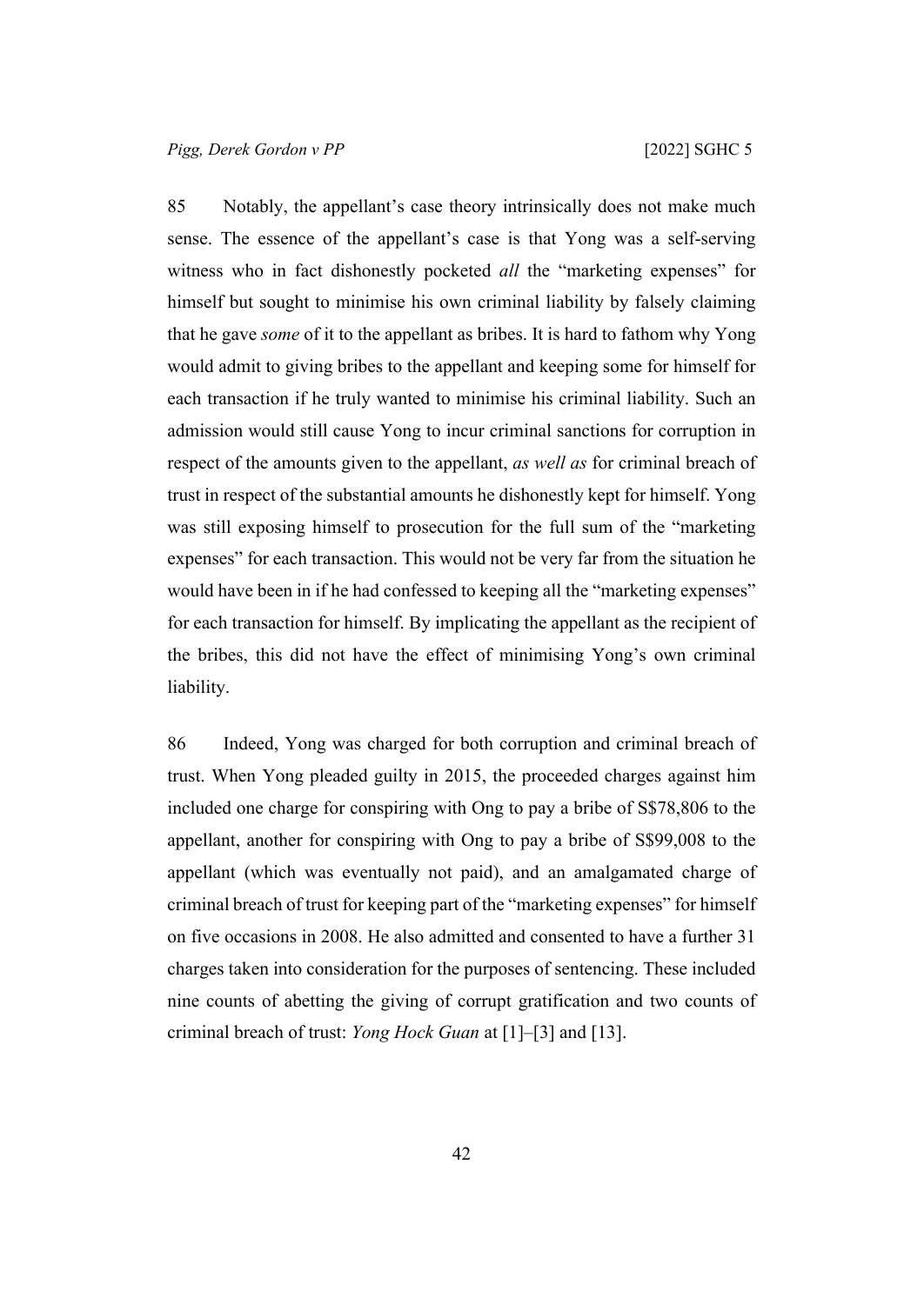85 Notably, the appellant's case theory intrinsically does not make much sense. The essence of the appellant's case is that Yong was a self-serving witness who in fact dishonestly pocketed *all* the "marketing expenses" for himself but sought to minimise his own criminal liability by falsely claiming that he gave *some* of it to the appellant as bribes. It is hard to fathom why Yong would admit to giving bribes to the appellant and keeping some for himself for each transaction if he truly wanted to minimise his criminal liability. Such an admission would still cause Yong to incur criminal sanctions for corruption in respect of the amounts given to the appellant, *as well as* for criminal breach of trust in respect of the substantial amounts he dishonestly kept for himself. Yong was still exposing himself to prosecution for the full sum of the "marketing expenses" for each transaction. This would not be very far from the situation he would have been in if he had confessed to keeping all the "marketing expenses" for each transaction for himself. By implicating the appellant as the recipient of the bribes, this did not have the effect of minimising Yong's own criminal liability.

86 Indeed, Yong was charged for both corruption and criminal breach of trust. When Yong pleaded guilty in 2015, the proceeded charges against him included one charge for conspiring with Ong to pay a bribe of S$78,806 to the appellant, another for conspiring with Ong to pay a bribe of S$99,008 to the appellant (which was eventually not paid), and an amalgamated charge of criminal breach of trust for keeping part of the "marketing expenses" for himself on five occasions in 2008. He also admitted and consented to have a further 31 charges taken into consideration for the purposes of sentencing. These included nine counts of abetting the giving of corrupt gratification and two counts of criminal breach of trust: *Yong Hock Guan* at [1]–[3] and [13].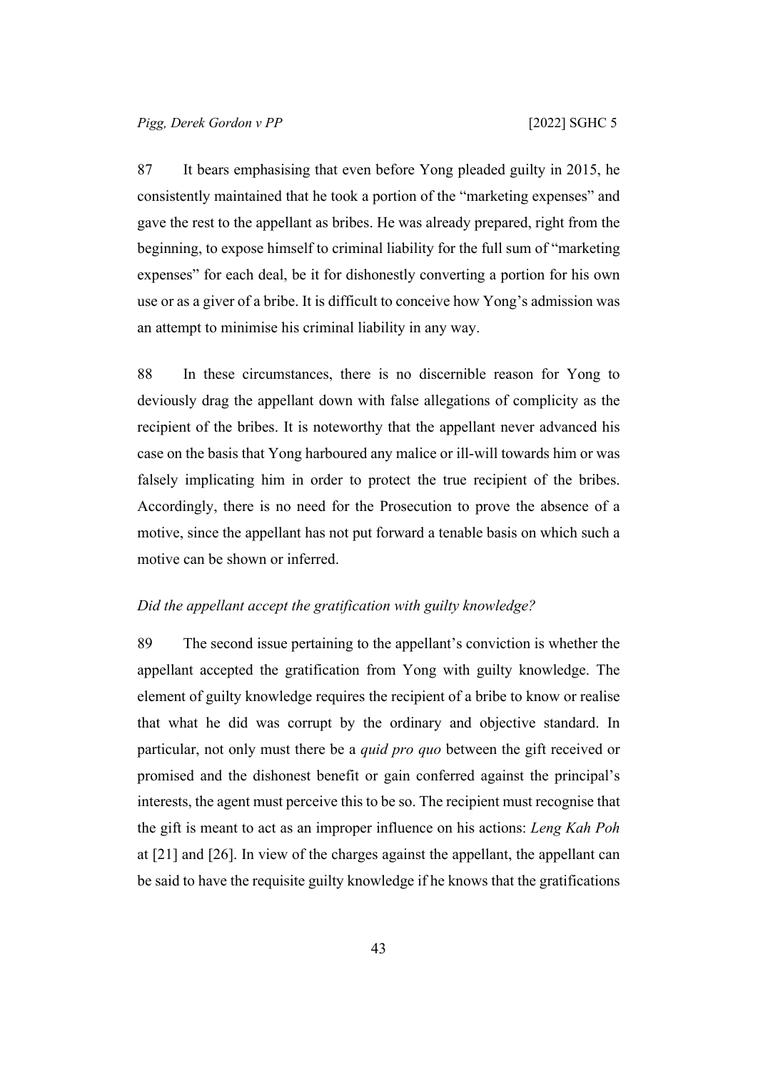87 It bears emphasising that even before Yong pleaded guilty in 2015, he consistently maintained that he took a portion of the "marketing expenses" and gave the rest to the appellant as bribes. He was already prepared, right from the beginning, to expose himself to criminal liability for the full sum of "marketing expenses" for each deal, be it for dishonestly converting a portion for his own use or as a giver of a bribe. It is difficult to conceive how Yong's admission was an attempt to minimise his criminal liability in any way.

88 In these circumstances, there is no discernible reason for Yong to deviously drag the appellant down with false allegations of complicity as the recipient of the bribes. It is noteworthy that the appellant never advanced his case on the basis that Yong harboured any malice or ill-will towards him or was falsely implicating him in order to protect the true recipient of the bribes. Accordingly, there is no need for the Prosecution to prove the absence of a motive, since the appellant has not put forward a tenable basis on which such a motive can be shown or inferred.

### *Did the appellant accept the gratification with guilty knowledge?*

89 The second issue pertaining to the appellant's conviction is whether the appellant accepted the gratification from Yong with guilty knowledge. The element of guilty knowledge requires the recipient of a bribe to know or realise that what he did was corrupt by the ordinary and objective standard. In particular, not only must there be a *quid pro quo* between the gift received or promised and the dishonest benefit or gain conferred against the principal's interests, the agent must perceive this to be so. The recipient must recognise that the gift is meant to act as an improper influence on his actions: *Leng Kah Poh* at [21] and [26]. In view of the charges against the appellant, the appellant can be said to have the requisite guilty knowledge if he knows that the gratifications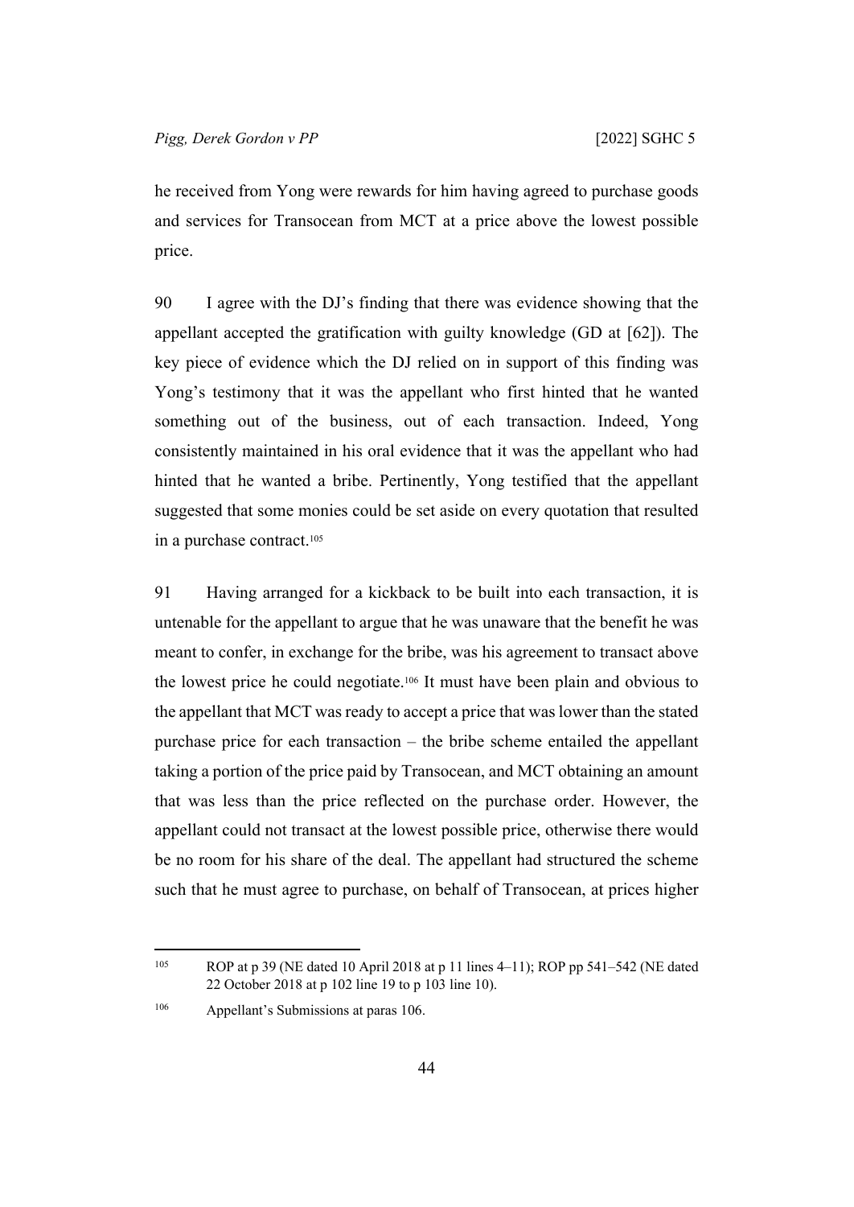he received from Yong were rewards for him having agreed to purchase goods and services for Transocean from MCT at a price above the lowest possible price.

90 I agree with the DJ's finding that there was evidence showing that the appellant accepted the gratification with guilty knowledge (GD at [62]). The key piece of evidence which the DJ relied on in support of this finding was Yong's testimony that it was the appellant who first hinted that he wanted something out of the business, out of each transaction. Indeed, Yong consistently maintained in his oral evidence that it was the appellant who had hinted that he wanted a bribe. Pertinently, Yong testified that the appellant suggested that some monies could be set aside on every quotation that resulted in a purchase contract.[105]

91 Having arranged for a kickback to be built into each transaction, it is untenable for the appellant to argue that he was unaware that the benefit he was meant to confer, in exchange for the bribe, was his agreement to transact above the lowest price he could negotiate.[106] It must have been plain and obvious to the appellant that MCT was ready to accept a price that was lower than the stated purchase price for each transaction – the bribe scheme entailed the appellant taking a portion of the price paid by Transocean, and MCT obtaining an amount that was less than the price reflected on the purchase order. However, the appellant could not transact at the lowest possible price, otherwise there would be no room for his share of the deal. The appellant had structured the scheme such that he must agree to purchase, on behalf of Transocean, at prices higher

---

[105] ROP at p 39 (NE dated 10 April 2018 at p 11 lines 4–11); ROP pp 541–542 (NE dated 22 October 2018 at p 102 line 19 to p 103 line 10).

[106] Appellant's Submissions at paras 106.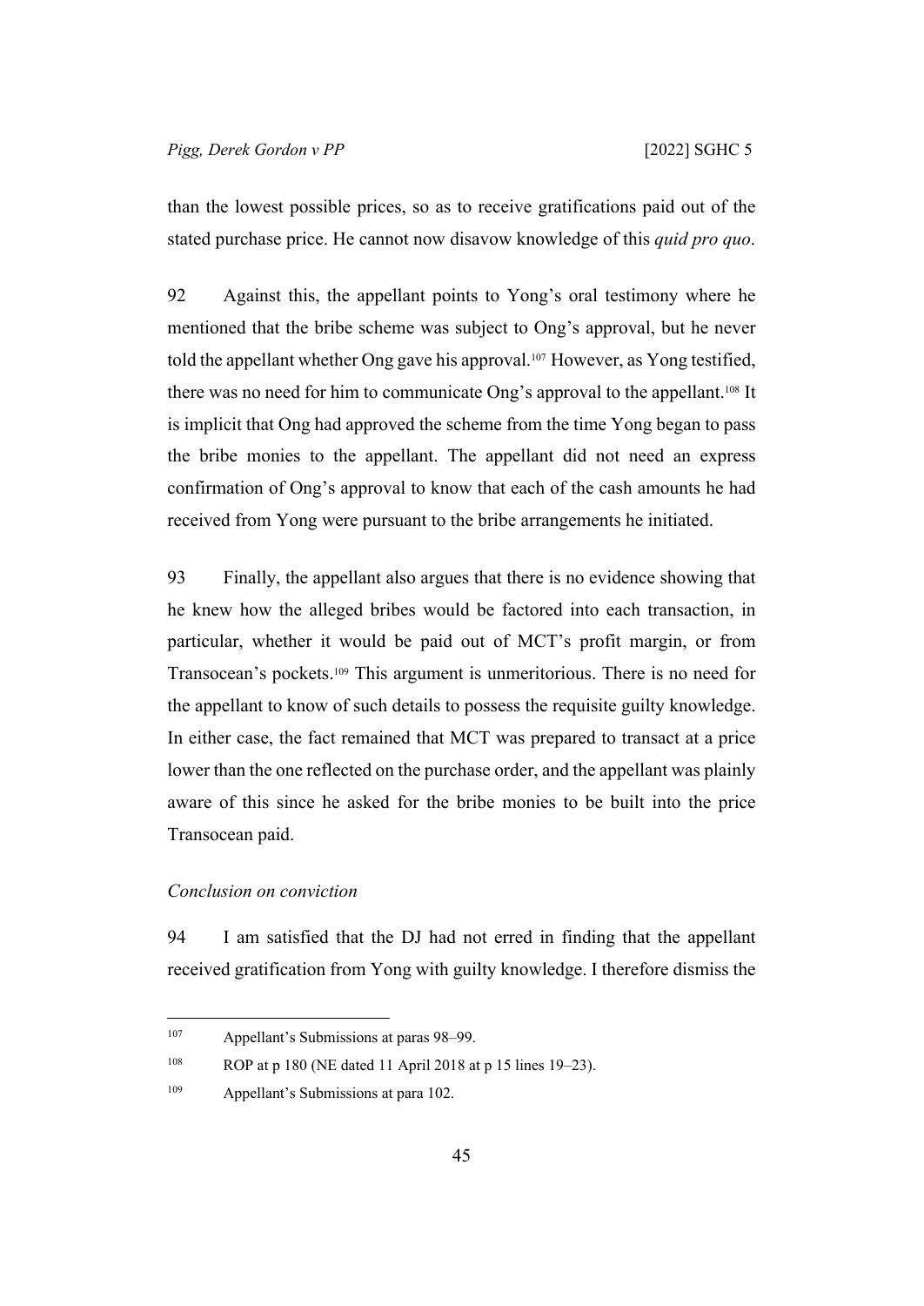than the lowest possible prices, so as to receive gratifications paid out of the stated purchase price. He cannot now disavow knowledge of this *quid pro quo*.

92 Against this, the appellant points to Yong's oral testimony where he mentioned that the bribe scheme was subject to Ong's approval, but he never told the appellant whether Ong gave his approval.[107] However, as Yong testified, there was no need for him to communicate Ong's approval to the appellant.[108] It is implicit that Ong had approved the scheme from the time Yong began to pass the bribe monies to the appellant. The appellant did not need an express confirmation of Ong's approval to know that each of the cash amounts he had received from Yong were pursuant to the bribe arrangements he initiated.

93 Finally, the appellant also argues that there is no evidence showing that he knew how the alleged bribes would be factored into each transaction, in particular, whether it would be paid out of MCT's profit margin, or from Transocean's pockets.[109] This argument is unmeritorious. There is no need for the appellant to know of such details to possess the requisite guilty knowledge. In either case, the fact remained that MCT was prepared to transact at a price lower than the one reflected on the purchase order, and the appellant was plainly aware of this since he asked for the bribe monies to be built into the price Transocean paid.

*Conclusion on conviction*

94 I am satisfied that the DJ had not erred in finding that the appellant received gratification from Yong with guilty knowledge. I therefore dismiss the

---

[107] Appellant's Submissions at paras 98–99.

[108] ROP at p 180 (NE dated 11 April 2018 at p 15 lines 19–23).

[109] Appellant's Submissions at para 102.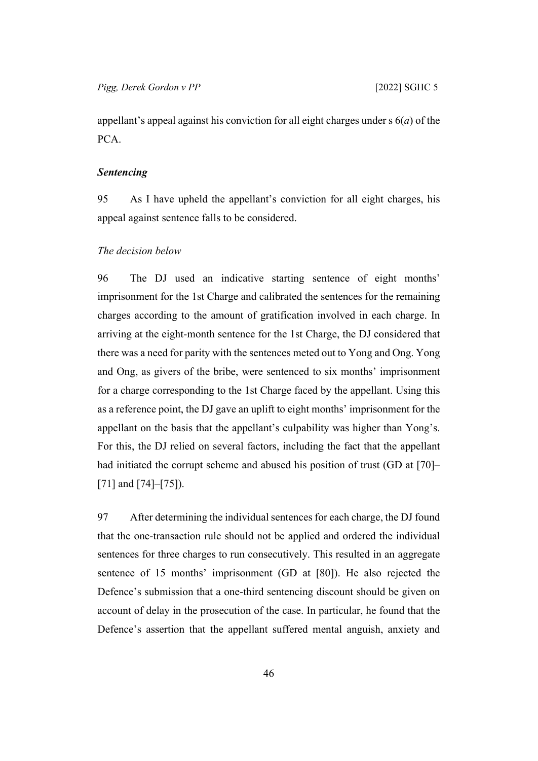appellant's appeal against his conviction for all eight charges under s 6(*a*) of the PCA.

### *Sentencing*

95 As I have upheld the appellant's conviction for all eight charges, his appeal against sentence falls to be considered.

#### *The decision below*

96 The DJ used an indicative starting sentence of eight months' imprisonment for the 1st Charge and calibrated the sentences for the remaining charges according to the amount of gratification involved in each charge. In arriving at the eight-month sentence for the 1st Charge, the DJ considered that there was a need for parity with the sentences meted out to Yong and Ong. Yong and Ong, as givers of the bribe, were sentenced to six months' imprisonment for a charge corresponding to the 1st Charge faced by the appellant. Using this as a reference point, the DJ gave an uplift to eight months' imprisonment for the appellant on the basis that the appellant's culpability was higher than Yong's. For this, the DJ relied on several factors, including the fact that the appellant had initiated the corrupt scheme and abused his position of trust (GD at [70]–[71] and [74]–[75]).

97 After determining the individual sentences for each charge, the DJ found that the one-transaction rule should not be applied and ordered the individual sentences for three charges to run consecutively. This resulted in an aggregate sentence of 15 months' imprisonment (GD at [80]). He also rejected the Defence's submission that a one-third sentencing discount should be given on account of delay in the prosecution of the case. In particular, he found that the Defence's assertion that the appellant suffered mental anguish, anxiety and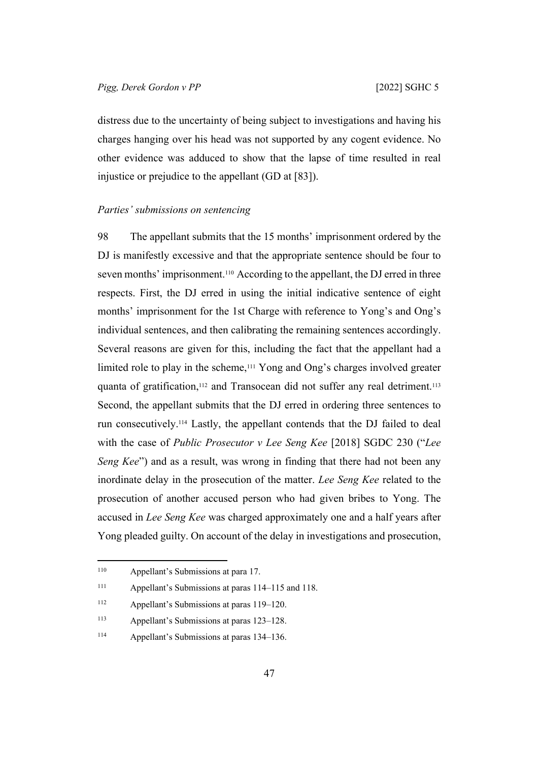distress due to the uncertainty of being subject to investigations and having his charges hanging over his head was not supported by any cogent evidence. No other evidence was adduced to show that the lapse of time resulted in real injustice or prejudice to the appellant (GD at [83]).

*Parties' submissions on sentencing*

98 The appellant submits that the 15 months' imprisonment ordered by the DJ is manifestly excessive and that the appropriate sentence should be four to seven months' imprisonment.[110] According to the appellant, the DJ erred in three respects. First, the DJ erred in using the initial indicative sentence of eight months' imprisonment for the 1st Charge with reference to Yong's and Ong's individual sentences, and then calibrating the remaining sentences accordingly. Several reasons are given for this, including the fact that the appellant had a limited role to play in the scheme,[111] Yong and Ong's charges involved greater quanta of gratification,[112] and Transocean did not suffer any real detriment.[113] Second, the appellant submits that the DJ erred in ordering three sentences to run consecutively.[114] Lastly, the appellant contends that the DJ failed to deal with the case of *Public Prosecutor v Lee Seng Kee* [2018] SGDC 230 ("*Lee Seng Kee*") and as a result, was wrong in finding that there had not been any inordinate delay in the prosecution of the matter. *Lee Seng Kee* related to the prosecution of another accused person who had given bribes to Yong. The accused in *Lee Seng Kee* was charged approximately one and a half years after Yong pleaded guilty. On account of the delay in investigations and prosecution,

---

[110] Appellant's Submissions at para 17.

[111] Appellant's Submissions at paras 114–115 and 118.

[112] Appellant's Submissions at paras 119–120.

[113] Appellant's Submissions at paras 123–128.

[114] Appellant's Submissions at paras 134–136.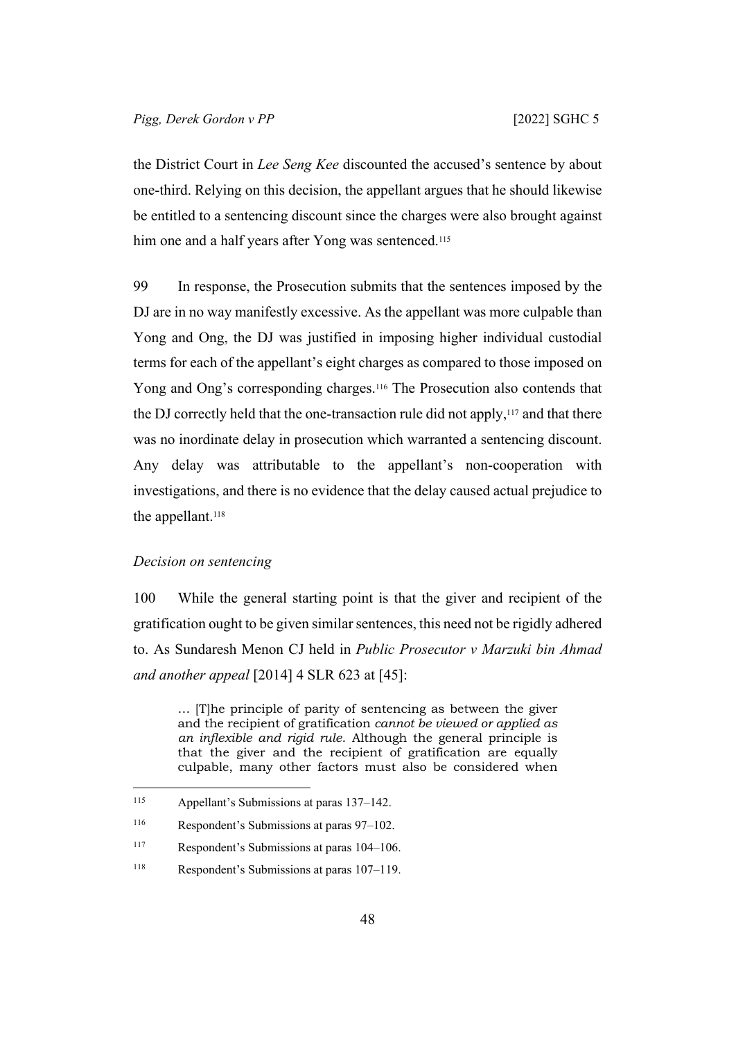the District Court in *Lee Seng Kee* discounted the accused's sentence by about one-third. Relying on this decision, the appellant argues that he should likewise be entitled to a sentencing discount since the charges were also brought against him one and a half years after Yong was sentenced.[115]

99 In response, the Prosecution submits that the sentences imposed by the DJ are in no way manifestly excessive. As the appellant was more culpable than Yong and Ong, the DJ was justified in imposing higher individual custodial terms for each of the appellant's eight charges as compared to those imposed on Yong and Ong's corresponding charges.[116] The Prosecution also contends that the DJ correctly held that the one-transaction rule did not apply,[117] and that there was no inordinate delay in prosecution which warranted a sentencing discount. Any delay was attributable to the appellant's non-cooperation with investigations, and there is no evidence that the delay caused actual prejudice to the appellant.[118]

*Decision on sentencing*

100 While the general starting point is that the giver and recipient of the gratification ought to be given similar sentences, this need not be rigidly adhered to. As Sundaresh Menon CJ held in *Public Prosecutor v Marzuki bin Ahmad and another appeal* [2014] 4 SLR 623 at [45]:

> … [T]he principle of parity of sentencing as between the giver and the recipient of gratification *cannot be viewed or applied as an inflexible and rigid rule*. Although the general principle is that the giver and the recipient of gratification are equally culpable, many other factors must also be considered when

---

[115] Appellant's Submissions at paras 137–142.

[116] Respondent's Submissions at paras 97–102.

[117] Respondent's Submissions at paras 104–106.

[118] Respondent's Submissions at paras 107–119.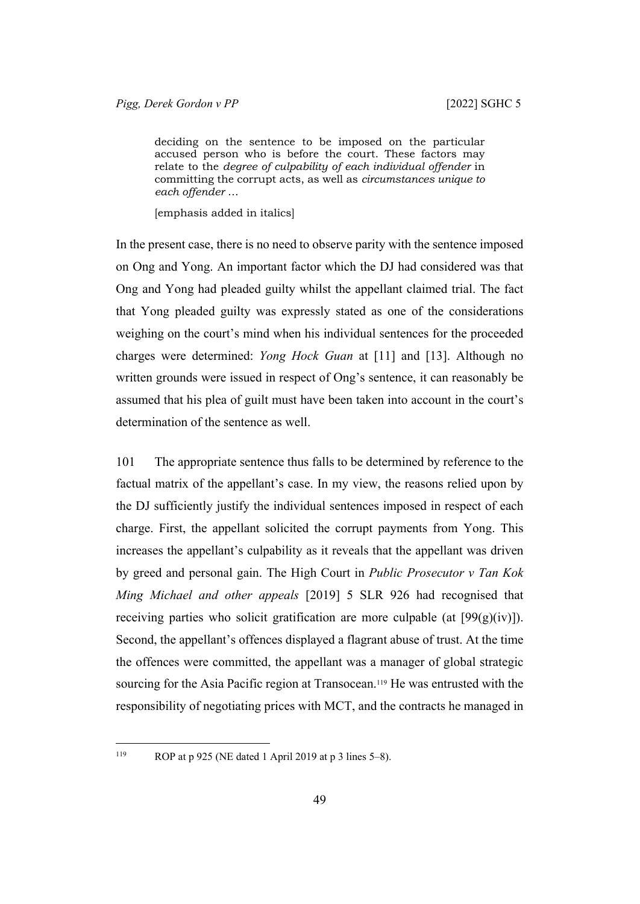> deciding on the sentence to be imposed on the particular accused person who is before the court. These factors may relate to the *degree of culpability of each individual offender* in committing the corrupt acts, as well as *circumstances unique to each offender* …
>
> [emphasis added in italics]

In the present case, there is no need to observe parity with the sentence imposed on Ong and Yong. An important factor which the DJ had considered was that Ong and Yong had pleaded guilty whilst the appellant claimed trial. The fact that Yong pleaded guilty was expressly stated as one of the considerations weighing on the court's mind when his individual sentences for the proceeded charges were determined: *Yong Hock Guan* at [11] and [13]. Although no written grounds were issued in respect of Ong's sentence, it can reasonably be assumed that his plea of guilt must have been taken into account in the court's determination of the sentence as well.

101 The appropriate sentence thus falls to be determined by reference to the factual matrix of the appellant's case. In my view, the reasons relied upon by the DJ sufficiently justify the individual sentences imposed in respect of each charge. First, the appellant solicited the corrupt payments from Yong. This increases the appellant's culpability as it reveals that the appellant was driven by greed and personal gain. The High Court in *Public Prosecutor v Tan Kok Ming Michael and other appeals* [2019] 5 SLR 926 had recognised that receiving parties who solicit gratification are more culpable (at [99(g)(iv)]). Second, the appellant's offences displayed a flagrant abuse of trust. At the time the offences were committed, the appellant was a manager of global strategic sourcing for the Asia Pacific region at Transocean.[119] He was entrusted with the responsibility of negotiating prices with MCT, and the contracts he managed in

[119] ROP at p 925 (NE dated 1 April 2019 at p 3 lines 5–8).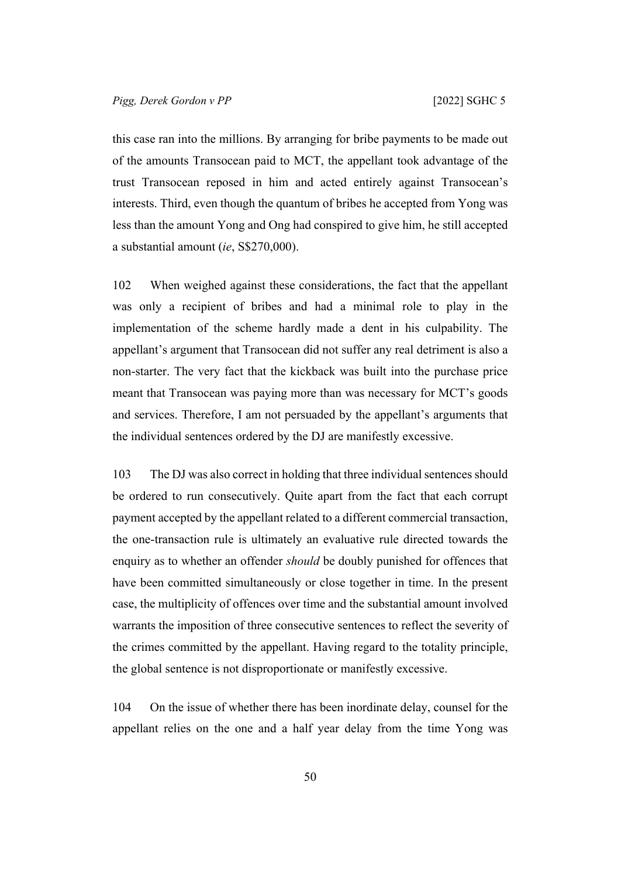this case ran into the millions. By arranging for bribe payments to be made out of the amounts Transocean paid to MCT, the appellant took advantage of the trust Transocean reposed in him and acted entirely against Transocean's interests. Third, even though the quantum of bribes he accepted from Yong was less than the amount Yong and Ong had conspired to give him, he still accepted a substantial amount (*ie*, S$270,000).

102 When weighed against these considerations, the fact that the appellant was only a recipient of bribes and had a minimal role to play in the implementation of the scheme hardly made a dent in his culpability. The appellant's argument that Transocean did not suffer any real detriment is also a non-starter. The very fact that the kickback was built into the purchase price meant that Transocean was paying more than was necessary for MCT's goods and services. Therefore, I am not persuaded by the appellant's arguments that the individual sentences ordered by the DJ are manifestly excessive.

103 The DJ was also correct in holding that three individual sentences should be ordered to run consecutively. Quite apart from the fact that each corrupt payment accepted by the appellant related to a different commercial transaction, the one-transaction rule is ultimately an evaluative rule directed towards the enquiry as to whether an offender *should* be doubly punished for offences that have been committed simultaneously or close together in time. In the present case, the multiplicity of offences over time and the substantial amount involved warrants the imposition of three consecutive sentences to reflect the severity of the crimes committed by the appellant. Having regard to the totality principle, the global sentence is not disproportionate or manifestly excessive.

104 On the issue of whether there has been inordinate delay, counsel for the appellant relies on the one and a half year delay from the time Yong was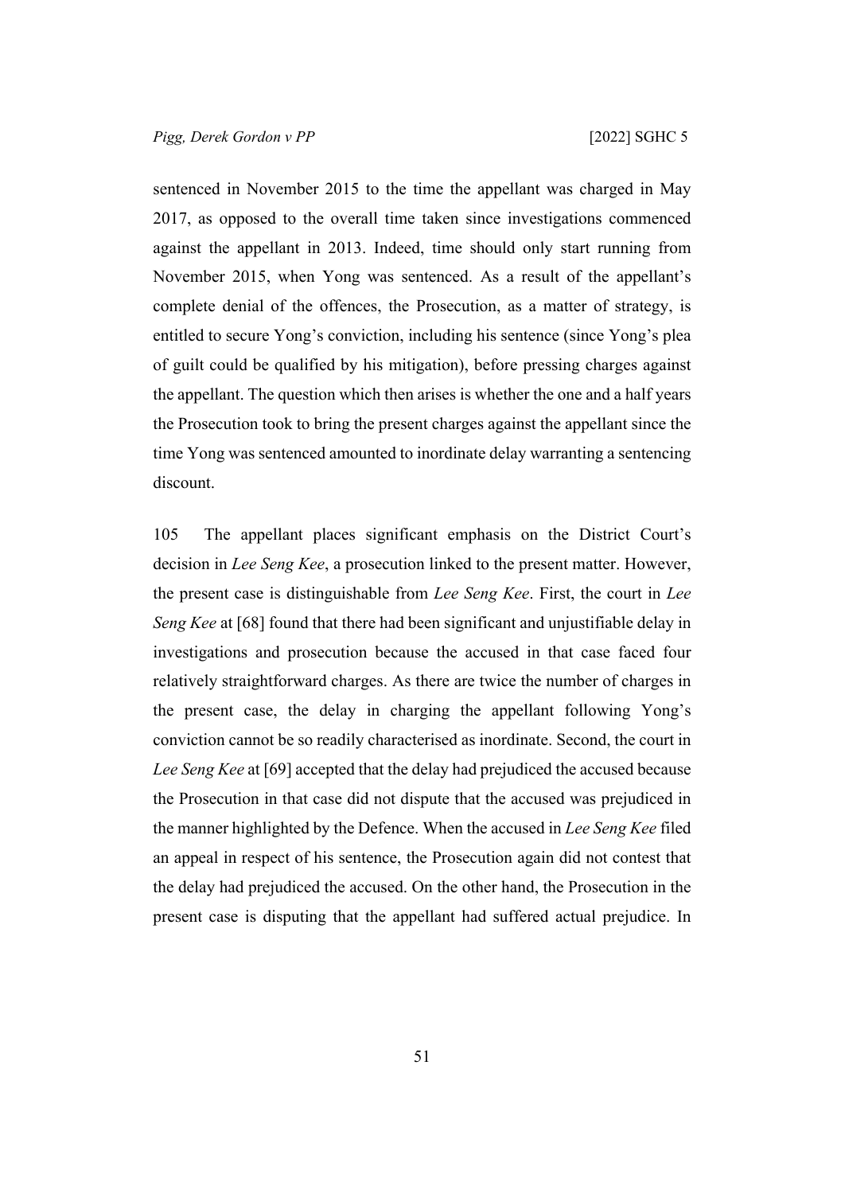sentenced in November 2015 to the time the appellant was charged in May 2017, as opposed to the overall time taken since investigations commenced against the appellant in 2013. Indeed, time should only start running from November 2015, when Yong was sentenced. As a result of the appellant's complete denial of the offences, the Prosecution, as a matter of strategy, is entitled to secure Yong's conviction, including his sentence (since Yong's plea of guilt could be qualified by his mitigation), before pressing charges against the appellant. The question which then arises is whether the one and a half years the Prosecution took to bring the present charges against the appellant since the time Yong was sentenced amounted to inordinate delay warranting a sentencing discount.

105 The appellant places significant emphasis on the District Court's decision in *Lee Seng Kee*, a prosecution linked to the present matter. However, the present case is distinguishable from *Lee Seng Kee*. First, the court in *Lee Seng Kee* at [68] found that there had been significant and unjustifiable delay in investigations and prosecution because the accused in that case faced four relatively straightforward charges. As there are twice the number of charges in the present case, the delay in charging the appellant following Yong's conviction cannot be so readily characterised as inordinate. Second, the court in *Lee Seng Kee* at [69] accepted that the delay had prejudiced the accused because the Prosecution in that case did not dispute that the accused was prejudiced in the manner highlighted by the Defence. When the accused in *Lee Seng Kee* filed an appeal in respect of his sentence, the Prosecution again did not contest that the delay had prejudiced the accused. On the other hand, the Prosecution in the present case is disputing that the appellant had suffered actual prejudice. In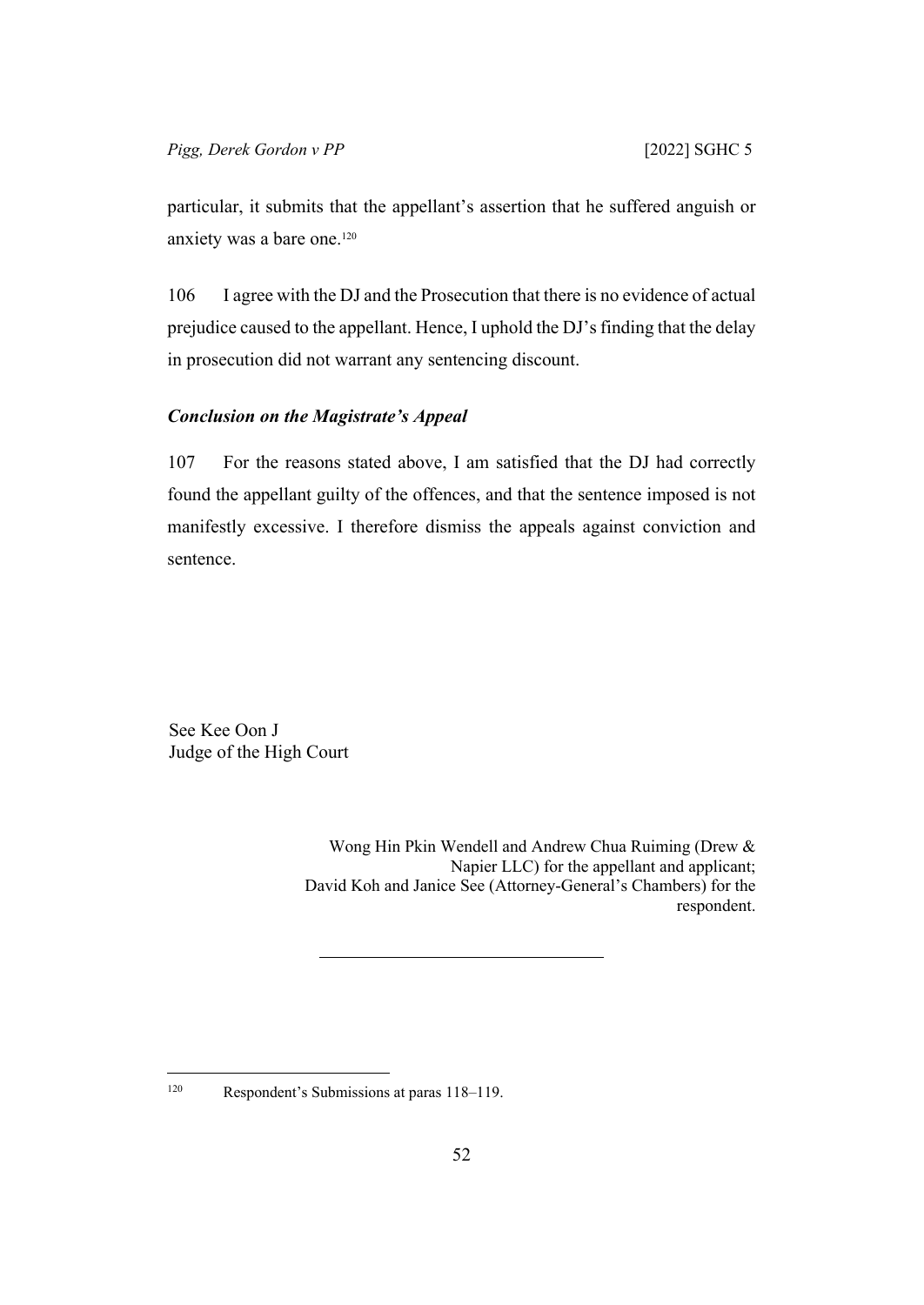particular, it submits that the appellant's assertion that he suffered anguish or anxiety was a bare one.[120]

106 I agree with the DJ and the Prosecution that there is no evidence of actual prejudice caused to the appellant. Hence, I uphold the DJ's finding that the delay in prosecution did not warrant any sentencing discount.

### *Conclusion on the Magistrate's Appeal*

107 For the reasons stated above, I am satisfied that the DJ had correctly found the appellant guilty of the offences, and that the sentence imposed is not manifestly excessive. I therefore dismiss the appeals against conviction and sentence.

See Kee Oon J
Judge of the High Court

Wong Hin Pkin Wendell and Andrew Chua Ruiming (Drew & Napier LLC) for the appellant and applicant;
David Koh and Janice See (Attorney-General's Chambers) for the respondent.

---

[120] Respondent's Submissions at paras 118–119.